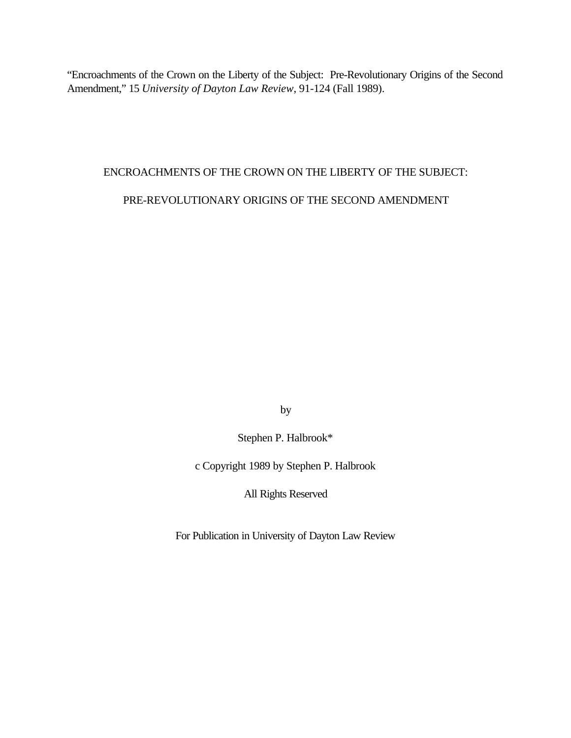"Encroachments of the Crown on the Liberty of the Subject: Pre-Revolutionary Origins of the Second Amendment," 15 *University of Dayton Law Review*, 91-124 (Fall 1989).

# ENCROACHMENTS OF THE CROWN ON THE LIBERTY OF THE SUBJECT:

# PRE-REVOLUTIONARY ORIGINS OF THE SECOND AMENDMENT

by

Stephen P. Halbrook*

c Copyright 1989 by Stephen P. Halbrook

All Rights Reserved

For Publication in University of Dayton Law Review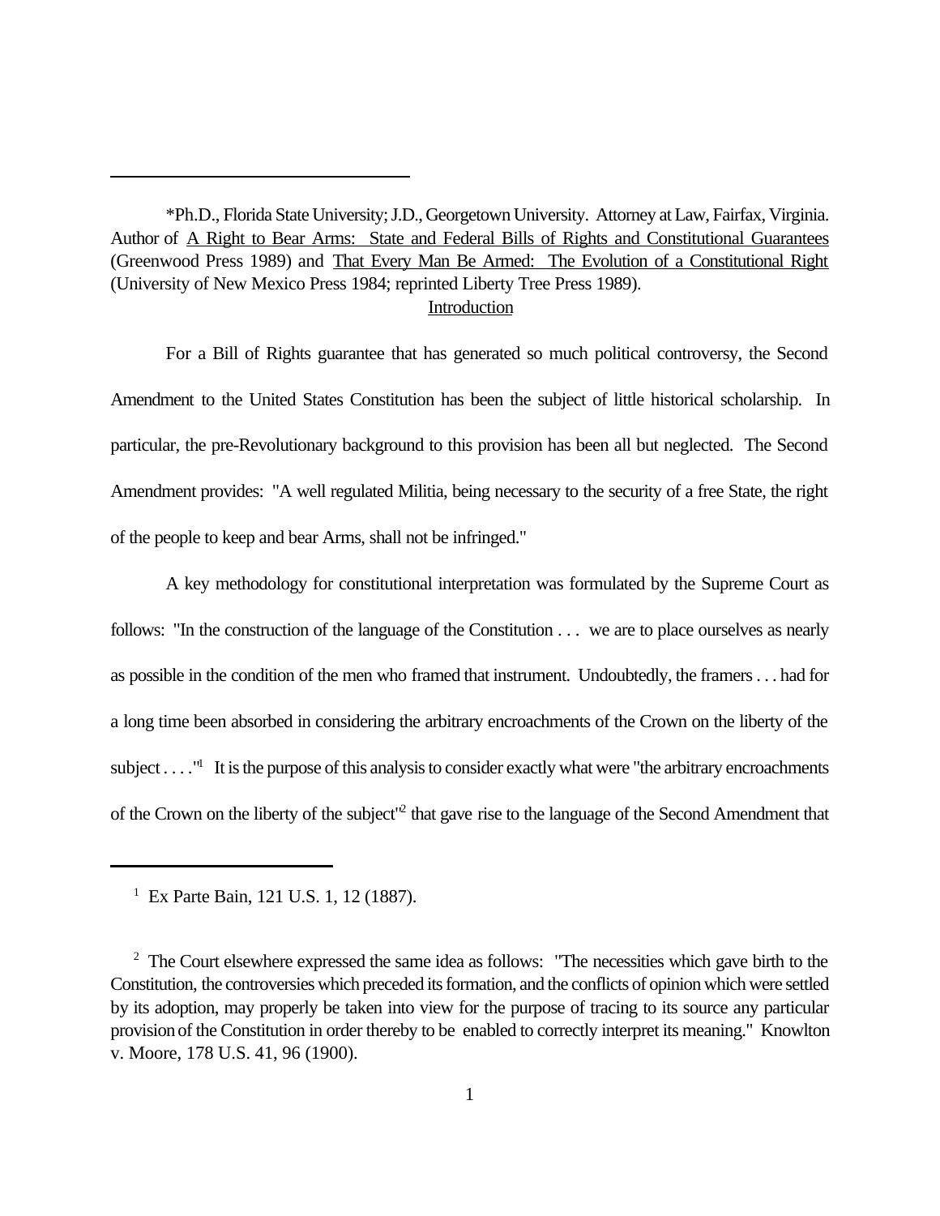*Ph.D., Florida State University; J.D., Georgetown University. Attorney at Law, Fairfax, Virginia. Author of A Right to Bear Arms: State and Federal Bills of Rights and Constitutional Guarantees (Greenwood Press 1989) and That Every Man Be Armed: The Evolution of a Constitutional Right (University of New Mexico Press 1984; reprinted Liberty Tree Press 1989).

## Introduction

For a Bill of Rights guarantee that has generated so much political controversy, the Second Amendment to the United States Constitution has been the subject of little historical scholarship. In particular, the pre-Revolutionary background to this provision has been all but neglected. The Second Amendment provides: "A well regulated Militia, being necessary to the security of a free State, the right of the people to keep and bear Arms, shall not be infringed."

A key methodology for constitutional interpretation was formulated by the Supreme Court as follows: "In the construction of the language of the Constitution . . . we are to place ourselves as nearly as possible in the condition of the men who framed that instrument. Undoubtedly, the framers . . . had for a long time been absorbed in considering the arbitrary encroachments of the Crown on the liberty of the subject . . . ."[1] It is the purpose of this analysis to consider exactly what were "the arbitrary encroachments of the Crown on the liberty of the subject"[2] that gave rise to the language of the Second Amendment that

---

[1] Ex Parte Bain, 121 U.S. 1, 12 (1887).

[2] The Court elsewhere expressed the same idea as follows: "The necessities which gave birth to the Constitution, the controversies which preceded its formation, and the conflicts of opinion which were settled by its adoption, may properly be taken into view for the purpose of tracing to its source any particular provision of the Constitution in order thereby to be enabled to correctly interpret its meaning." Knowlton v. Moore, 178 U.S. 41, 96 (1900).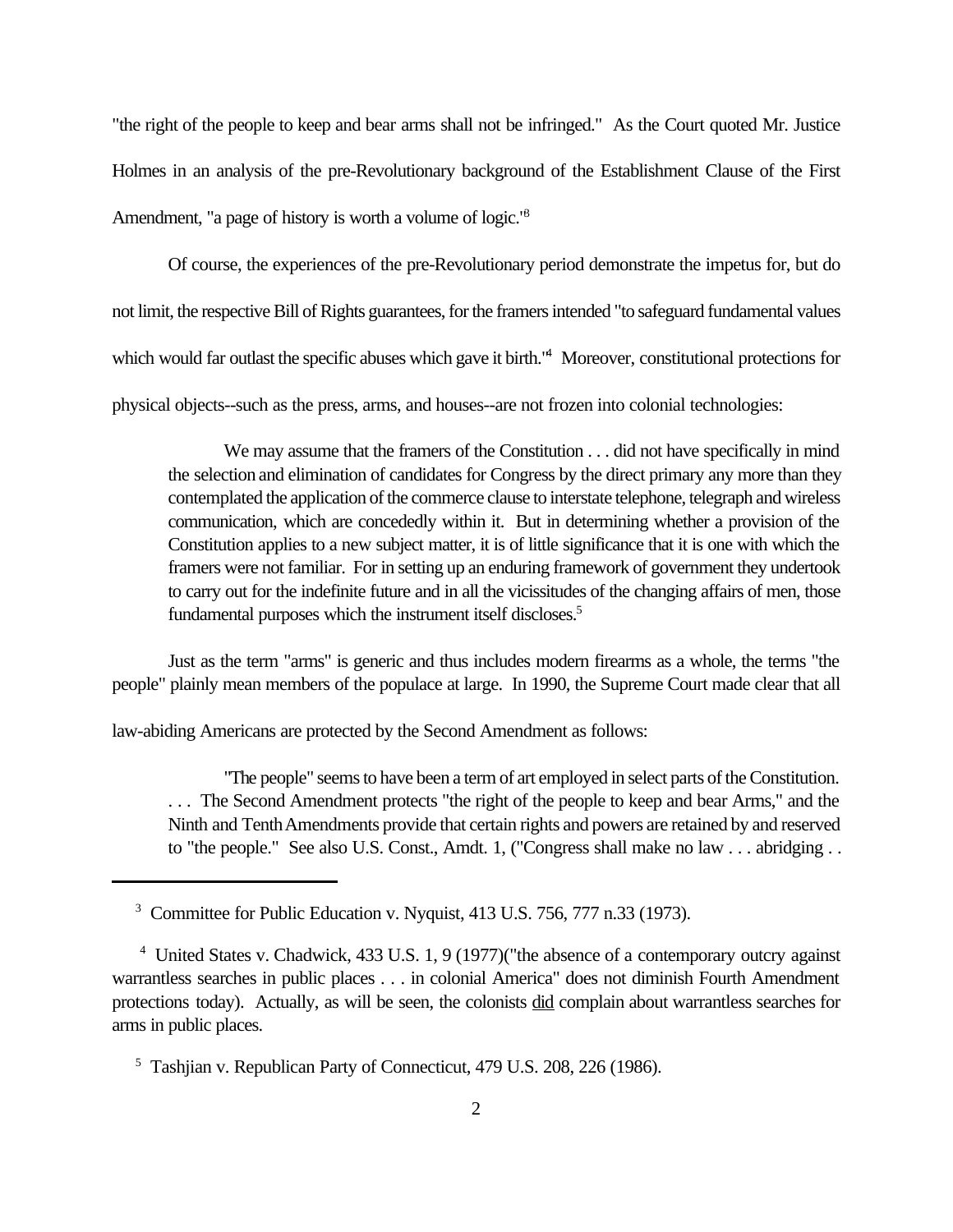"the right of the people to keep and bear arms shall not be infringed." As the Court quoted Mr. Justice Holmes in an analysis of the pre-Revolutionary background of the Establishment Clause of the First Amendment, "a page of history is worth a volume of logic."[3]

Of course, the experiences of the pre-Revolutionary period demonstrate the impetus for, but do not limit, the respective Bill of Rights guarantees, for the framers intended "to safeguard fundamental values which would far outlast the specific abuses which gave it birth."[4] Moreover, constitutional protections for physical objects--such as the press, arms, and houses--are not frozen into colonial technologies:

> We may assume that the framers of the Constitution . . . did not have specifically in mind the selection and elimination of candidates for Congress by the direct primary any more than they contemplated the application of the commerce clause to interstate telephone, telegraph and wireless communication, which are concededly within it. But in determining whether a provision of the Constitution applies to a new subject matter, it is of little significance that it is one with which the framers were not familiar. For in setting up an enduring framework of government they undertook to carry out for the indefinite future and in all the vicissitudes of the changing affairs of men, those fundamental purposes which the instrument itself discloses.[5]

Just as the term "arms" is generic and thus includes modern firearms as a whole, the terms "the people" plainly mean members of the populace at large. In 1990, the Supreme Court made clear that all law-abiding Americans are protected by the Second Amendment as follows:

> "The people" seems to have been a term of art employed in select parts of the Constitution. . . . The Second Amendment protects "the right of the people to keep and bear Arms," and the Ninth and Tenth Amendments provide that certain rights and powers are retained by and reserved to "the people." See also U.S. Const., Amdt. 1, ("Congress shall make no law . . . abridging . .

---

[3] Committee for Public Education v. Nyquist, 413 U.S. 756, 777 n.33 (1973).

[4] United States v. Chadwick, 433 U.S. 1, 9 (1977)("the absence of a contemporary outcry against warrantless searches in public places . . . in colonial America" does not diminish Fourth Amendment protections today). Actually, as will be seen, the colonists <u>did</u> complain about warrantless searches for arms in public places.

[5] Tashjian v. Republican Party of Connecticut, 479 U.S. 208, 226 (1986).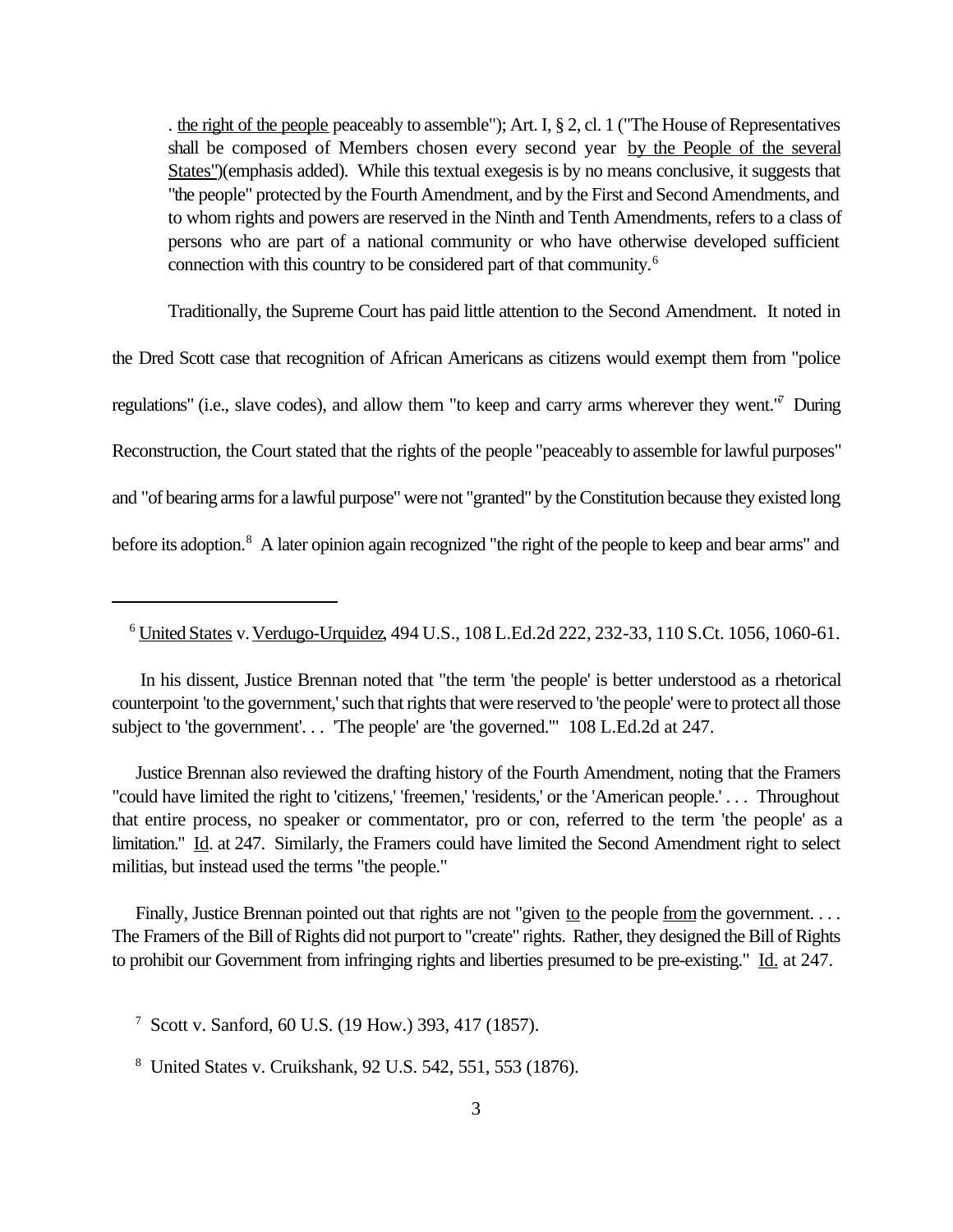. <u>the right of the people</u> peaceably to assemble"); Art. I, § 2, cl. 1 ("The House of Representatives shall be composed of Members chosen every second year <u>by the People of the several States"</u>)(emphasis added). While this textual exegesis is by no means conclusive, it suggests that "the people" protected by the Fourth Amendment, and by the First and Second Amendments, and to whom rights and powers are reserved in the Ninth and Tenth Amendments, refers to a class of persons who are part of a national community or who have otherwise developed sufficient connection with this country to be considered part of that community.[6]

Traditionally, the Supreme Court has paid little attention to the Second Amendment. It noted in the Dred Scott case that recognition of African Americans as citizens would exempt them from "police regulations" (i.e., slave codes), and allow them "to keep and carry arms wherever they went."[7] During Reconstruction, the Court stated that the rights of the people "peaceably to assemble for lawful purposes" and "of bearing arms for a lawful purpose" were not "granted" by the Constitution because they existed long before its adoption.[8] A later opinion again recognized "the right of the people to keep and bear arms" and

---

[6] <u>United States</u> v. <u>Verdugo-Urquidez</u>, 494 U.S., 108 L.Ed.2d 222, 232-33, 110 S.Ct. 1056, 1060-61.

In his dissent, Justice Brennan noted that "the term 'the people' is better understood as a rhetorical counterpoint 'to the government,' such that rights that were reserved to 'the people' were to protect all those subject to 'the government'. . . 'The people' are 'the governed.'" 108 L.Ed.2d at 247.

Justice Brennan also reviewed the drafting history of the Fourth Amendment, noting that the Framers "could have limited the right to 'citizens,' 'freemen,' 'residents,' or the 'American people.' . . . Throughout that entire process, no speaker or commentator, pro or con, referred to the term 'the people' as a limitation." <u>Id</u>. at 247. Similarly, the Framers could have limited the Second Amendment right to select militias, but instead used the terms "the people."

Finally, Justice Brennan pointed out that rights are not "given <u>to</u> the people <u>from</u> the government. . . . The Framers of the Bill of Rights did not purport to "create" rights. Rather, they designed the Bill of Rights to prohibit our Government from infringing rights and liberties presumed to be pre-existing." <u>Id.</u> at 247.

[7] Scott v. Sanford, 60 U.S. (19 How.) 393, 417 (1857).

[8] United States v. Cruikshank, 92 U.S. 542, 551, 553 (1876).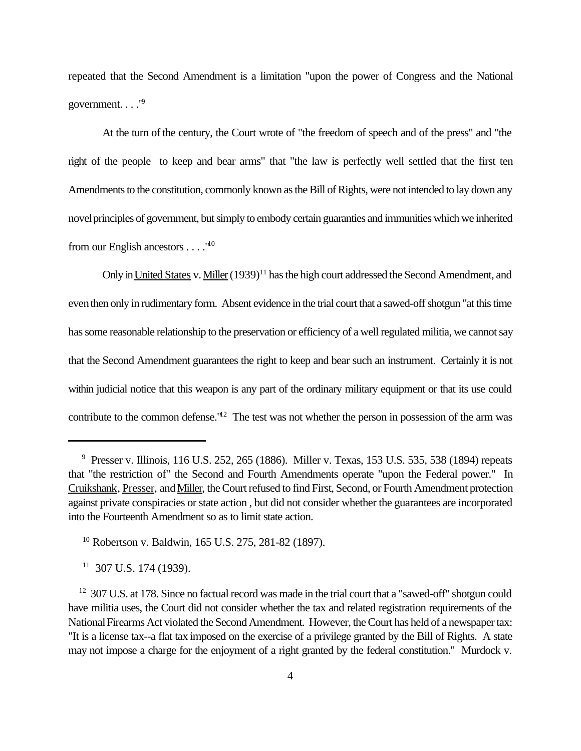repeated that the Second Amendment is a limitation "upon the power of Congress and the National government. . . ."[9]

At the turn of the century, the Court wrote of "the freedom of speech and of the press" and "the right of the people to keep and bear arms" that "the law is perfectly well settled that the first ten Amendments to the constitution, commonly known as the Bill of Rights, were not intended to lay down any novel principles of government, but simply to embody certain guaranties and immunities which we inherited from our English ancestors . . . ."[10]

Only in United States v. Miller (1939)[11] has the high court addressed the Second Amendment, and even then only in rudimentary form. Absent evidence in the trial court that a sawed-off shotgun "at this time has some reasonable relationship to the preservation or efficiency of a well regulated militia, we cannot say that the Second Amendment guarantees the right to keep and bear such an instrument. Certainly it is not within judicial notice that this weapon is any part of the ordinary military equipment or that its use could contribute to the common defense."[12] The test was not whether the person in possession of the arm was

---

[9] Presser v. Illinois, 116 U.S. 252, 265 (1886). Miller v. Texas, 153 U.S. 535, 538 (1894) repeats that "the restriction of" the Second and Fourth Amendments operate "upon the Federal power." In Cruikshank, Presser, and Miller, the Court refused to find First, Second, or Fourth Amendment protection against private conspiracies or state action , but did not consider whether the guarantees are incorporated into the Fourteenth Amendment so as to limit state action.

[10] Robertson v. Baldwin, 165 U.S. 275, 281-82 (1897).

[11] 307 U.S. 174 (1939).

[12] 307 U.S. at 178. Since no factual record was made in the trial court that a "sawed-off" shotgun could have militia uses, the Court did not consider whether the tax and related registration requirements of the National Firearms Act violated the Second Amendment. However, the Court has held of a newspaper tax: "It is a license tax--a flat tax imposed on the exercise of a privilege granted by the Bill of Rights. A state may not impose a charge for the enjoyment of a right granted by the federal constitution." Murdock v.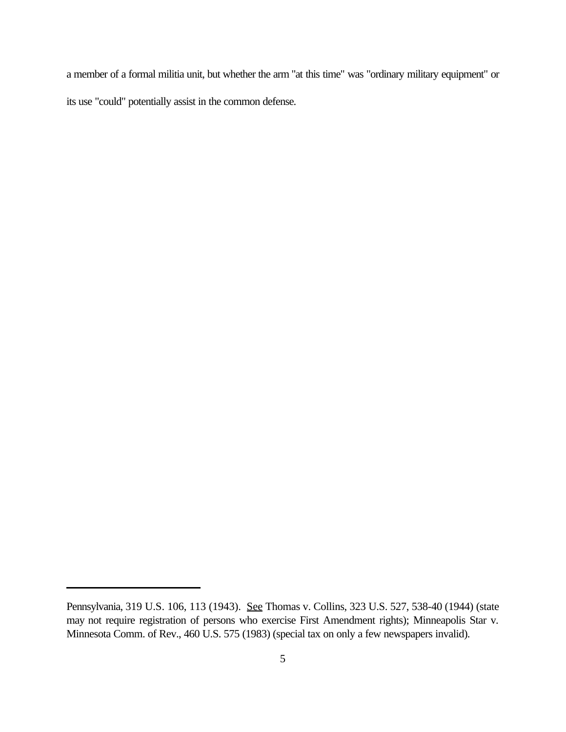a member of a formal militia unit, but whether the arm "at this time" was "ordinary military equipment" or its use "could" potentially assist in the common defense.

---

Pennsylvania, 319 U.S. 106, 113 (1943). See Thomas v. Collins, 323 U.S. 527, 538-40 (1944) (state may not require registration of persons who exercise First Amendment rights); Minneapolis Star v. Minnesota Comm. of Rev., 460 U.S. 575 (1983) (special tax on only a few newspapers invalid).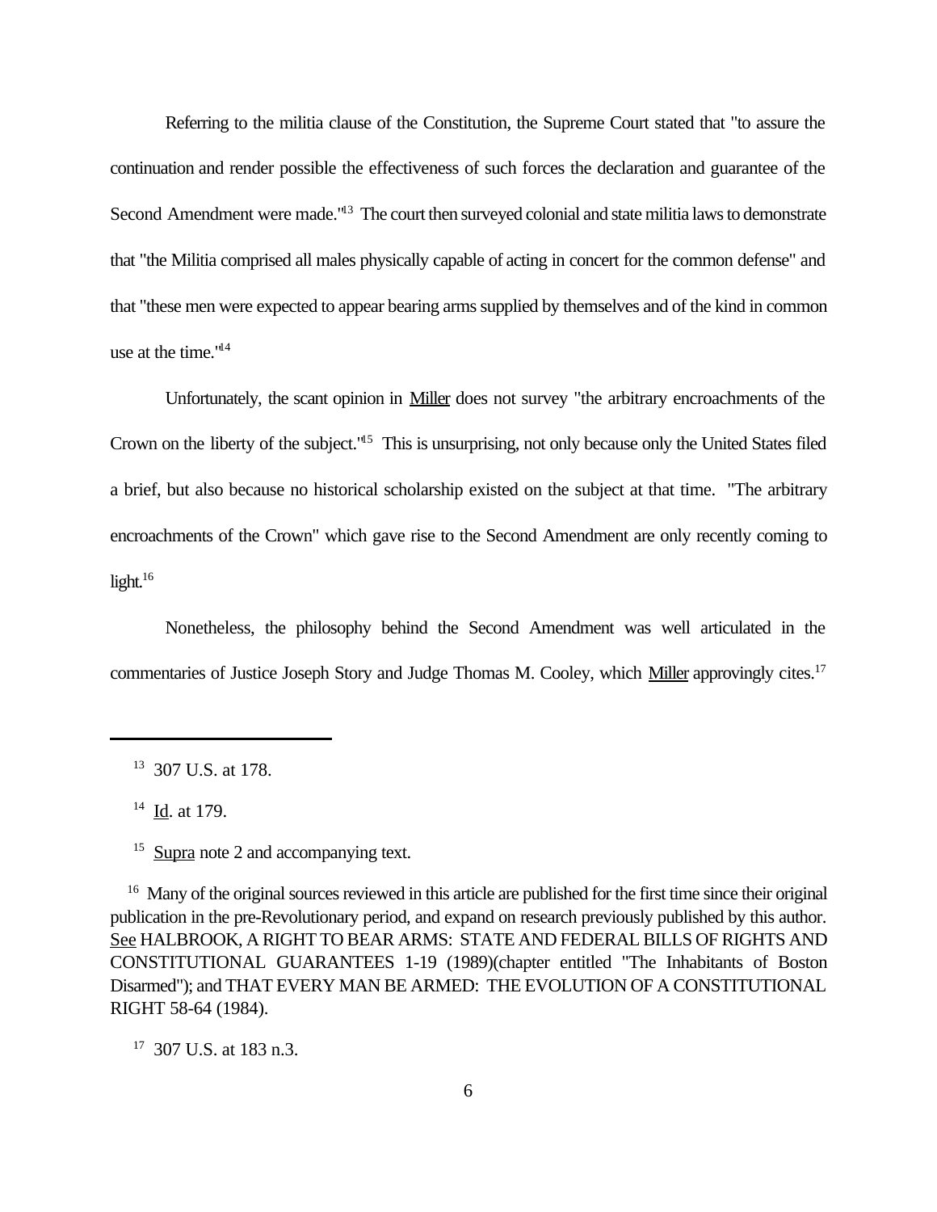Referring to the militia clause of the Constitution, the Supreme Court stated that "to assure the continuation and render possible the effectiveness of such forces the declaration and guarantee of the Second Amendment were made."[13] The court then surveyed colonial and state militia laws to demonstrate that "the Militia comprised all males physically capable of acting in concert for the common defense" and that "these men were expected to appear bearing arms supplied by themselves and of the kind in common use at the time."[14]

Unfortunately, the scant opinion in Miller does not survey "the arbitrary encroachments of the Crown on the liberty of the subject."[15] This is unsurprising, not only because only the United States filed a brief, but also because no historical scholarship existed on the subject at that time. "The arbitrary encroachments of the Crown" which gave rise to the Second Amendment are only recently coming to light.[16]

Nonetheless, the philosophy behind the Second Amendment was well articulated in the commentaries of Justice Joseph Story and Judge Thomas M. Cooley, which Miller approvingly cites.[17]

---

[13] 307 U.S. at 178.

[14] Id. at 179.

[15] Supra note 2 and accompanying text.

[16] Many of the original sources reviewed in this article are published for the first time since their original publication in the pre-Revolutionary period, and expand on research previously published by this author. See HALBROOK, A RIGHT TO BEAR ARMS: STATE AND FEDERAL BILLS OF RIGHTS AND CONSTITUTIONAL GUARANTEES 1-19 (1989)(chapter entitled "The Inhabitants of Boston Disarmed"); and THAT EVERY MAN BE ARMED: THE EVOLUTION OF A CONSTITUTIONAL RIGHT 58-64 (1984).

[17] 307 U.S. at 183 n.3.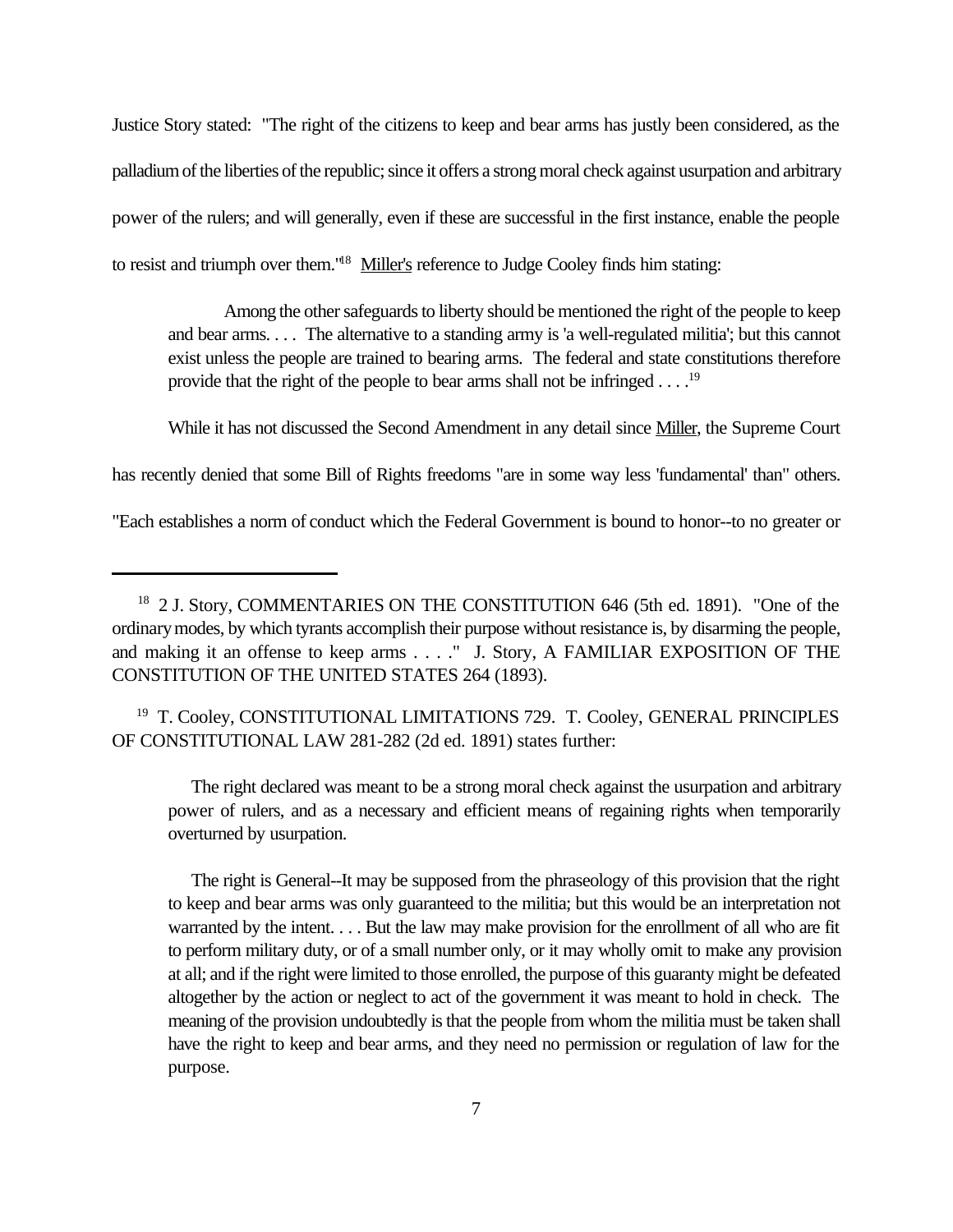Justice Story stated: "The right of the citizens to keep and bear arms has justly been considered, as the palladium of the liberties of the republic; since it offers a strong moral check against usurpation and arbitrary power of the rulers; and will generally, even if these are successful in the first instance, enable the people to resist and triumph over them."[18] Miller's reference to Judge Cooley finds him stating:

> Among the other safeguards to liberty should be mentioned the right of the people to keep and bear arms. . . . The alternative to a standing army is 'a well-regulated militia'; but this cannot exist unless the people are trained to bearing arms. The federal and state constitutions therefore provide that the right of the people to bear arms shall not be infringed . . . .[19]

While it has not discussed the Second Amendment in any detail since Miller, the Supreme Court has recently denied that some Bill of Rights freedoms "are in some way less 'fundamental' than" others. "Each establishes a norm of conduct which the Federal Government is bound to honor--to no greater or

---

[18] 2 J. Story, COMMENTARIES ON THE CONSTITUTION 646 (5th ed. 1891). "One of the ordinary modes, by which tyrants accomplish their purpose without resistance is, by disarming the people, and making it an offense to keep arms . . . ." J. Story, A FAMILIAR EXPOSITION OF THE CONSTITUTION OF THE UNITED STATES 264 (1893).

[19] T. Cooley, CONSTITUTIONAL LIMITATIONS 729. T. Cooley, GENERAL PRINCIPLES OF CONSTITUTIONAL LAW 281-282 (2d ed. 1891) states further:

> The right declared was meant to be a strong moral check against the usurpation and arbitrary power of rulers, and as a necessary and efficient means of regaining rights when temporarily overturned by usurpation.
>
> The right is General--It may be supposed from the phraseology of this provision that the right to keep and bear arms was only guaranteed to the militia; but this would be an interpretation not warranted by the intent. . . . But the law may make provision for the enrollment of all who are fit to perform military duty, or of a small number only, or it may wholly omit to make any provision at all; and if the right were limited to those enrolled, the purpose of this guaranty might be defeated altogether by the action or neglect to act of the government it was meant to hold in check. The meaning of the provision undoubtedly is that the people from whom the militia must be taken shall have the right to keep and bear arms, and they need no permission or regulation of law for the purpose.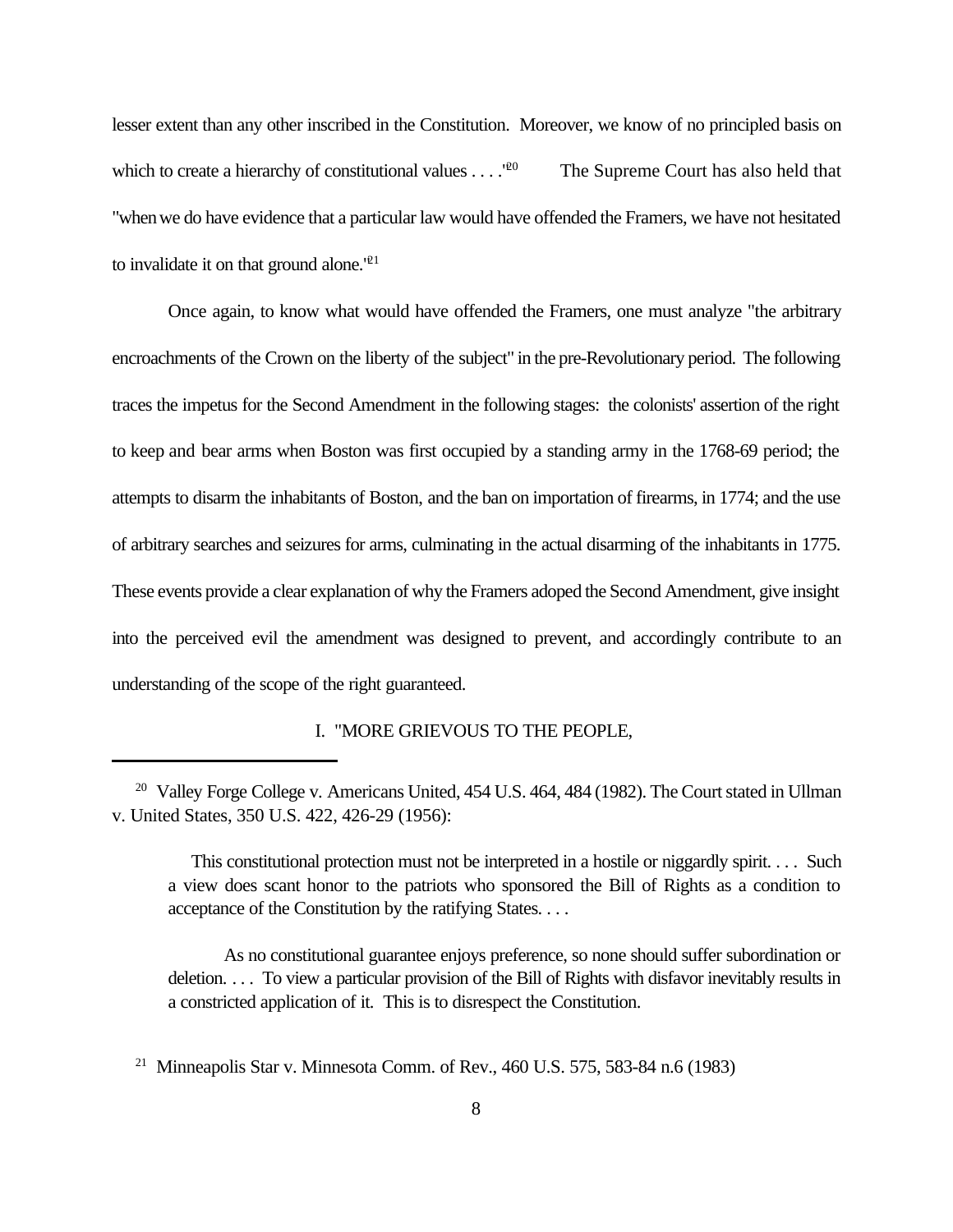lesser extent than any other inscribed in the Constitution. Moreover, we know of no principled basis on which to create a hierarchy of constitutional values . . . ."[20] The Supreme Court has also held that "when we do have evidence that a particular law would have offended the Framers, we have not hesitated to invalidate it on that ground alone."[21]

Once again, to know what would have offended the Framers, one must analyze "the arbitrary encroachments of the Crown on the liberty of the subject" in the pre-Revolutionary period. The following traces the impetus for the Second Amendment in the following stages: the colonists' assertion of the right to keep and bear arms when Boston was first occupied by a standing army in the 1768-69 period; the attempts to disarm the inhabitants of Boston, and the ban on importation of firearms, in 1774; and the use of arbitrary searches and seizures for arms, culminating in the actual disarming of the inhabitants in 1775. These events provide a clear explanation of why the Framers adoped the Second Amendment, give insight into the perceived evil the amendment was designed to prevent, and accordingly contribute to an understanding of the scope of the right guaranteed.

## I. "MORE GRIEVOUS TO THE PEOPLE,

---

[20] Valley Forge College v. Americans United, 454 U.S. 464, 484 (1982). The Court stated in Ullman v. United States, 350 U.S. 422, 426-29 (1956):

> This constitutional protection must not be interpreted in a hostile or niggardly spirit. . . . Such a view does scant honor to the patriots who sponsored the Bill of Rights as a condition to acceptance of the Constitution by the ratifying States. . . .
>
> As no constitutional guarantee enjoys preference, so none should suffer subordination or deletion. . . . To view a particular provision of the Bill of Rights with disfavor inevitably results in a constricted application of it. This is to disrespect the Constitution.

[21] Minneapolis Star v. Minnesota Comm. of Rev., 460 U.S. 575, 583-84 n.6 (1983)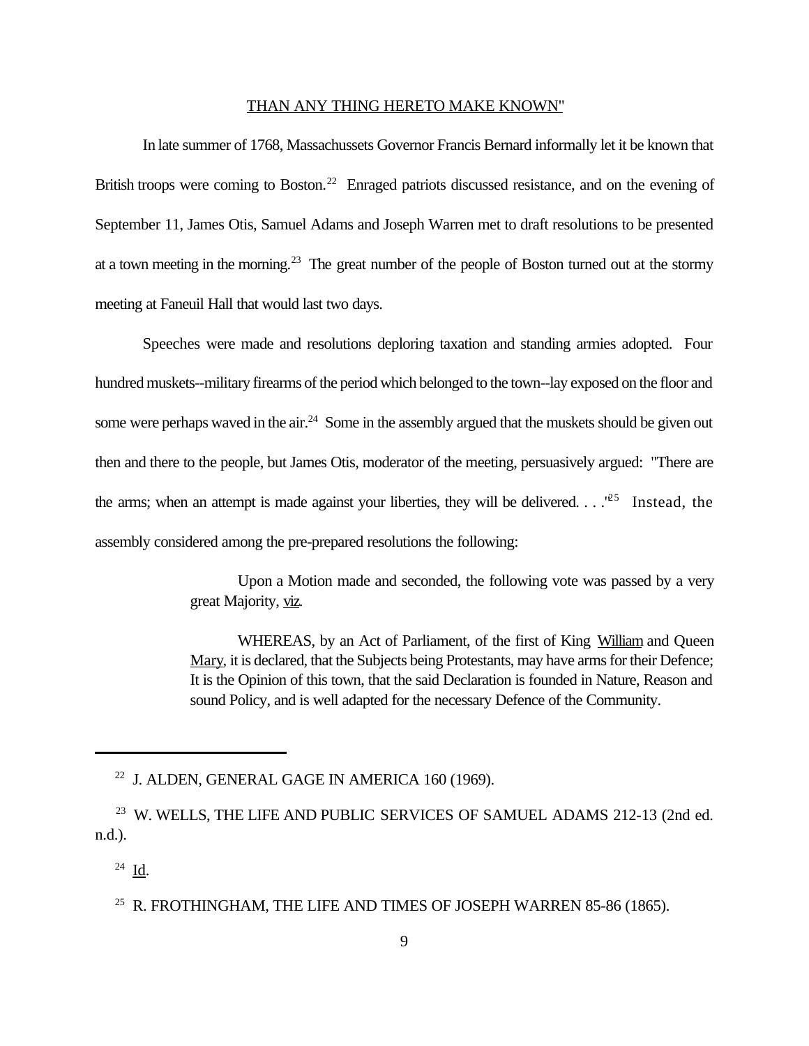THAN ANY THING HERETO MAKE KNOWN"

In late summer of 1768, Massachussets Governor Francis Bernard informally let it be known that British troops were coming to Boston.[22] Enraged patriots discussed resistance, and on the evening of September 11, James Otis, Samuel Adams and Joseph Warren met to draft resolutions to be presented at a town meeting in the morning.[23] The great number of the people of Boston turned out at the stormy meeting at Faneuil Hall that would last two days.

Speeches were made and resolutions deploring taxation and standing armies adopted. Four hundred muskets--military firearms of the period which belonged to the town--lay exposed on the floor and some were perhaps waved in the air.[24] Some in the assembly argued that the muskets should be given out then and there to the people, but James Otis, moderator of the meeting, persuasively argued: "There are the arms; when an attempt is made against your liberties, they will be delivered. . . ."[25] Instead, the assembly considered among the pre-prepared resolutions the following:

> Upon a Motion made and seconded, the following vote was passed by a very great Majority, viz.
>
> WHEREAS, by an Act of Parliament, of the first of King William and Queen Mary, it is declared, that the Subjects being Protestants, may have arms for their Defence; It is the Opinion of this town, that the said Declaration is founded in Nature, Reason and sound Policy, and is well adapted for the necessary Defence of the Community.

---

[22] J. ALDEN, GENERAL GAGE IN AMERICA 160 (1969).

[23] W. WELLS, THE LIFE AND PUBLIC SERVICES OF SAMUEL ADAMS 212-13 (2nd ed. n.d.).

[24] Id.

[25] R. FROTHINGHAM, THE LIFE AND TIMES OF JOSEPH WARREN 85-86 (1865).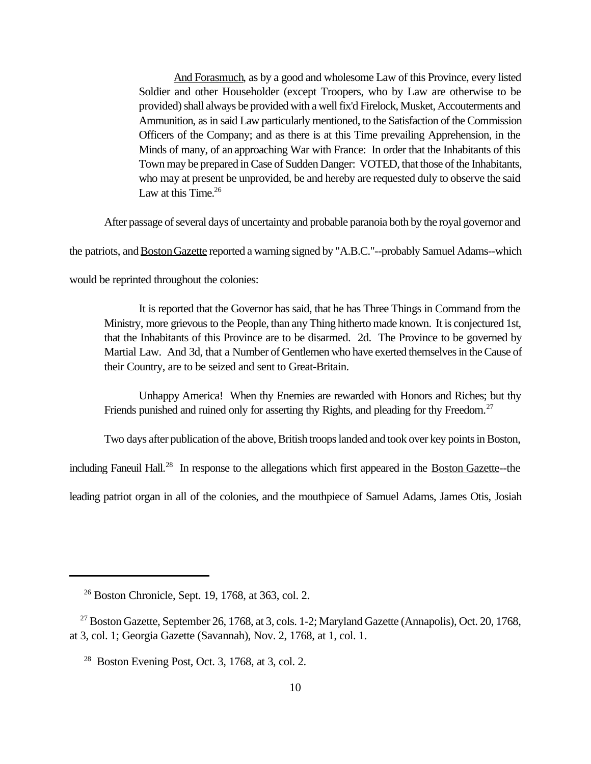> And Forasmuch, as by a good and wholesome Law of this Province, every listed Soldier and other Householder (except Troopers, who by Law are otherwise to be provided) shall always be provided with a well fix'd Firelock, Musket, Accouterments and Ammunition, as in said Law particularly mentioned, to the Satisfaction of the Commission Officers of the Company; and as there is at this Time prevailing Apprehension, in the Minds of many, of an approaching War with France: In order that the Inhabitants of this Town may be prepared in Case of Sudden Danger: VOTED, that those of the Inhabitants, who may at present be unprovided, be and hereby are requested duly to observe the said Law at this Time.[26]

After passage of several days of uncertainty and probable paranoia both by the royal governor and the patriots, and Boston Gazette reported a warning signed by "A.B.C."--probably Samuel Adams--which would be reprinted throughout the colonies:

> It is reported that the Governor has said, that he has Three Things in Command from the Ministry, more grievous to the People, than any Thing hitherto made known. It is conjectured 1st, that the Inhabitants of this Province are to be disarmed. 2d. The Province to be governed by Martial Law. And 3d, that a Number of Gentlemen who have exerted themselves in the Cause of their Country, are to be seized and sent to Great-Britain.
>
> Unhappy America! When thy Enemies are rewarded with Honors and Riches; but thy Friends punished and ruined only for asserting thy Rights, and pleading for thy Freedom.[27]

Two days after publication of the above, British troops landed and took over key points in Boston, including Faneuil Hall.[28] In response to the allegations which first appeared in the Boston Gazette--the leading patriot organ in all of the colonies, and the mouthpiece of Samuel Adams, James Otis, Josiah

---

[26] Boston Chronicle, Sept. 19, 1768, at 363, col. 2.

[27] Boston Gazette, September 26, 1768, at 3, cols. 1-2; Maryland Gazette (Annapolis), Oct. 20, 1768, at 3, col. 1; Georgia Gazette (Savannah), Nov. 2, 1768, at 1, col. 1.

[28] Boston Evening Post, Oct. 3, 1768, at 3, col. 2.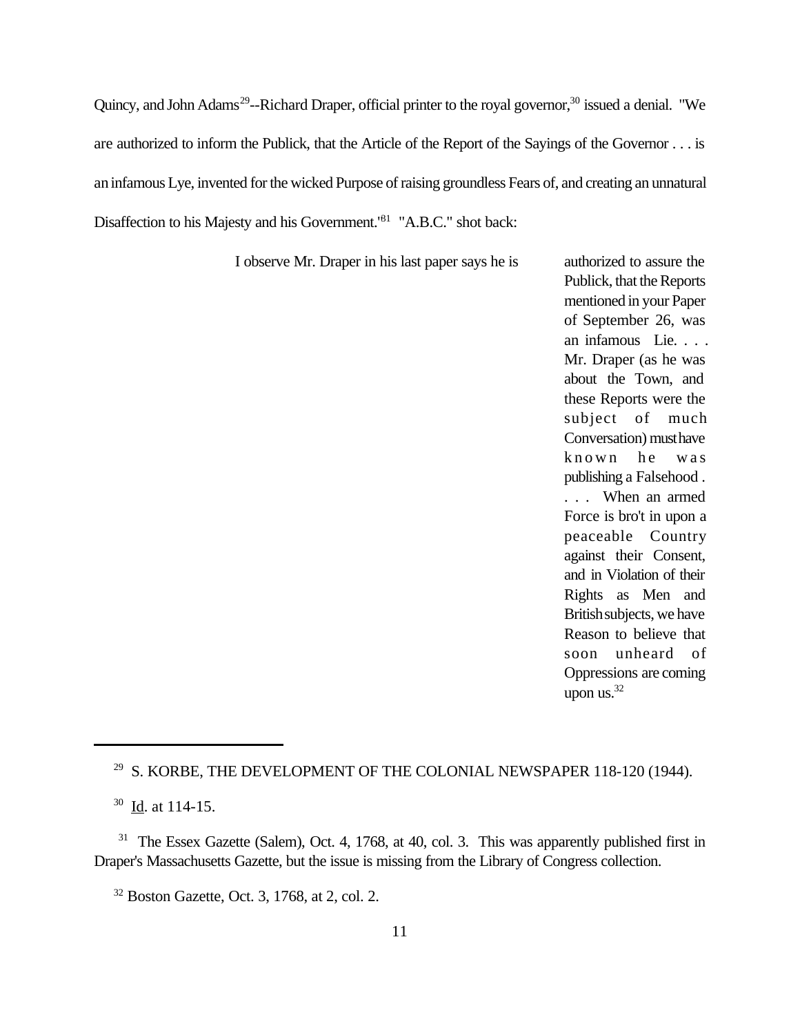Quincy, and John Adams[29]--Richard Draper, official printer to the royal governor,[30] issued a denial. "We are authorized to inform the Publick, that the Article of the Report of the Sayings of the Governor . . . is an infamous Lye, invented for the wicked Purpose of raising groundless Fears of, and creating an unnatural Disaffection to his Majesty and his Government."[31] "A.B.C." shot back:

> I observe Mr. Draper in his last paper says he is authorized to assure the Publick, that the Reports mentioned in your Paper of September 26, was an infamous Lie. . . . Mr. Draper (as he was about the Town, and these Reports were the subject of much Conversation) must have known he was publishing a Falsehood . . . . When an armed Force is bro't in upon a peaceable Country against their Consent, and in Violation of their Rights as Men and British subjects, we have Reason to believe that soon unheard of Oppressions are coming upon us.[32]

---

[29] S. KORBE, THE DEVELOPMENT OF THE COLONIAL NEWSPAPER 118-120 (1944).

[30] Id. at 114-15.

[31] The Essex Gazette (Salem), Oct. 4, 1768, at 40, col. 3. This was apparently published first in Draper's Massachusetts Gazette, but the issue is missing from the Library of Congress collection.

[32] Boston Gazette, Oct. 3, 1768, at 2, col. 2.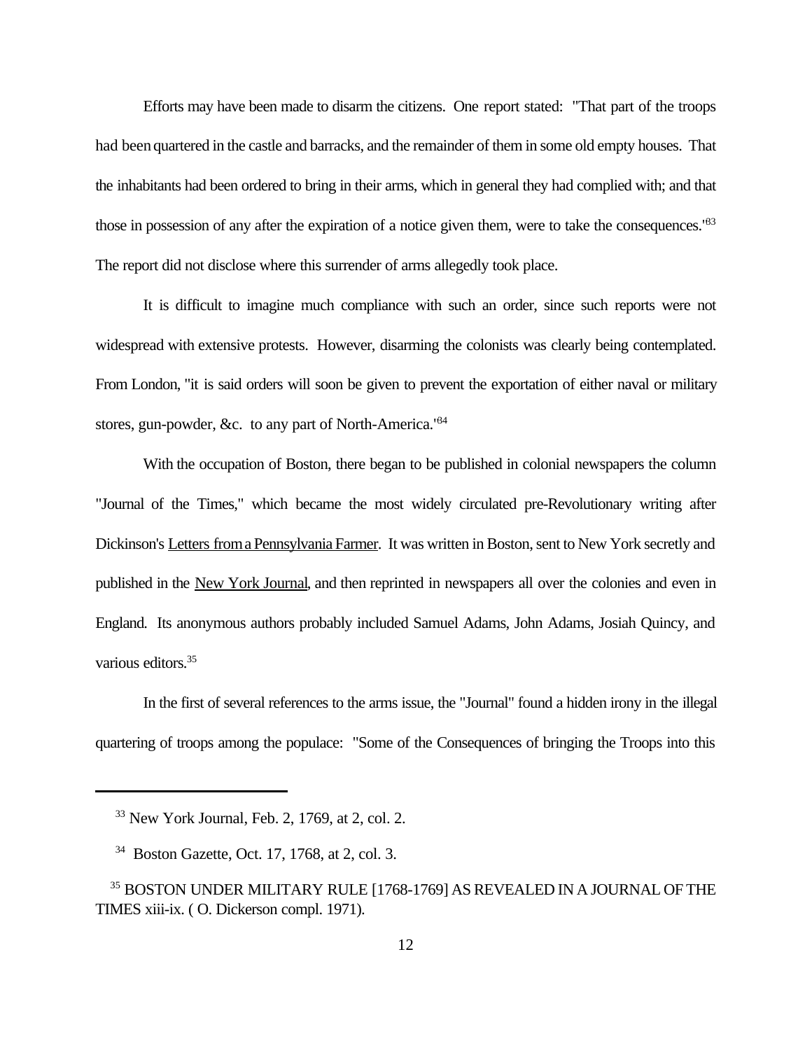Efforts may have been made to disarm the citizens. One report stated: "That part of the troops had been quartered in the castle and barracks, and the remainder of them in some old empty houses. That the inhabitants had been ordered to bring in their arms, which in general they had complied with; and that those in possession of any after the expiration of a notice given them, were to take the consequences."[33] The report did not disclose where this surrender of arms allegedly took place.

It is difficult to imagine much compliance with such an order, since such reports were not widespread with extensive protests. However, disarming the colonists was clearly being contemplated. From London, "it is said orders will soon be given to prevent the exportation of either naval or military stores, gun-powder, &c. to any part of North-America."[34]

With the occupation of Boston, there began to be published in colonial newspapers the column "Journal of the Times," which became the most widely circulated pre-Revolutionary writing after Dickinson's <u>Letters from a Pennsylvania Farmer</u>. It was written in Boston, sent to New York secretly and published in the <u>New York Journal</u>, and then reprinted in newspapers all over the colonies and even in England. Its anonymous authors probably included Samuel Adams, John Adams, Josiah Quincy, and various editors.[35]

In the first of several references to the arms issue, the "Journal" found a hidden irony in the illegal quartering of troops among the populace: "Some of the Consequences of bringing the Troops into this

---

[33] New York Journal, Feb. 2, 1769, at 2, col. 2.

[34] Boston Gazette, Oct. 17, 1768, at 2, col. 3.

[35] BOSTON UNDER MILITARY RULE [1768-1769] AS REVEALED IN A JOURNAL OF THE TIMES xiii-ix. ( O. Dickerson compl. 1971).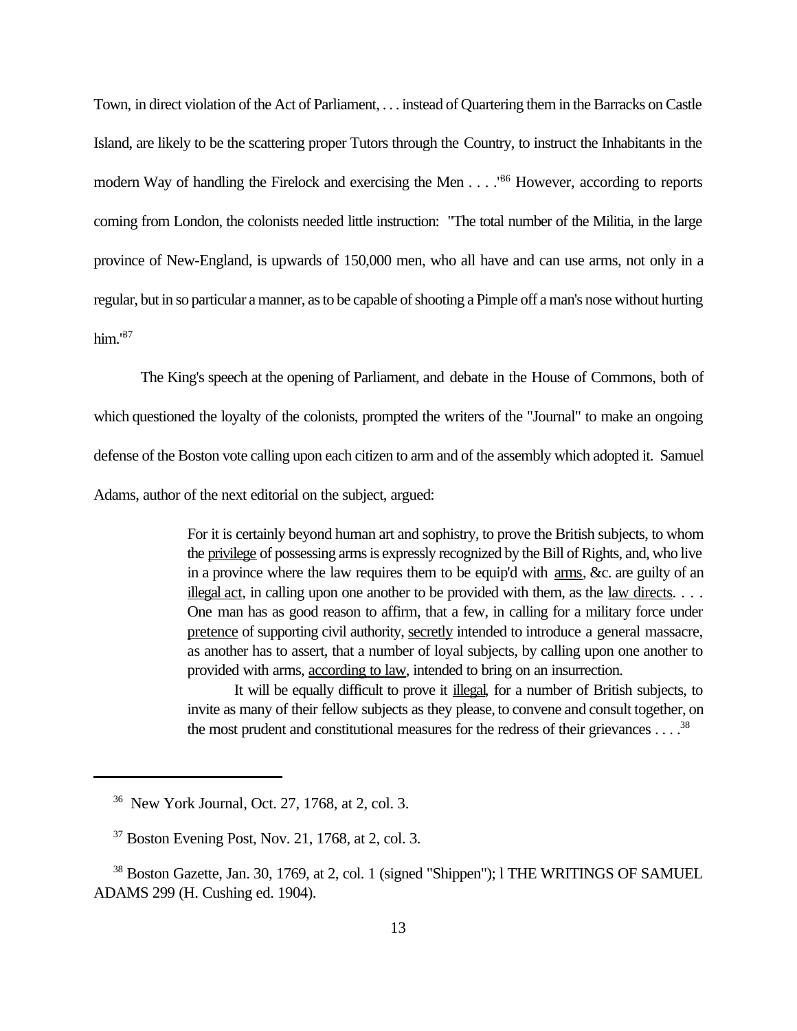Town, in direct violation of the Act of Parliament, . . . instead of Quartering them in the Barracks on Castle Island, are likely to be the scattering proper Tutors through the Country, to instruct the Inhabitants in the modern Way of handling the Firelock and exercising the Men . . . ."[36] However, according to reports coming from London, the colonists needed little instruction: "The total number of the Militia, in the large province of New-England, is upwards of 150,000 men, who all have and can use arms, not only in a regular, but in so particular a manner, as to be capable of shooting a Pimple off a man's nose without hurting him."[37]

The King's speech at the opening of Parliament, and debate in the House of Commons, both of which questioned the loyalty of the colonists, prompted the writers of the "Journal" to make an ongoing defense of the Boston vote calling upon each citizen to arm and of the assembly which adopted it. Samuel Adams, author of the next editorial on the subject, argued:

> For it is certainly beyond human art and sophistry, to prove the British subjects, to whom the <u>privilege</u> of possessing arms is expressly recognized by the Bill of Rights, and, who live in a province where the law requires them to be equip'd with <u>arms</u>, &c. are guilty of an <u>illegal act</u>, in calling upon one another to be provided with them, as the <u>law directs</u>. . . . One man has as good reason to affirm, that a few, in calling for a military force under <u>pretence</u> of supporting civil authority, <u>secretly</u> intended to introduce a general massacre, as another has to assert, that a number of loyal subjects, by calling upon one another to provided with arms, <u>according to law</u>, intended to bring on an insurrection.
>
> It will be equally difficult to prove it <u>illegal</u>, for a number of British subjects, to invite as many of their fellow subjects as they please, to convene and consult together, on the most prudent and constitutional measures for the redress of their grievances . . . .[38]

---

[36] New York Journal, Oct. 27, 1768, at 2, col. 3.

[37] Boston Evening Post, Nov. 21, 1768, at 2, col. 3.

[38] Boston Gazette, Jan. 30, 1769, at 2, col. 1 (signed "Shippen"); l THE WRITINGS OF SAMUEL ADAMS 299 (H. Cushing ed. 1904).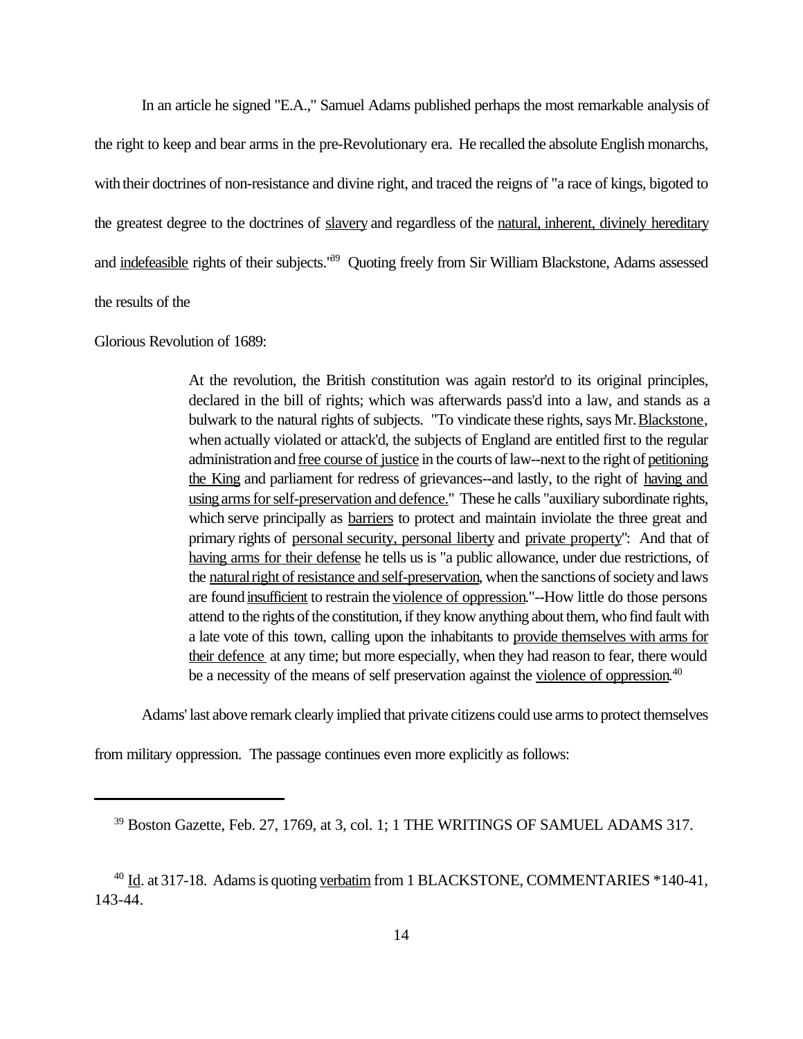In an article he signed "E.A.," Samuel Adams published perhaps the most remarkable analysis of the right to keep and bear arms in the pre-Revolutionary era. He recalled the absolute English monarchs, with their doctrines of non-resistance and divine right, and traced the reigns of "a race of kings, bigoted to the greatest degree to the doctrines of slavery and regardless of the natural, inherent, divinely hereditary and indefeasible rights of their subjects."[39] Quoting freely from Sir William Blackstone, Adams assessed the results of the Glorious Revolution of 1689:

> At the revolution, the British constitution was again restor'd to its original principles, declared in the bill of rights; which was afterwards pass'd into a law, and stands as a bulwark to the natural rights of subjects. "To vindicate these rights, says Mr. Blackstone, when actually violated or attack'd, the subjects of England are entitled first to the regular administration and free course of justice in the courts of law--next to the right of petitioning the King and parliament for redress of grievances--and lastly, to the right of having and using arms for self-preservation and defence." These he calls "auxiliary subordinate rights, which serve principally as barriers to protect and maintain inviolate the three great and primary rights of personal security, personal liberty and private property": And that of having arms for their defense he tells us is "a public allowance, under due restrictions, of the natural right of resistance and self-preservation, when the sanctions of society and laws are found insufficient to restrain the violence of oppression."--How little do those persons attend to the rights of the constitution, if they know anything about them, who find fault with a late vote of this town, calling upon the inhabitants to provide themselves with arms for their defence at any time; but more especially, when they had reason to fear, there would be a necessity of the means of self preservation against the violence of oppression.[40]

Adams' last above remark clearly implied that private citizens could use arms to protect themselves from military oppression. The passage continues even more explicitly as follows:

---

[39] Boston Gazette, Feb. 27, 1769, at 3, col. 1; 1 THE WRITINGS OF SAMUEL ADAMS 317.

[40] Id. at 317-18. Adams is quoting verbatim from 1 BLACKSTONE, COMMENTARIES *140-41, 143-44.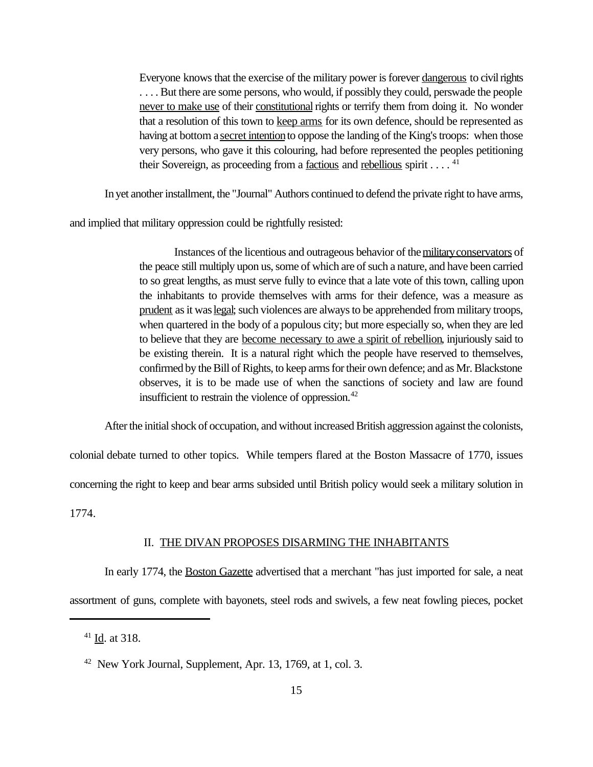> Everyone knows that the exercise of the military power is forever dangerous to civil rights . . . . But there are some persons, who would, if possibly they could, perswade the people never to make use of their constitutional rights or terrify them from doing it. No wonder that a resolution of this town to keep arms for its own defence, should be represented as having at bottom a secret intention to oppose the landing of the King's troops: when those very persons, who gave it this colouring, had before represented the peoples petitioning their Sovereign, as proceeding from a factious and rebellious spirit . . . . [41]

In yet another installment, the "Journal" Authors continued to defend the private right to have arms, and implied that military oppression could be rightfully resisted:

> Instances of the licentious and outrageous behavior of the military conservators of the peace still multiply upon us, some of which are of such a nature, and have been carried to so great lengths, as must serve fully to evince that a late vote of this town, calling upon the inhabitants to provide themselves with arms for their defence, was a measure as prudent as it was legal; such violences are always to be apprehended from military troops, when quartered in the body of a populous city; but more especially so, when they are led to believe that they are become necessary to awe a spirit of rebellion, injuriously said to be existing therein. It is a natural right which the people have reserved to themselves, confirmed by the Bill of Rights, to keep arms for their own defence; and as Mr. Blackstone observes, it is to be made use of when the sanctions of society and law are found insufficient to restrain the violence of oppression.[42]

After the initial shock of occupation, and without increased British aggression against the colonists, colonial debate turned to other topics. While tempers flared at the Boston Massacre of 1770, issues concerning the right to keep and bear arms subsided until British policy would seek a military solution in 1774.

## II. THE DIVAN PROPOSES DISARMING THE INHABITANTS

In early 1774, the Boston Gazette advertised that a merchant "has just imported for sale, a neat assortment of guns, complete with bayonets, steel rods and swivels, a few neat fowling pieces, pocket

---

[41] Id. at 318.

[42] New York Journal, Supplement, Apr. 13, 1769, at 1, col. 3.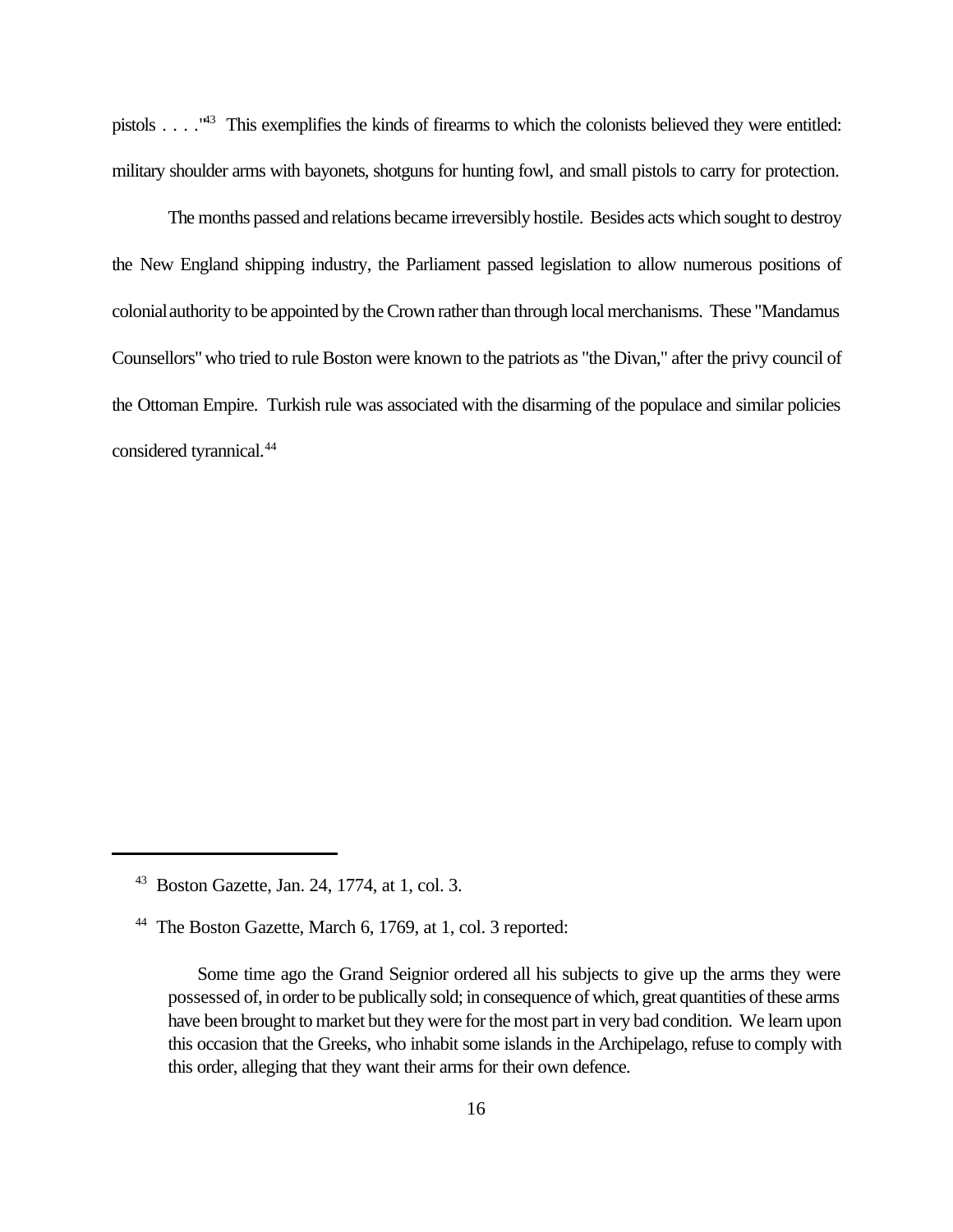pistols . . . ."[43] This exemplifies the kinds of firearms to which the colonists believed they were entitled: military shoulder arms with bayonets, shotguns for hunting fowl, and small pistols to carry for protection.

The months passed and relations became irreversibly hostile. Besides acts which sought to destroy the New England shipping industry, the Parliament passed legislation to allow numerous positions of colonial authority to be appointed by the Crown rather than through local merchanisms. These "Mandamus Counsellors" who tried to rule Boston were known to the patriots as "the Divan," after the privy council of the Ottoman Empire. Turkish rule was associated with the disarming of the populace and similar policies considered tyrannical.[44]

---

[43] Boston Gazette, Jan. 24, 1774, at 1, col. 3.

[44] The Boston Gazette, March 6, 1769, at 1, col. 3 reported:

> Some time ago the Grand Seignior ordered all his subjects to give up the arms they were possessed of, in order to be publically sold; in consequence of which, great quantities of these arms have been brought to market but they were for the most part in very bad condition. We learn upon this occasion that the Greeks, who inhabit some islands in the Archipelago, refuse to comply with this order, alleging that they want their arms for their own defence.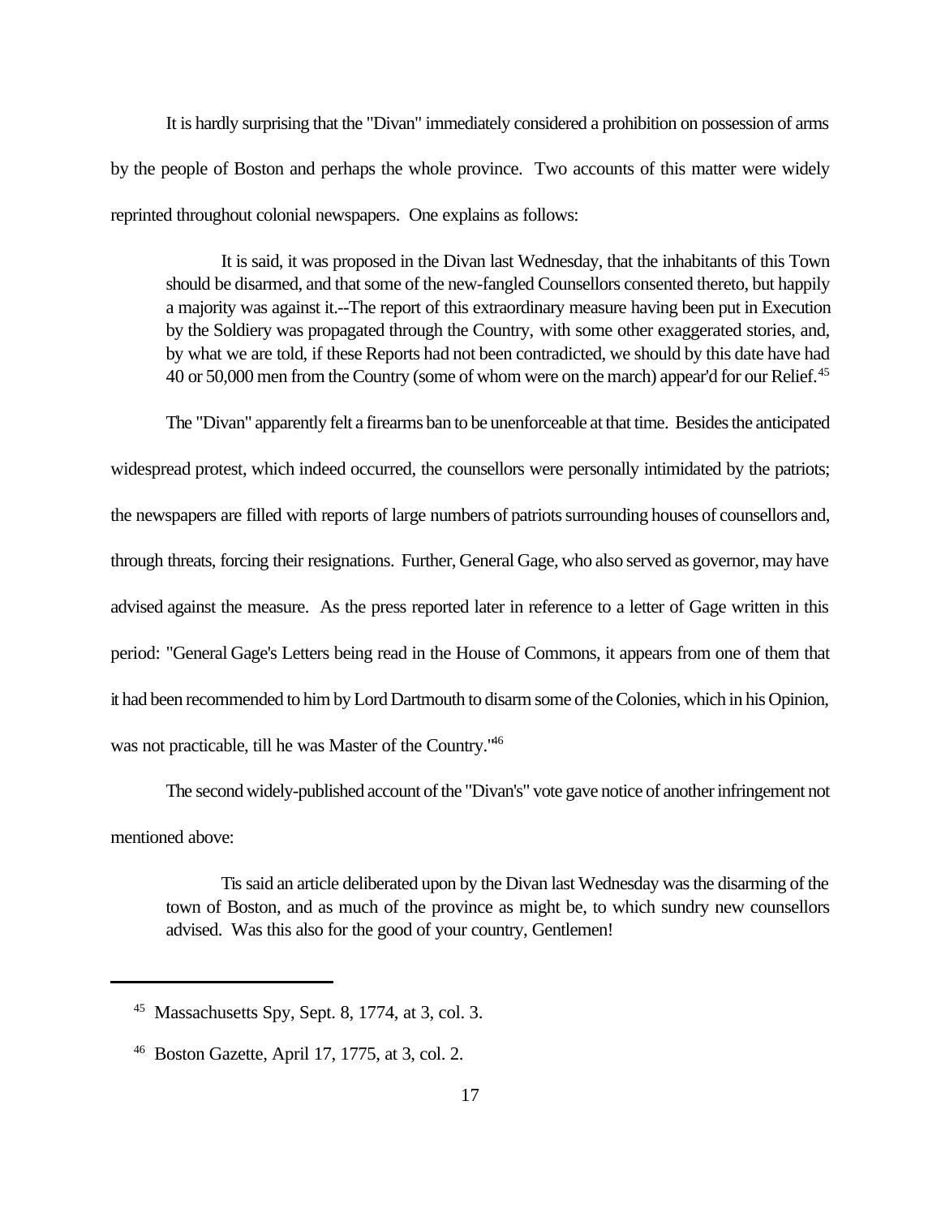It is hardly surprising that the "Divan" immediately considered a prohibition on possession of arms by the people of Boston and perhaps the whole province. Two accounts of this matter were widely reprinted throughout colonial newspapers. One explains as follows:

> It is said, it was proposed in the Divan last Wednesday, that the inhabitants of this Town should be disarmed, and that some of the new-fangled Counsellors consented thereto, but happily a majority was against it.--The report of this extraordinary measure having been put in Execution by the Soldiery was propagated through the Country, with some other exaggerated stories, and, by what we are told, if these Reports had not been contradicted, we should by this date have had 40 or 50,000 men from the Country (some of whom were on the march) appear'd for our Relief.[45]

The "Divan" apparently felt a firearms ban to be unenforceable at that time. Besides the anticipated widespread protest, which indeed occurred, the counsellors were personally intimidated by the patriots; the newspapers are filled with reports of large numbers of patriots surrounding houses of counsellors and, through threats, forcing their resignations. Further, General Gage, who also served as governor, may have advised against the measure. As the press reported later in reference to a letter of Gage written in this period: "General Gage's Letters being read in the House of Commons, it appears from one of them that it had been recommended to him by Lord Dartmouth to disarm some of the Colonies, which in his Opinion, was not practicable, till he was Master of the Country."[46]

The second widely-published account of the "Divan's" vote gave notice of another infringement not mentioned above:

> Tis said an article deliberated upon by the Divan last Wednesday was the disarming of the town of Boston, and as much of the province as might be, to which sundry new counsellors advised. Was this also for the good of your country, Gentlemen!

---

[45] Massachusetts Spy, Sept. 8, 1774, at 3, col. 3.

[46] Boston Gazette, April 17, 1775, at 3, col. 2.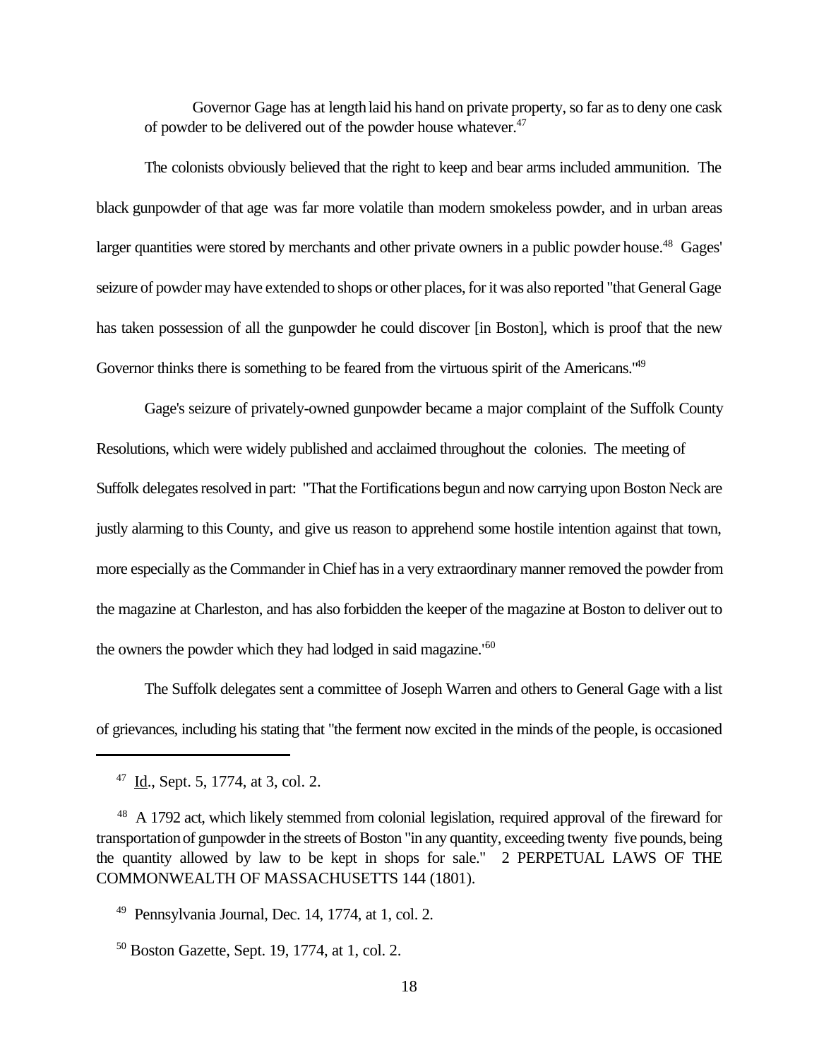> Governor Gage has at length laid his hand on private property, so far as to deny one cask of powder to be delivered out of the powder house whatever.[47]

The colonists obviously believed that the right to keep and bear arms included ammunition. The black gunpowder of that age was far more volatile than modern smokeless powder, and in urban areas larger quantities were stored by merchants and other private owners in a public powder house.[48] Gages' seizure of powder may have extended to shops or other places, for it was also reported "that General Gage has taken possession of all the gunpowder he could discover [in Boston], which is proof that the new Governor thinks there is something to be feared from the virtuous spirit of the Americans."[49]

Gage's seizure of privately-owned gunpowder became a major complaint of the Suffolk County Resolutions, which were widely published and acclaimed throughout the colonies. The meeting of Suffolk delegates resolved in part: "That the Fortifications begun and now carrying upon Boston Neck are justly alarming to this County, and give us reason to apprehend some hostile intention against that town, more especially as the Commander in Chief has in a very extraordinary manner removed the powder from the magazine at Charleston, and has also forbidden the keeper of the magazine at Boston to deliver out to the owners the powder which they had lodged in said magazine."[50]

The Suffolk delegates sent a committee of Joseph Warren and others to General Gage with a list of grievances, including his stating that "the ferment now excited in the minds of the people, is occasioned

---

[47] Id., Sept. 5, 1774, at 3, col. 2.

[48] A 1792 act, which likely stemmed from colonial legislation, required approval of the fireward for transportation of gunpowder in the streets of Boston "in any quantity, exceeding twenty five pounds, being the quantity allowed by law to be kept in shops for sale." 2 PERPETUAL LAWS OF THE COMMONWEALTH OF MASSACHUSETTS 144 (1801).

[49] Pennsylvania Journal, Dec. 14, 1774, at 1, col. 2.

[50] Boston Gazette, Sept. 19, 1774, at 1, col. 2.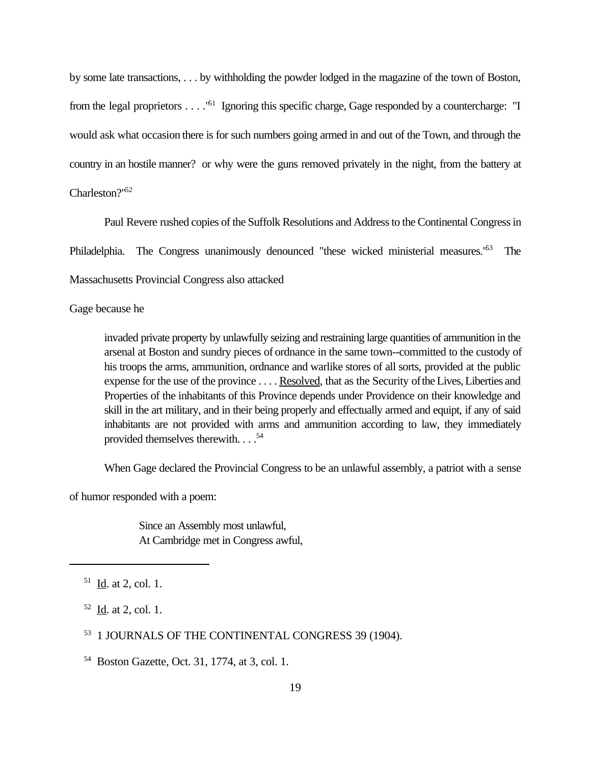by some late transactions, . . . by withholding the powder lodged in the magazine of the town of Boston, from the legal proprietors . . . ."[51] Ignoring this specific charge, Gage responded by a countercharge: "I would ask what occasion there is for such numbers going armed in and out of the Town, and through the country in an hostile manner? or why were the guns removed privately in the night, from the battery at Charleston?"[52]

Paul Revere rushed copies of the Suffolk Resolutions and Address to the Continental Congress in Philadelphia. The Congress unanimously denounced "these wicked ministerial measures."[53] The Massachusetts Provincial Congress also attacked

Gage because he

> invaded private property by unlawfully seizing and restraining large quantities of ammunition in the arsenal at Boston and sundry pieces of ordnance in the same town--committed to the custody of his troops the arms, ammunition, ordnance and warlike stores of all sorts, provided at the public expense for the use of the province . . . . Resolved, that as the Security of the Lives, Liberties and Properties of the inhabitants of this Province depends under Providence on their knowledge and skill in the art military, and in their being properly and effectually armed and equipt, if any of said inhabitants are not provided with arms and ammunition according to law, they immediately provided themselves therewith. . . .[54]

When Gage declared the Provincial Congress to be an unlawful assembly, a patriot with a sense of humor responded with a poem:

> Since an Assembly most unlawful,
> At Cambridge met in Congress awful,

---

[51] Id. at 2, col. 1.

[52] Id. at 2, col. 1.

[53] 1 JOURNALS OF THE CONTINENTAL CONGRESS 39 (1904).

[54] Boston Gazette, Oct. 31, 1774, at 3, col. 1.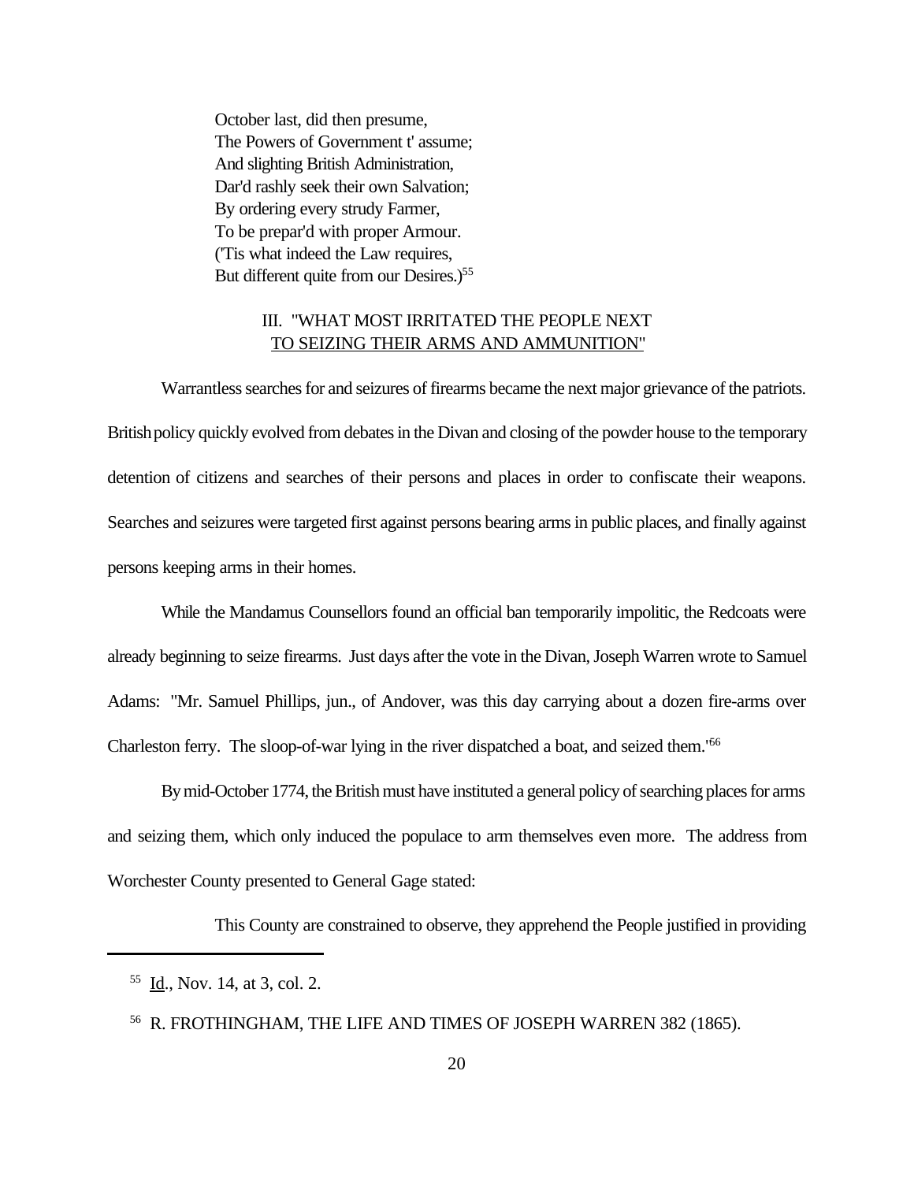October last, did then presume,
The Powers of Government t' assume;
And slighting British Administration,
Dar'd rashly seek their own Salvation;
By ordering every strudy Farmer,
To be prepar'd with proper Armour.
('Tis what indeed the Law requires,
But different quite from our Desires.)[55]

## III. "WHAT MOST IRRITATED THE PEOPLE NEXT TO SEIZING THEIR ARMS AND AMMUNITION"

Warrantless searches for and seizures of firearms became the next major grievance of the patriots. British policy quickly evolved from debates in the Divan and closing of the powder house to the temporary detention of citizens and searches of their persons and places in order to confiscate their weapons. Searches and seizures were targeted first against persons bearing arms in public places, and finally against persons keeping arms in their homes.

While the Mandamus Counsellors found an official ban temporarily impolitic, the Redcoats were already beginning to seize firearms. Just days after the vote in the Divan, Joseph Warren wrote to Samuel Adams: "Mr. Samuel Phillips, jun., of Andover, was this day carrying about a dozen fire-arms over Charleston ferry. The sloop-of-war lying in the river dispatched a boat, and seized them."[56]

By mid-October 1774, the British must have instituted a general policy of searching places for arms and seizing them, which only induced the populace to arm themselves even more. The address from Worchester County presented to General Gage stated:

> This County are constrained to observe, they apprehend the People justified in providing

---

[55] Id., Nov. 14, at 3, col. 2.

[56] R. FROTHINGHAM, THE LIFE AND TIMES OF JOSEPH WARREN 382 (1865).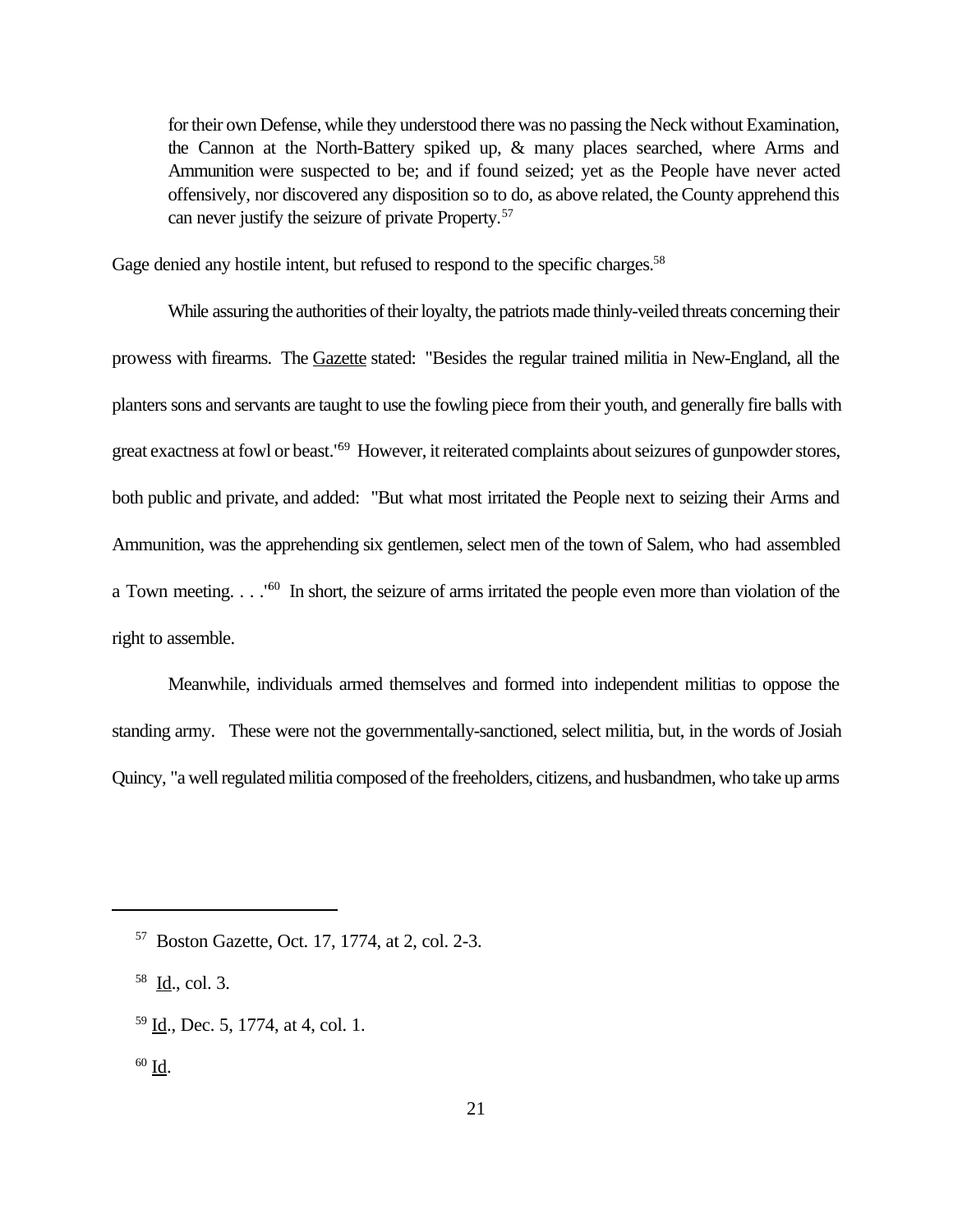> for their own Defense, while they understood there was no passing the Neck without Examination, the Cannon at the North-Battery spiked up, & many places searched, where Arms and Ammunition were suspected to be; and if found seized; yet as the People have never acted offensively, nor discovered any disposition so to do, as above related, the County apprehend this can never justify the seizure of private Property.[57]

Gage denied any hostile intent, but refused to respond to the specific charges.[58]

While assuring the authorities of their loyalty, the patriots made thinly-veiled threats concerning their prowess with firearms. The Gazette stated: "Besides the regular trained militia in New-England, all the planters sons and servants are taught to use the fowling piece from their youth, and generally fire balls with great exactness at fowl or beast."[59] However, it reiterated complaints about seizures of gunpowder stores, both public and private, and added: "But what most irritated the People next to seizing their Arms and Ammunition, was the apprehending six gentlemen, select men of the town of Salem, who had assembled a Town meeting. . . ."[60] In short, the seizure of arms irritated the people even more than violation of the right to assemble.

Meanwhile, individuals armed themselves and formed into independent militias to oppose the standing army. These were not the governmentally-sanctioned, select militia, but, in the words of Josiah Quincy, "a well regulated militia composed of the freeholders, citizens, and husbandmen, who take up arms

---

[57] Boston Gazette, Oct. 17, 1774, at 2, col. 2-3.

[58] Id., col. 3.

[59] Id., Dec. 5, 1774, at 4, col. 1.

[60] Id.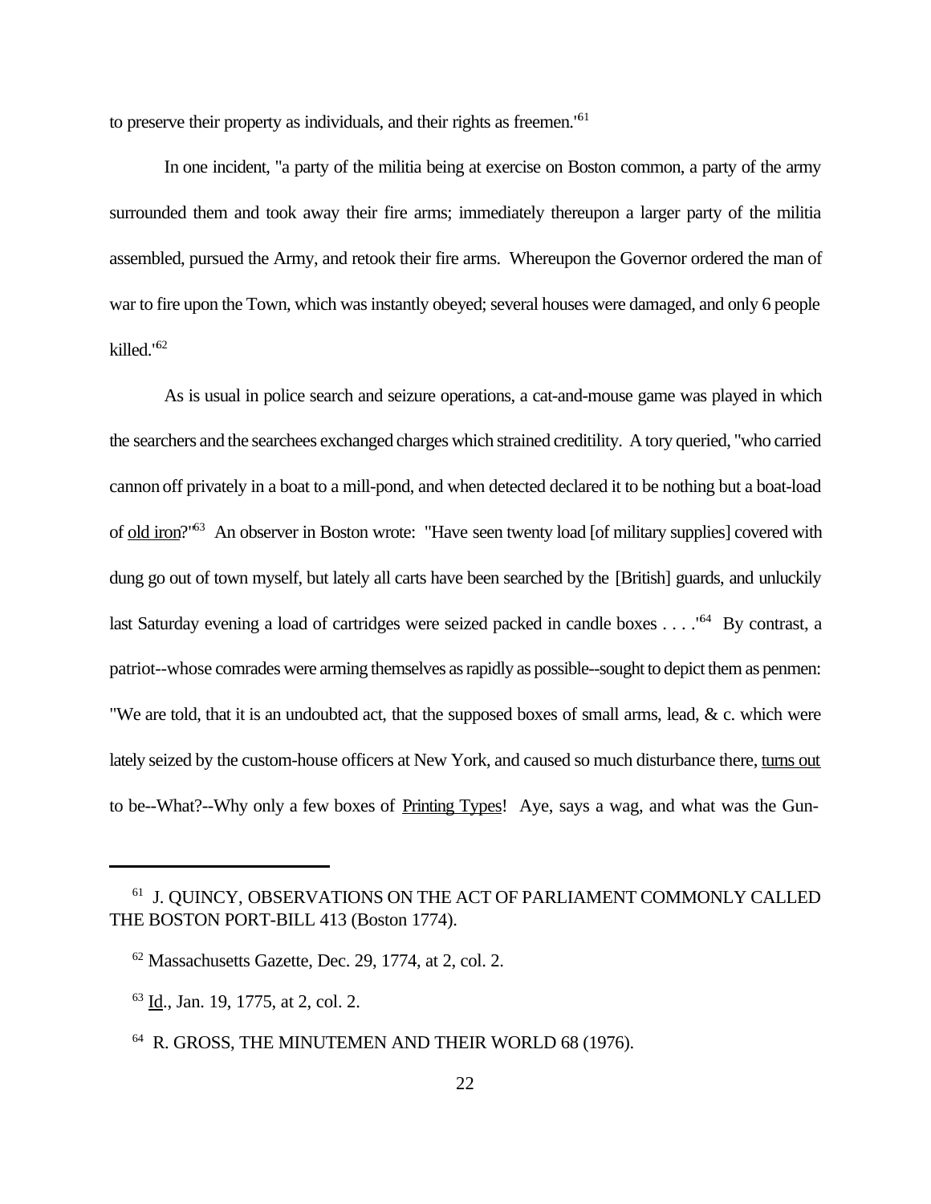to preserve their property as individuals, and their rights as freemen.'[61]

In one incident, "a party of the militia being at exercise on Boston common, a party of the army surrounded them and took away their fire arms; immediately thereupon a larger party of the militia assembled, pursued the Army, and retook their fire arms. Whereupon the Governor ordered the man of war to fire upon the Town, which was instantly obeyed; several houses were damaged, and only 6 people killed.'[62]

As is usual in police search and seizure operations, a cat-and-mouse game was played in which the searchers and the searchees exchanged charges which strained creditility. A tory queried, "who carried cannon off privately in a boat to a mill-pond, and when detected declared it to be nothing but a boat-load of <u>old iron</u>?"[63] An observer in Boston wrote: "Have seen twenty load [of military supplies] covered with dung go out of town myself, but lately all carts have been searched by the [British] guards, and unluckily last Saturday evening a load of cartridges were seized packed in candle boxes . . . .'[64] By contrast, a patriot--whose comrades were arming themselves as rapidly as possible--sought to depict them as penmen: "We are told, that it is an undoubted act, that the supposed boxes of small arms, lead, & c. which were lately seized by the custom-house officers at New York, and caused so much disturbance there, <u>turns out</u> to be--What?--Why only a few boxes of <u>Printing Types</u>! Aye, says a wag, and what was the Gun-

---

[61] J. QUINCY, OBSERVATIONS ON THE ACT OF PARLIAMENT COMMONLY CALLED THE BOSTON PORT-BILL 413 (Boston 1774).

[62] Massachusetts Gazette, Dec. 29, 1774, at 2, col. 2.

[63] <u>Id</u>., Jan. 19, 1775, at 2, col. 2.

[64] R. GROSS, THE MINUTEMEN AND THEIR WORLD 68 (1976).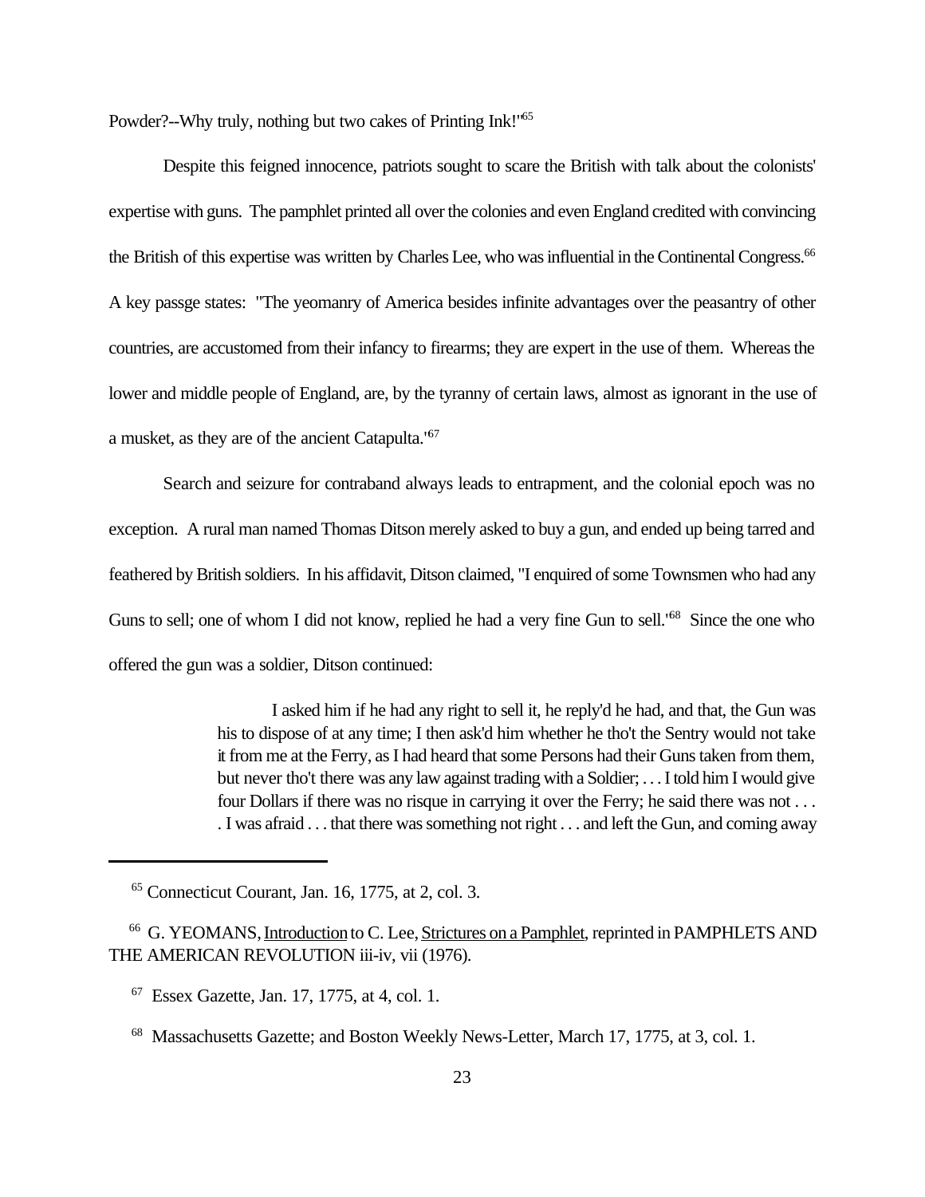Powder?--Why truly, nothing but two cakes of Printing Ink!"[65]

Despite this feigned innocence, patriots sought to scare the British with talk about the colonists' expertise with guns. The pamphlet printed all over the colonies and even England credited with convincing the British of this expertise was written by Charles Lee, who was influential in the Continental Congress.[66] A key passge states: "The yeomanry of America besides infinite advantages over the peasantry of other countries, are accustomed from their infancy to firearms; they are expert in the use of them. Whereas the lower and middle people of England, are, by the tyranny of certain laws, almost as ignorant in the use of a musket, as they are of the ancient Catapulta."[67]

Search and seizure for contraband always leads to entrapment, and the colonial epoch was no exception. A rural man named Thomas Ditson merely asked to buy a gun, and ended up being tarred and feathered by British soldiers. In his affidavit, Ditson claimed, "I enquired of some Townsmen who had any Guns to sell; one of whom I did not know, replied he had a very fine Gun to sell."[68] Since the one who offered the gun was a soldier, Ditson continued:

> I asked him if he had any right to sell it, he reply'd he had, and that, the Gun was his to dispose of at any time; I then ask'd him whether he tho't the Sentry would not take it from me at the Ferry, as I had heard that some Persons had their Guns taken from them, but never tho't there was any law against trading with a Soldier; . . . I told him I would give four Dollars if there was no risque in carrying it over the Ferry; he said there was not . . . . I was afraid . . . that there was something not right . . . and left the Gun, and coming away

---

[65] Connecticut Courant, Jan. 16, 1775, at 2, col. 3.

[66] G. YEOMANS, Introduction to C. Lee, Strictures on a Pamphlet, reprinted in PAMPHLETS AND THE AMERICAN REVOLUTION iii-iv, vii (1976).

[67] Essex Gazette, Jan. 17, 1775, at 4, col. 1.

[68] Massachusetts Gazette; and Boston Weekly News-Letter, March 17, 1775, at 3, col. 1.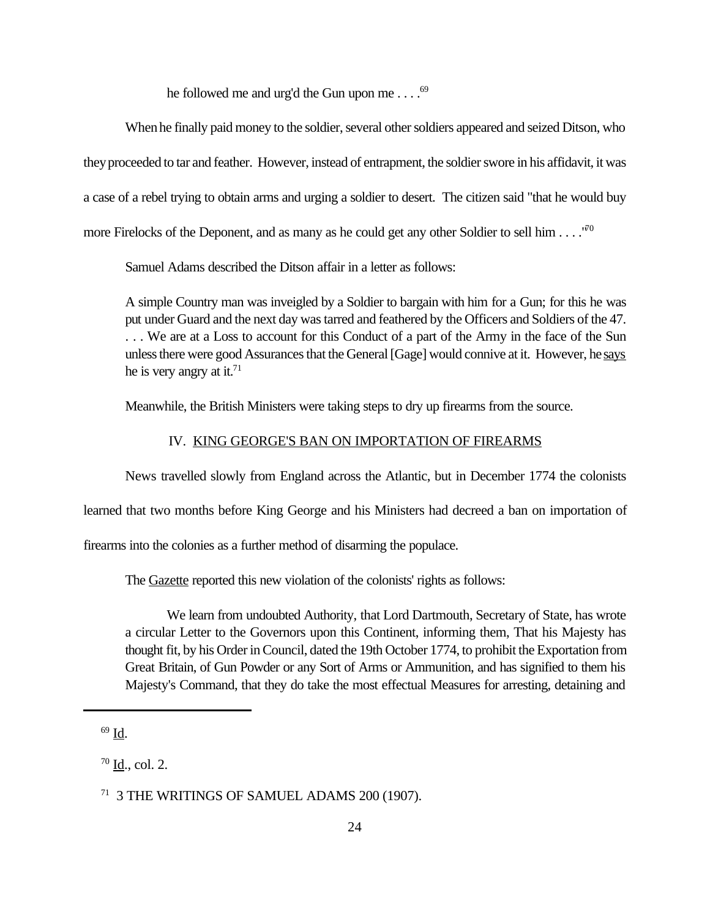> he followed me and urg'd the Gun upon me . . . .[69]

When he finally paid money to the soldier, several other soldiers appeared and seized Ditson, who they proceeded to tar and feather. However, instead of entrapment, the soldier swore in his affidavit, it was a case of a rebel trying to obtain arms and urging a soldier to desert. The citizen said "that he would buy more Firelocks of the Deponent, and as many as he could get any other Soldier to sell him . . . ."[70]

Samuel Adams described the Ditson affair in a letter as follows:

> A simple Country man was inveigled by a Soldier to bargain with him for a Gun; for this he was put under Guard and the next day was tarred and feathered by the Officers and Soldiers of the 47. . . . We are at a Loss to account for this Conduct of a part of the Army in the face of the Sun unless there were good Assurances that the General [Gage] would connive at it. However, he <u>says</u> he is very angry at it.[71]

Meanwhile, the British Ministers were taking steps to dry up firearms from the source.

## IV. <u>KING GEORGE'S BAN ON IMPORTATION OF FIREARMS</u>

News travelled slowly from England across the Atlantic, but in December 1774 the colonists learned that two months before King George and his Ministers had decreed a ban on importation of firearms into the colonies as a further method of disarming the populace.

The <u>Gazette</u> reported this new violation of the colonists' rights as follows:

> We learn from undoubted Authority, that Lord Dartmouth, Secretary of State, has wrote a circular Letter to the Governors upon this Continent, informing them, That his Majesty has thought fit, by his Order in Council, dated the 19th October 1774, to prohibit the Exportation from Great Britain, of Gun Powder or any Sort of Arms or Ammunition, and has signified to them his Majesty's Command, that they do take the most effectual Measures for arresting, detaining and

---

[69] <u>Id</u>.

[70] <u>Id</u>., col. 2.

[71] 3 THE WRITINGS OF SAMUEL ADAMS 200 (1907).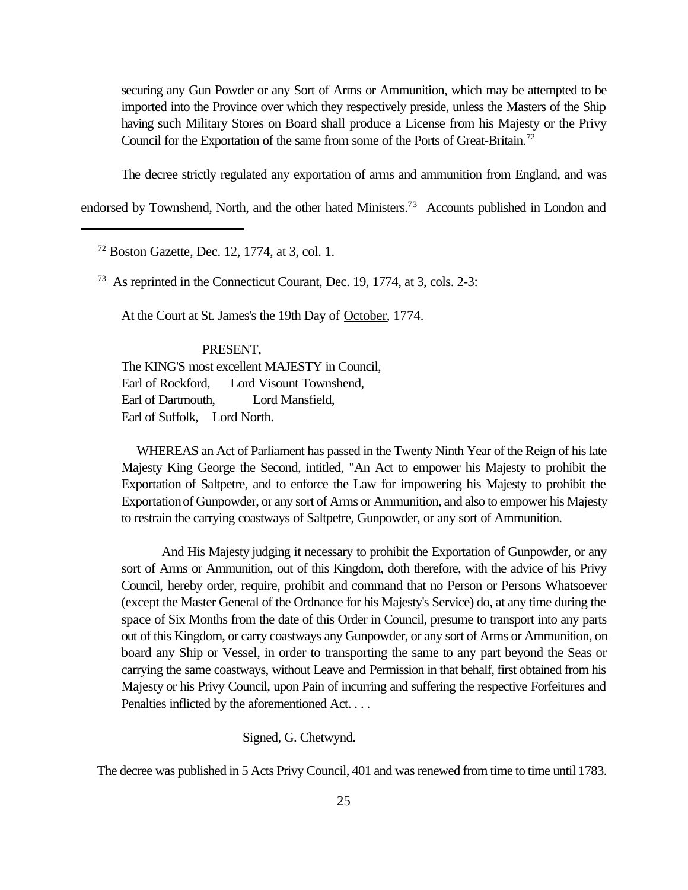securing any Gun Powder or any Sort of Arms or Ammunition, which may be attempted to be imported into the Province over which they respectively preside, unless the Masters of the Ship having such Military Stores on Board shall produce a License from his Majesty or the Privy Council for the Exportation of the same from some of the Ports of Great-Britain.[72]

The decree strictly regulated any exportation of arms and ammunition from England, and was endorsed by Townshend, North, and the other hated Ministers.[73] Accounts published in London and

---

[72] Boston Gazette, Dec. 12, 1774, at 3, col. 1.

[73] As reprinted in the Connecticut Courant, Dec. 19, 1774, at 3, cols. 2-3:

> At the Court at St. James's the 19th Day of October, 1774.
>
> PRESENT,
> The KING'S most excellent MAJESTY in Council,
> Earl of Rockford, Lord Visount Townshend,
> Earl of Dartmouth, Lord Mansfield,
> Earl of Suffolk, Lord North.
>
> WHEREAS an Act of Parliament has passed in the Twenty Ninth Year of the Reign of his late Majesty King George the Second, intitled, "An Act to empower his Majesty to prohibit the Exportation of Saltpetre, and to enforce the Law for impowering his Majesty to prohibit the Exportation of Gunpowder, or any sort of Arms or Ammunition, and also to empower his Majesty to restrain the carrying coastways of Saltpetre, Gunpowder, or any sort of Ammunition.
>
> And His Majesty judging it necessary to prohibit the Exportation of Gunpowder, or any sort of Arms or Ammunition, out of this Kingdom, doth therefore, with the advice of his Privy Council, hereby order, require, prohibit and command that no Person or Persons Whatsoever (except the Master General of the Ordnance for his Majesty's Service) do, at any time during the space of Six Months from the date of this Order in Council, presume to transport into any parts out of this Kingdom, or carry coastways any Gunpowder, or any sort of Arms or Ammunition, on board any Ship or Vessel, in order to transporting the same to any part beyond the Seas or carrying the same coastways, without Leave and Permission in that behalf, first obtained from his Majesty or his Privy Council, upon Pain of incurring and suffering the respective Forfeitures and Penalties inflicted by the aforementioned Act. . . .
>
> Signed, G. Chetwynd.

The decree was published in 5 Acts Privy Council, 401 and was renewed from time to time until 1783.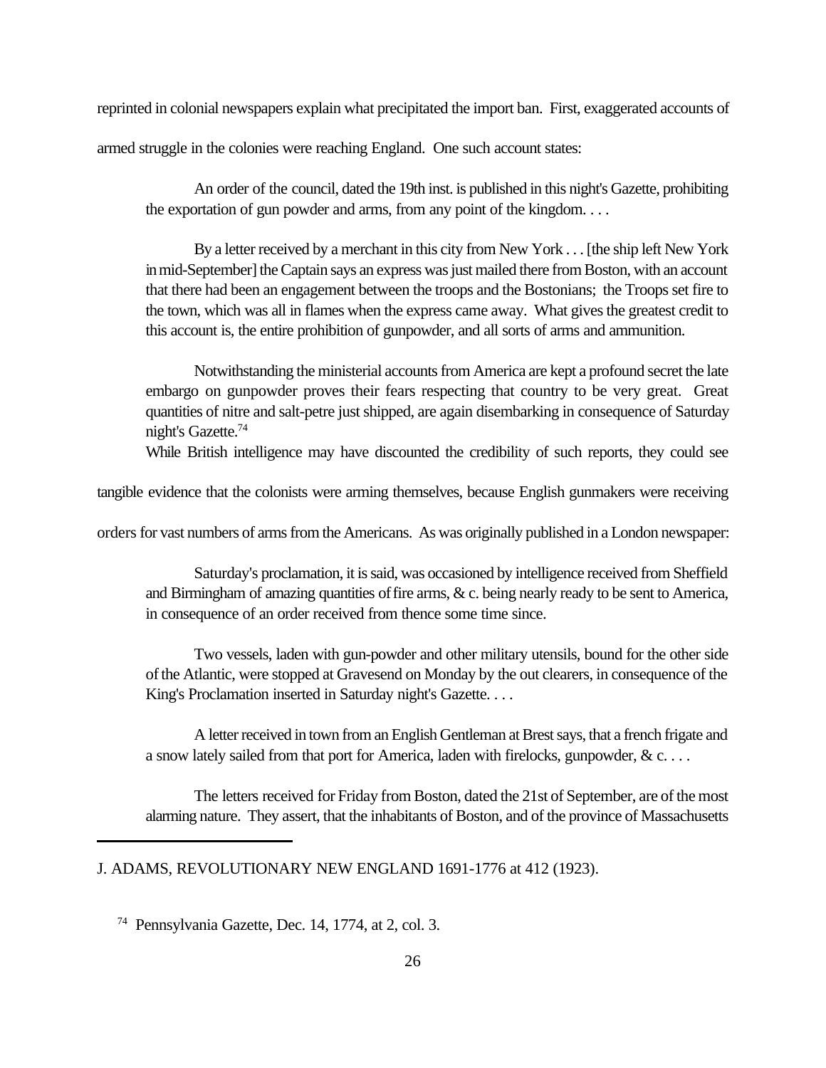reprinted in colonial newspapers explain what precipitated the import ban. First, exaggerated accounts of armed struggle in the colonies were reaching England. One such account states:

> An order of the council, dated the 19th inst. is published in this night's Gazette, prohibiting the exportation of gun powder and arms, from any point of the kingdom. . . .
>
> By a letter received by a merchant in this city from New York . . . [the ship left New York in mid-September] the Captain says an express was just mailed there from Boston, with an account that there had been an engagement between the troops and the Bostonians; the Troops set fire to the town, which was all in flames when the express came away. What gives the greatest credit to this account is, the entire prohibition of gunpowder, and all sorts of arms and ammunition.
>
> Notwithstanding the ministerial accounts from America are kept a profound secret the late embargo on gunpowder proves their fears respecting that country to be very great. Great quantities of nitre and salt-petre just shipped, are again disembarking in consequence of Saturday night's Gazette.[74]

While British intelligence may have discounted the credibility of such reports, they could see tangible evidence that the colonists were arming themselves, because English gunmakers were receiving orders for vast numbers of arms from the Americans. As was originally published in a London newspaper:

> Saturday's proclamation, it is said, was occasioned by intelligence received from Sheffield and Birmingham of amazing quantities of fire arms, & c. being nearly ready to be sent to America, in consequence of an order received from thence some time since.
>
> Two vessels, laden with gun-powder and other military utensils, bound for the other side of the Atlantic, were stopped at Gravesend on Monday by the out clearers, in consequence of the King's Proclamation inserted in Saturday night's Gazette. . . .
>
> A letter received in town from an English Gentleman at Brest says, that a french frigate and a snow lately sailed from that port for America, laden with firelocks, gunpowder, & c. . . .
>
> The letters received for Friday from Boston, dated the 21st of September, are of the most alarming nature. They assert, that the inhabitants of Boston, and of the province of Massachusetts

---

J. ADAMS, REVOLUTIONARY NEW ENGLAND 1691-1776 at 412 (1923).

[74] Pennsylvania Gazette, Dec. 14, 1774, at 2, col. 3.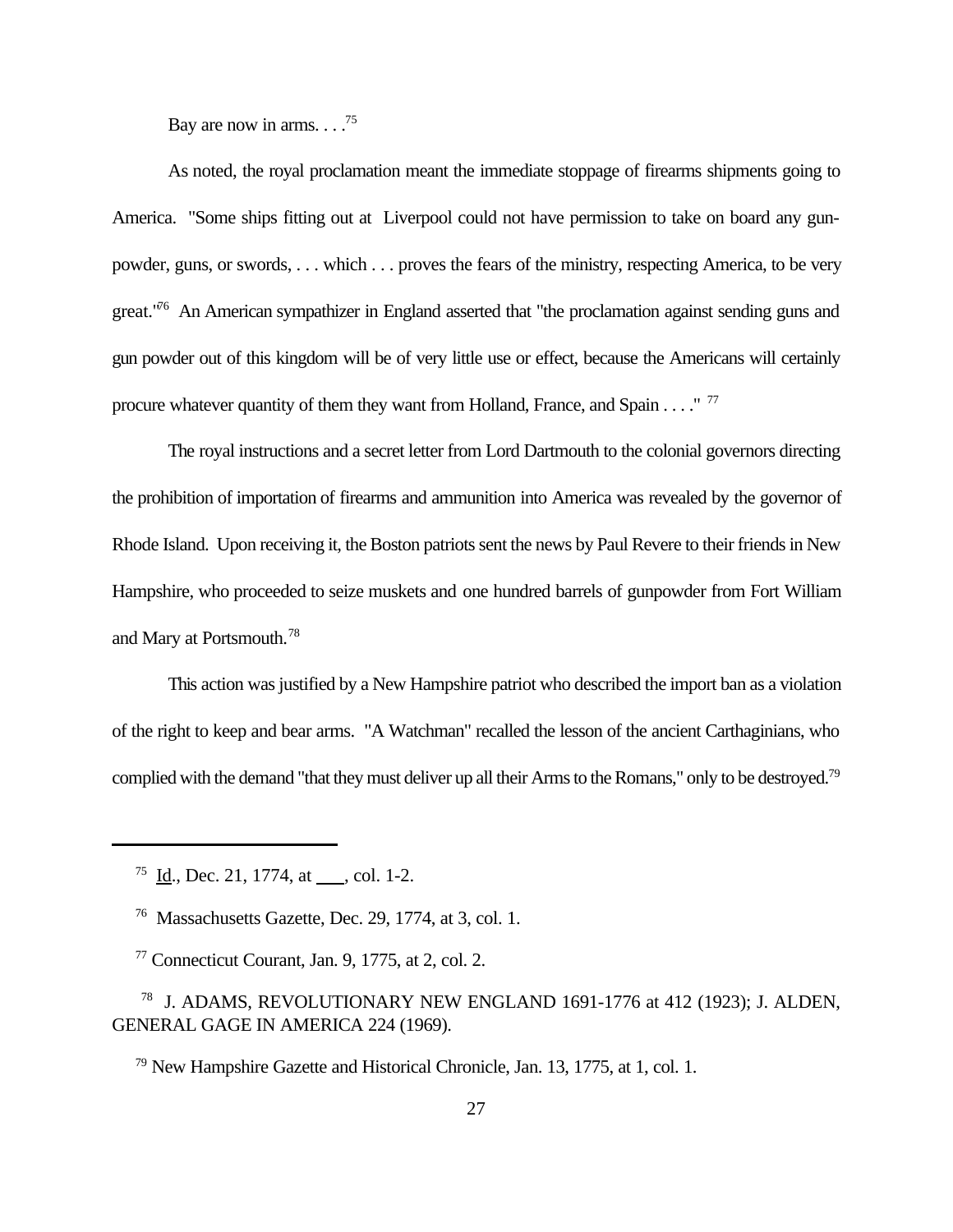Bay are now in arms. . . .[75]

As noted, the royal proclamation meant the immediate stoppage of firearms shipments going to America. "Some ships fitting out at Liverpool could not have permission to take on board any gun-powder, guns, or swords, . . . which . . . proves the fears of the ministry, respecting America, to be very great."[76] An American sympathizer in England asserted that "the proclamation against sending guns and gun powder out of this kingdom will be of very little use or effect, because the Americans will certainly procure whatever quantity of them they want from Holland, France, and Spain . . . ." [77]

The royal instructions and a secret letter from Lord Dartmouth to the colonial governors directing the prohibition of importation of firearms and ammunition into America was revealed by the governor of Rhode Island. Upon receiving it, the Boston patriots sent the news by Paul Revere to their friends in New Hampshire, who proceeded to seize muskets and one hundred barrels of gunpowder from Fort William and Mary at Portsmouth.[78]

This action was justified by a New Hampshire patriot who described the import ban as a violation of the right to keep and bear arms. "A Watchman" recalled the lesson of the ancient Carthaginians, who complied with the demand "that they must deliver up all their Arms to the Romans," only to be destroyed.[79]

---

[75] Id., Dec. 21, 1774, at ___, col. 1-2.

[76] Massachusetts Gazette, Dec. 29, 1774, at 3, col. 1.

[77] Connecticut Courant, Jan. 9, 1775, at 2, col. 2.

[78] J. ADAMS, REVOLUTIONARY NEW ENGLAND 1691-1776 at 412 (1923); J. ALDEN, GENERAL GAGE IN AMERICA 224 (1969).

[79] New Hampshire Gazette and Historical Chronicle, Jan. 13, 1775, at 1, col. 1.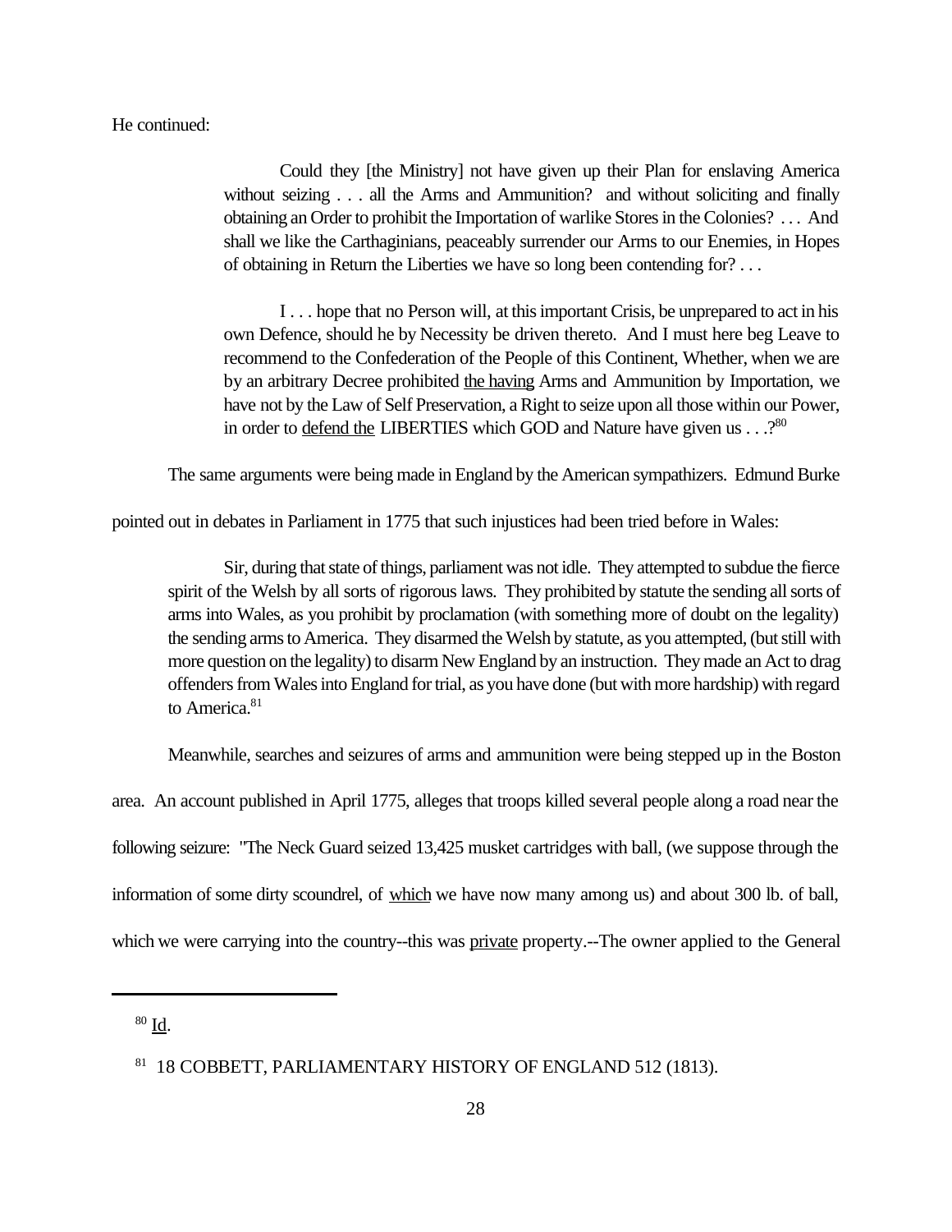He continued:

> Could they [the Ministry] not have given up their Plan for enslaving America without seizing . . . all the Arms and Ammunition? and without soliciting and finally obtaining an Order to prohibit the Importation of warlike Stores in the Colonies? . . . And shall we like the Carthaginians, peaceably surrender our Arms to our Enemies, in Hopes of obtaining in Return the Liberties we have so long been contending for? . . .
>
> I . . . hope that no Person will, at this important Crisis, be unprepared to act in his own Defence, should he by Necessity be driven thereto. And I must here beg Leave to recommend to the Confederation of the People of this Continent, Whether, when we are by an arbitrary Decree prohibited <u>the having</u> Arms and Ammunition by Importation, we have not by the Law of Self Preservation, a Right to seize upon all those within our Power, in order to <u>defend the</u> LIBERTIES which GOD and Nature have given us . . .?[80]

The same arguments were being made in England by the American sympathizers. Edmund Burke pointed out in debates in Parliament in 1775 that such injustices had been tried before in Wales:

> Sir, during that state of things, parliament was not idle. They attempted to subdue the fierce spirit of the Welsh by all sorts of rigorous laws. They prohibited by statute the sending all sorts of arms into Wales, as you prohibit by proclamation (with something more of doubt on the legality) the sending arms to America. They disarmed the Welsh by statute, as you attempted, (but still with more question on the legality) to disarm New England by an instruction. They made an Act to drag offenders from Wales into England for trial, as you have done (but with more hardship) with regard to America.[81]

Meanwhile, searches and seizures of arms and ammunition were being stepped up in the Boston area. An account published in April 1775, alleges that troops killed several people along a road near the following seizure: "The Neck Guard seized 13,425 musket cartridges with ball, (we suppose through the information of some dirty scoundrel, of <u>which</u> we have now many among us) and about 300 lb. of ball, which we were carrying into the country--this was <u>private</u> property.--The owner applied to the General

---

[80] <u>Id</u>.

[81] 18 COBBETT, PARLIAMENTARY HISTORY OF ENGLAND 512 (1813).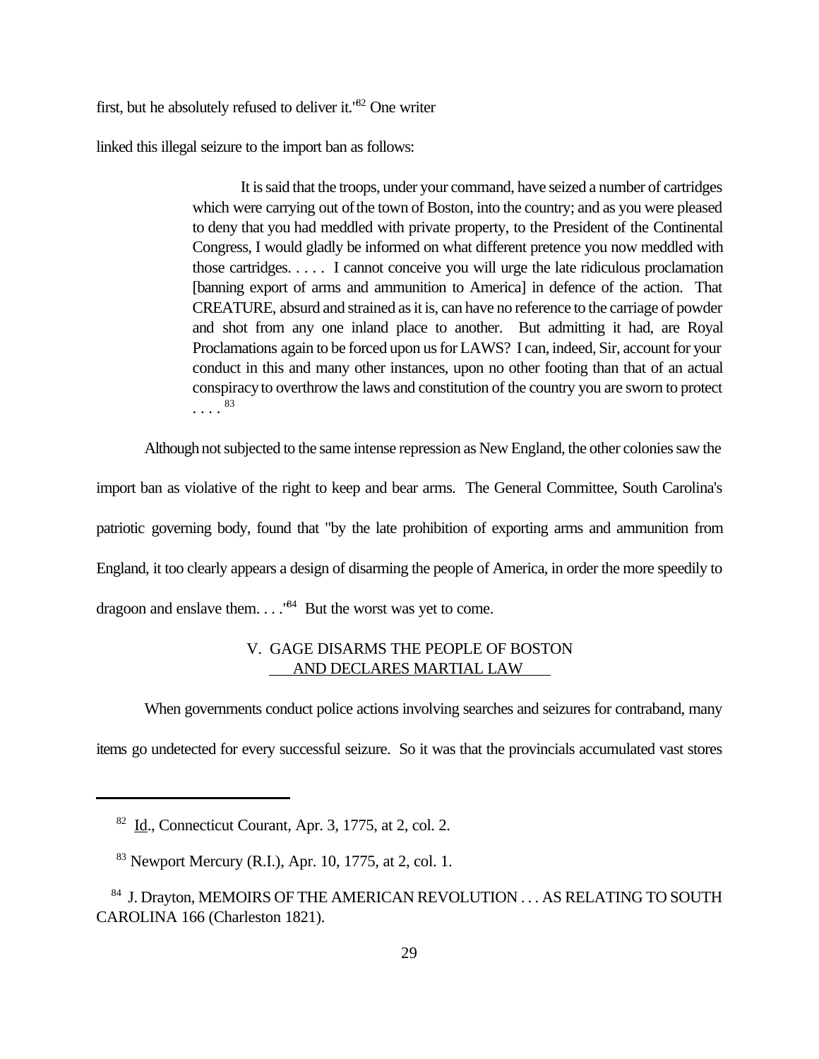first, but he absolutely refused to deliver it."[82] One writer linked this illegal seizure to the import ban as follows:

> It is said that the troops, under your command, have seized a number of cartridges which were carrying out of the town of Boston, into the country; and as you were pleased to deny that you had meddled with private property, to the President of the Continental Congress, I would gladly be informed on what different pretence you now meddled with those cartridges. . . . . I cannot conceive you will urge the late ridiculous proclamation [banning export of arms and ammunition to America] in defence of the action. That CREATURE, absurd and strained as it is, can have no reference to the carriage of powder and shot from any one inland place to another. But admitting it had, are Royal Proclamations again to be forced upon us for LAWS? I can, indeed, Sir, account for your conduct in this and many other instances, upon no other footing than that of an actual conspiracy to overthrow the laws and constitution of the country you are sworn to protect . . . .[83]

Although not subjected to the same intense repression as New England, the other colonies saw the import ban as violative of the right to keep and bear arms. The General Committee, South Carolina's patriotic governing body, found that "by the late prohibition of exporting arms and ammunition from England, it too clearly appears a design of disarming the people of America, in order the more speedily to dragoon and enslave them. . . ."[84] But the worst was yet to come.

## V. GAGE DISARMS THE PEOPLE OF BOSTON AND DECLARES MARTIAL LAW

When governments conduct police actions involving searches and seizures for contraband, many items go undetected for every successful seizure. So it was that the provincials accumulated vast stores

---

[82] Id., Connecticut Courant, Apr. 3, 1775, at 2, col. 2.

[83] Newport Mercury (R.I.), Apr. 10, 1775, at 2, col. 1.

[84] J. Drayton, MEMOIRS OF THE AMERICAN REVOLUTION . . . AS RELATING TO SOUTH CAROLINA 166 (Charleston 1821).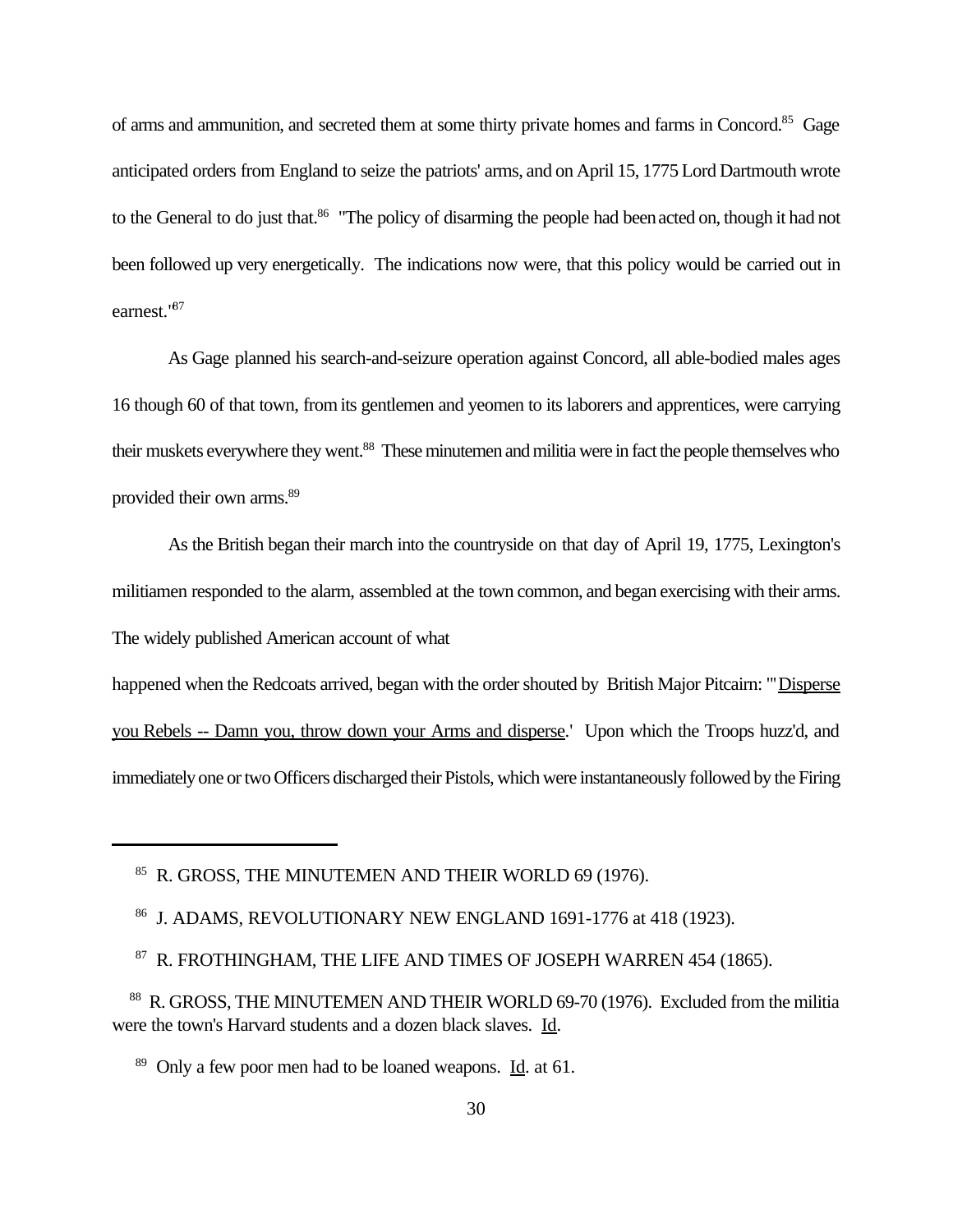of arms and ammunition, and secreted them at some thirty private homes and farms in Concord.[85] Gage anticipated orders from England to seize the patriots' arms, and on April 15, 1775 Lord Dartmouth wrote to the General to do just that.[86] "The policy of disarming the people had been acted on, though it had not been followed up very energetically. The indications now were, that this policy would be carried out in earnest."[87]

As Gage planned his search-and-seizure operation against Concord, all able-bodied males ages 16 though 60 of that town, from its gentlemen and yeomen to its laborers and apprentices, were carrying their muskets everywhere they went.[88] These minutemen and militia were in fact the people themselves who provided their own arms.[89]

As the British began their march into the countryside on that day of April 19, 1775, Lexington's militiamen responded to the alarm, assembled at the town common, and began exercising with their arms. The widely published American account of what happened when the Redcoats arrived, began with the order shouted by British Major Pitcairn: "'Disperse you Rebels -- Damn you, throw down your Arms and disperse.' Upon which the Troops huzz'd, and immediately one or two Officers discharged their Pistols, which were instantaneously followed by the Firing

---

[85] R. GROSS, THE MINUTEMEN AND THEIR WORLD 69 (1976).

[86] J. ADAMS, REVOLUTIONARY NEW ENGLAND 1691-1776 at 418 (1923).

[87] R. FROTHINGHAM, THE LIFE AND TIMES OF JOSEPH WARREN 454 (1865).

[88] R. GROSS, THE MINUTEMEN AND THEIR WORLD 69-70 (1976). Excluded from the militia were the town's Harvard students and a dozen black slaves. Id.

[89] Only a few poor men had to be loaned weapons. Id. at 61.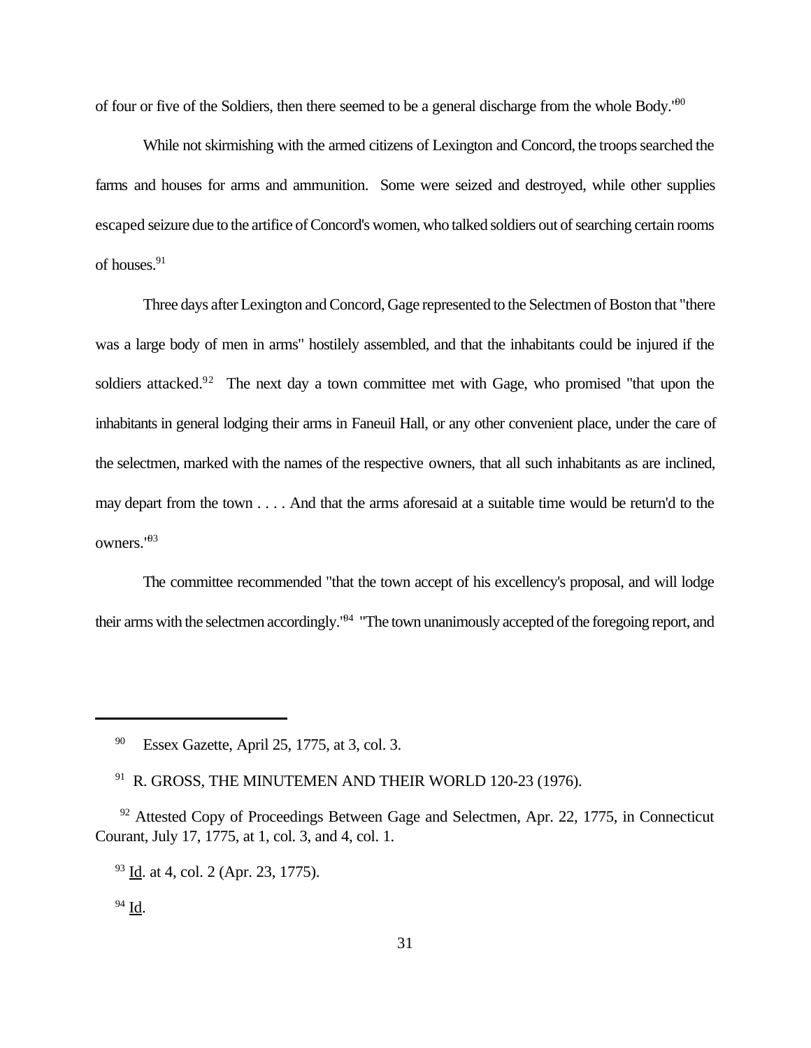of four or five of the Soldiers, then there seemed to be a general discharge from the whole Body."[90]

While not skirmishing with the armed citizens of Lexington and Concord, the troops searched the farms and houses for arms and ammunition. Some were seized and destroyed, while other supplies escaped seizure due to the artifice of Concord's women, who talked soldiers out of searching certain rooms of houses.[91]

Three days after Lexington and Concord, Gage represented to the Selectmen of Boston that "there was a large body of men in arms" hostilely assembled, and that the inhabitants could be injured if the soldiers attacked.[92] The next day a town committee met with Gage, who promised "that upon the inhabitants in general lodging their arms in Faneuil Hall, or any other convenient place, under the care of the selectmen, marked with the names of the respective owners, that all such inhabitants as are inclined, may depart from the town . . . . And that the arms aforesaid at a suitable time would be return'd to the owners."[93]

The committee recommended "that the town accept of his excellency's proposal, and will lodge their arms with the selectmen accordingly."[94] "The town unanimously accepted of the foregoing report, and

---

[90] Essex Gazette, April 25, 1775, at 3, col. 3.

[91] R. GROSS, THE MINUTEMEN AND THEIR WORLD 120-23 (1976).

[92] Attested Copy of Proceedings Between Gage and Selectmen, Apr. 22, 1775, in Connecticut Courant, July 17, 1775, at 1, col. 3, and 4, col. 1.

[93] Id. at 4, col. 2 (Apr. 23, 1775).

[94] Id.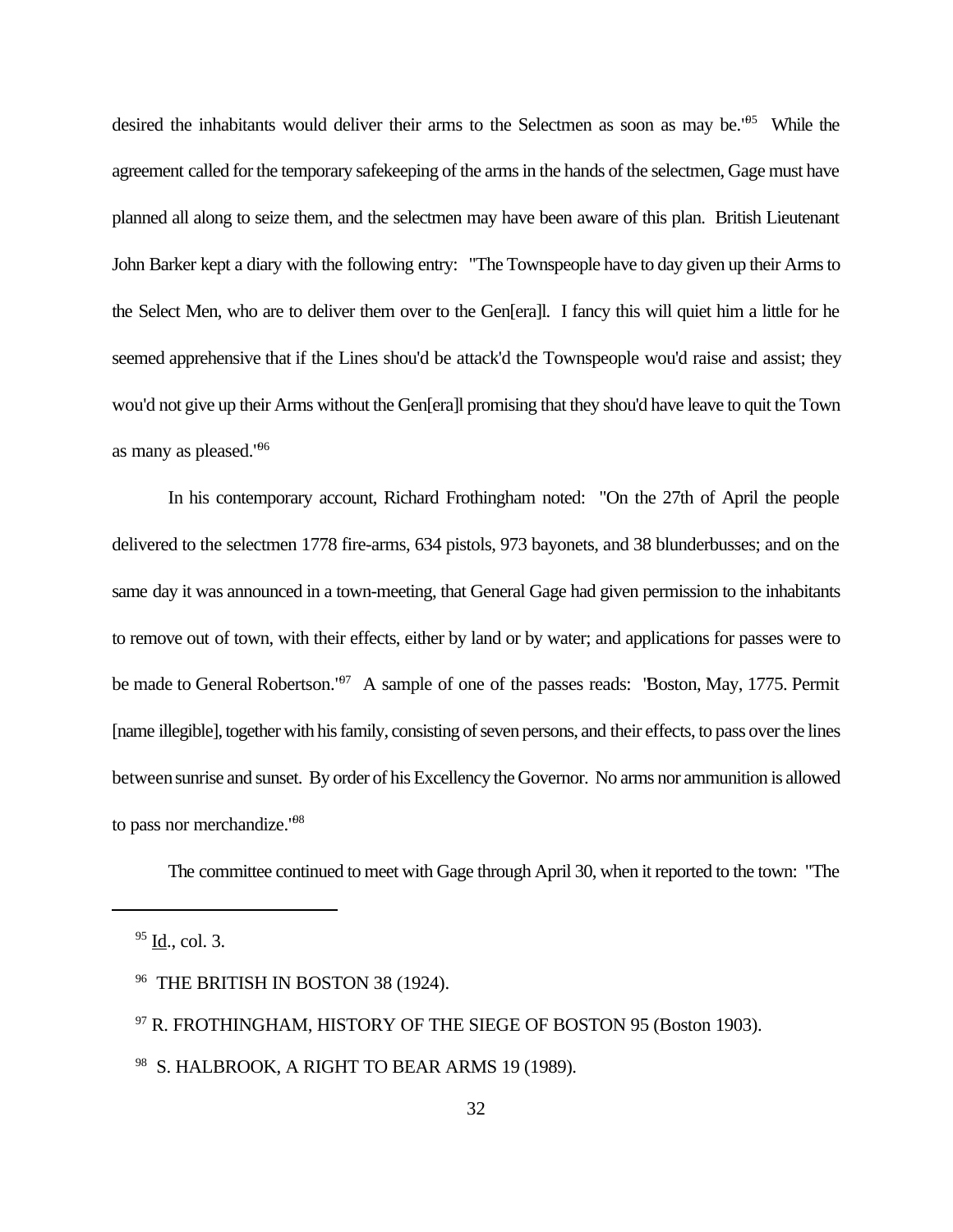desired the inhabitants would deliver their arms to the Selectmen as soon as may be."[95] While the agreement called for the temporary safekeeping of the arms in the hands of the selectmen, Gage must have planned all along to seize them, and the selectmen may have been aware of this plan. British Lieutenant John Barker kept a diary with the following entry: "The Townspeople have to day given up their Arms to the Select Men, who are to deliver them over to the Gen[era]l. I fancy this will quiet him a little for he seemed apprehensive that if the Lines shou'd be attack'd the Townspeople wou'd raise and assist; they wou'd not give up their Arms without the Gen[era]l promising that they shou'd have leave to quit the Town as many as pleased."[96]

In his contemporary account, Richard Frothingham noted: "On the 27th of April the people delivered to the selectmen 1778 fire-arms, 634 pistols, 973 bayonets, and 38 blunderbusses; and on the same day it was announced in a town-meeting, that General Gage had given permission to the inhabitants to remove out of town, with their effects, either by land or by water; and applications for passes were to be made to General Robertson."[97] A sample of one of the passes reads: 'Boston, May, 1775. Permit [name illegible], together with his family, consisting of seven persons, and their effects, to pass over the lines between sunrise and sunset. By order of his Excellency the Governor. No arms nor ammunition is allowed to pass nor merchandize."[98]

The committee continued to meet with Gage through April 30, when it reported to the town: "The

---

[95] Id., col. 3.

[96] THE BRITISH IN BOSTON 38 (1924).

[97] R. FROTHINGHAM, HISTORY OF THE SIEGE OF BOSTON 95 (Boston 1903).

[98] S. HALBROOK, A RIGHT TO BEAR ARMS 19 (1989).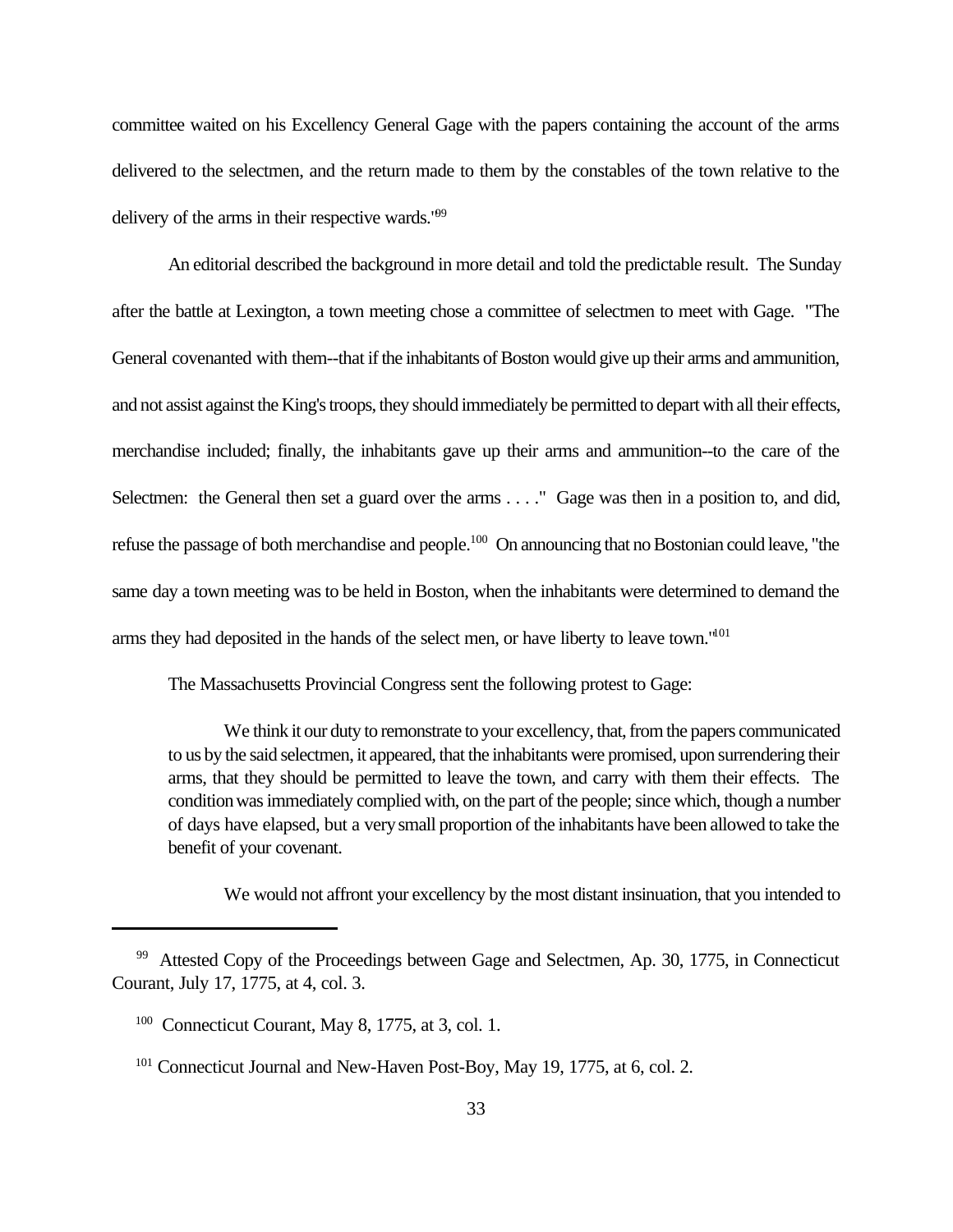committee waited on his Excellency General Gage with the papers containing the account of the arms delivered to the selectmen, and the return made to them by the constables of the town relative to the delivery of the arms in their respective wards."[99]

An editorial described the background in more detail and told the predictable result. The Sunday after the battle at Lexington, a town meeting chose a committee of selectmen to meet with Gage. "The General covenanted with them--that if the inhabitants of Boston would give up their arms and ammunition, and not assist against the King's troops, they should immediately be permitted to depart with all their effects, merchandise included; finally, the inhabitants gave up their arms and ammunition--to the care of the Selectmen: the General then set a guard over the arms . . . ." Gage was then in a position to, and did, refuse the passage of both merchandise and people.[100] On announcing that no Bostonian could leave, "the same day a town meeting was to be held in Boston, when the inhabitants were determined to demand the arms they had deposited in the hands of the select men, or have liberty to leave town."[101]

The Massachusetts Provincial Congress sent the following protest to Gage:

> We think it our duty to remonstrate to your excellency, that, from the papers communicated to us by the said selectmen, it appeared, that the inhabitants were promised, upon surrendering their arms, that they should be permitted to leave the town, and carry with them their effects. The condition was immediately complied with, on the part of the people; since which, though a number of days have elapsed, but a very small proportion of the inhabitants have been allowed to take the benefit of your covenant.
>
> We would not affront your excellency by the most distant insinuation, that you intended to

---

[99] Attested Copy of the Proceedings between Gage and Selectmen, Ap. 30, 1775, in Connecticut Courant, July 17, 1775, at 4, col. 3.

[100] Connecticut Courant, May 8, 1775, at 3, col. 1.

[101] Connecticut Journal and New-Haven Post-Boy, May 19, 1775, at 6, col. 2.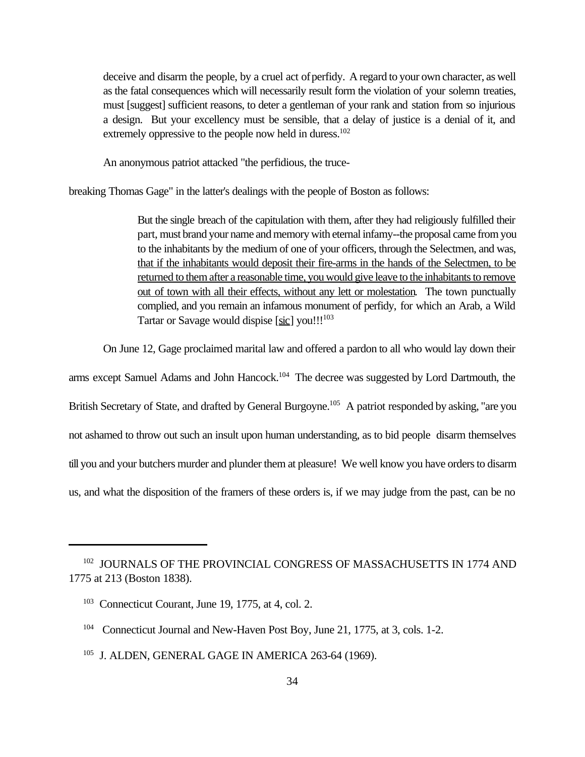> deceive and disarm the people, by a cruel act of perfidy. A regard to your own character, as well as the fatal consequences which will necessarily result form the violation of your solemn treaties, must [suggest] sufficient reasons, to deter a gentleman of your rank and station from so injurious a design. But your excellency must be sensible, that a delay of justice is a denial of it, and extremely oppressive to the people now held in duress.[102]

An anonymous patriot attacked "the perfidious, the truce-breaking Thomas Gage" in the latter's dealings with the people of Boston as follows:

> But the single breach of the capitulation with them, after they had religiously fulfilled their part, must brand your name and memory with eternal infamy--the proposal came from you to the inhabitants by the medium of one of your officers, through the Selectmen, and was, <u>that if the inhabitants would deposit their fire-arms in the hands of the Selectmen, to be returned to them after a reasonable time, you would give leave to the inhabitants to remove out of town with all their effects, without any lett or molestation</u>. The town punctually complied, and you remain an infamous monument of perfidy, for which an Arab, a Wild Tartar or Savage would dispise [<u>sic</u>] you!!![103]

On June 12, Gage proclaimed marital law and offered a pardon to all who would lay down their arms except Samuel Adams and John Hancock.[104] The decree was suggested by Lord Dartmouth, the British Secretary of State, and drafted by General Burgoyne.[105] A patriot responded by asking, "are you not ashamed to throw out such an insult upon human understanding, as to bid people disarm themselves till you and your butchers murder and plunder them at pleasure! We well know you have orders to disarm us, and what the disposition of the framers of these orders is, if we may judge from the past, can be no

---

[102] JOURNALS OF THE PROVINCIAL CONGRESS OF MASSACHUSETTS IN 1774 AND 1775 at 213 (Boston 1838).

[103] Connecticut Courant, June 19, 1775, at 4, col. 2.

[104] Connecticut Journal and New-Haven Post Boy, June 21, 1775, at 3, cols. 1-2.

[105] J. ALDEN, GENERAL GAGE IN AMERICA 263-64 (1969).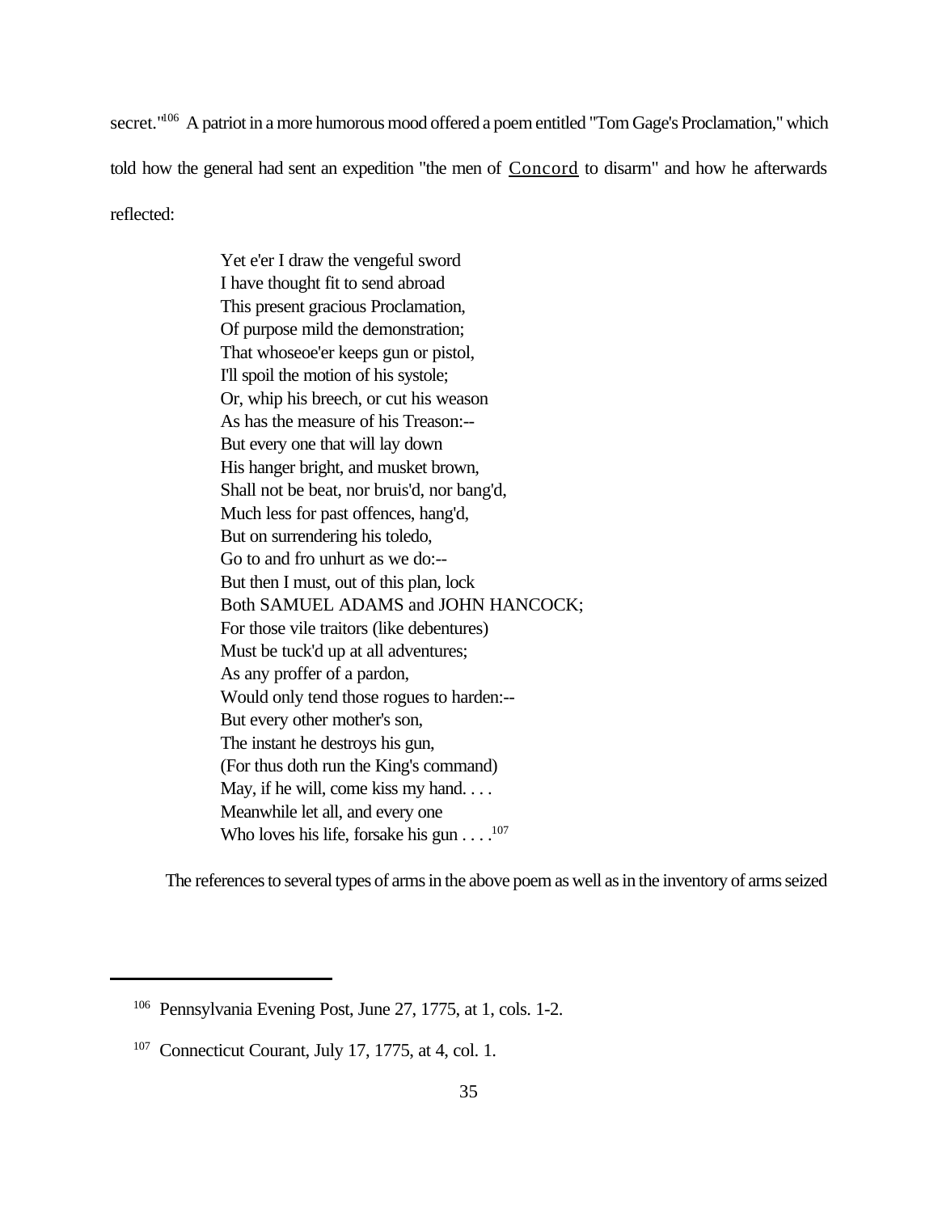secret."[106] A patriot in a more humorous mood offered a poem entitled "Tom Gage's Proclamation," which told how the general had sent an expedition "the men of Concord to disarm" and how he afterwards reflected:

> Yet e'er I draw the vengeful sword
> I have thought fit to send abroad
> This present gracious Proclamation,
> Of purpose mild the demonstration;
> That whoseoe'er keeps gun or pistol,
> I'll spoil the motion of his systole;
> Or, whip his breech, or cut his weason
> As has the measure of his Treason:--
> But every one that will lay down
> His hanger bright, and musket brown,
> Shall not be beat, nor bruis'd, nor bang'd,
> Much less for past offences, hang'd,
> But on surrendering his toledo,
> Go to and fro unhurt as we do:--
> But then I must, out of this plan, lock
> Both SAMUEL ADAMS and JOHN HANCOCK;
> For those vile traitors (like debentures)
> Must be tuck'd up at all adventures;
> As any proffer of a pardon,
> Would only tend those rogues to harden:--
> But every other mother's son,
> The instant he destroys his gun,
> (For thus doth run the King's command)
> May, if he will, come kiss my hand. . . .
> Meanwhile let all, and every one
> Who loves his life, forsake his gun . . . .[107]

The references to several types of arms in the above poem as well as in the inventory of arms seized

---

[106] Pennsylvania Evening Post, June 27, 1775, at 1, cols. 1-2.

[107] Connecticut Courant, July 17, 1775, at 4, col. 1.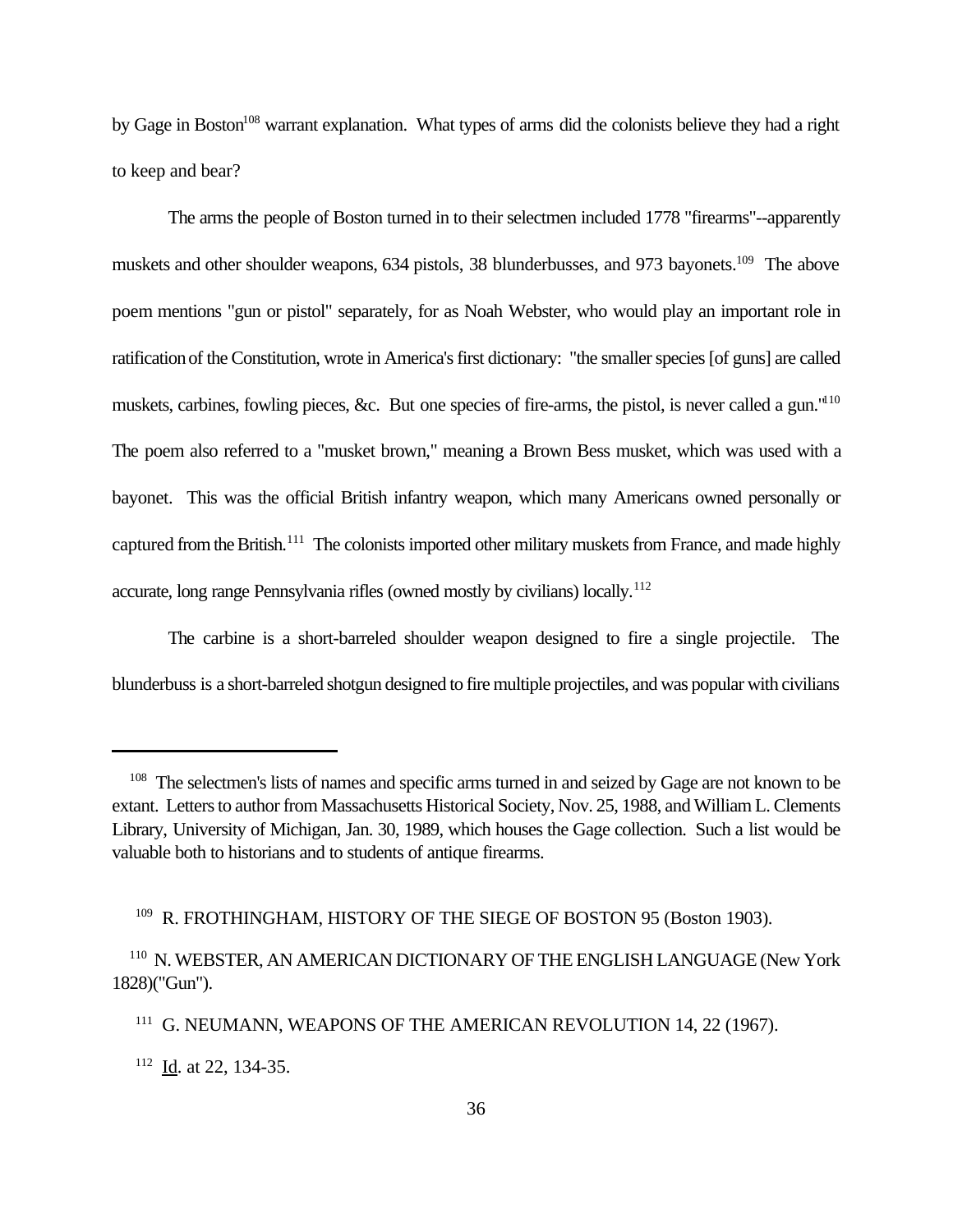by Gage in Boston[108] warrant explanation. What types of arms did the colonists believe they had a right to keep and bear?

The arms the people of Boston turned in to their selectmen included 1778 "firearms"--apparently muskets and other shoulder weapons, 634 pistols, 38 blunderbusses, and 973 bayonets.[109] The above poem mentions "gun or pistol" separately, for as Noah Webster, who would play an important role in ratification of the Constitution, wrote in America's first dictionary: "the smaller species [of guns] are called muskets, carbines, fowling pieces, &c. But one species of fire-arms, the pistol, is never called a gun."[110] The poem also referred to a "musket brown," meaning a Brown Bess musket, which was used with a bayonet. This was the official British infantry weapon, which many Americans owned personally or captured from the British.[111] The colonists imported other military muskets from France, and made highly accurate, long range Pennsylvania rifles (owned mostly by civilians) locally.[112]

The carbine is a short-barreled shoulder weapon designed to fire a single projectile. The blunderbuss is a short-barreled shotgun designed to fire multiple projectiles, and was popular with civilians

---

[108] The selectmen's lists of names and specific arms turned in and seized by Gage are not known to be extant. Letters to author from Massachusetts Historical Society, Nov. 25, 1988, and William L. Clements Library, University of Michigan, Jan. 30, 1989, which houses the Gage collection. Such a list would be valuable both to historians and to students of antique firearms.

[109] R. FROTHINGHAM, HISTORY OF THE SIEGE OF BOSTON 95 (Boston 1903).

[110] N. WEBSTER, AN AMERICAN DICTIONARY OF THE ENGLISH LANGUAGE (New York 1828)("Gun").

[111] G. NEUMANN, WEAPONS OF THE AMERICAN REVOLUTION 14, 22 (1967).

[112] Id. at 22, 134-35.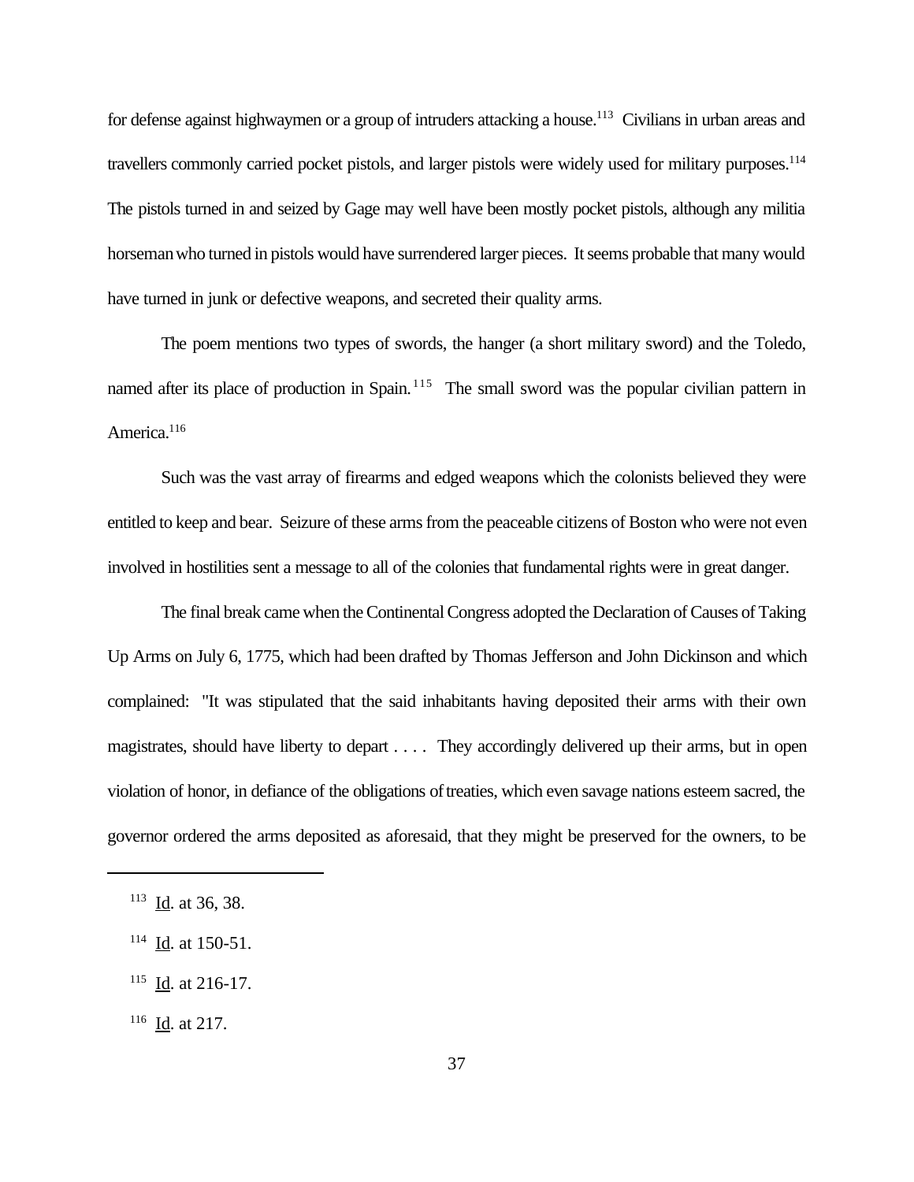for defense against highwaymen or a group of intruders attacking a house.[113] Civilians in urban areas and travellers commonly carried pocket pistols, and larger pistols were widely used for military purposes.[114] The pistols turned in and seized by Gage may well have been mostly pocket pistols, although any militia horseman who turned in pistols would have surrendered larger pieces. It seems probable that many would have turned in junk or defective weapons, and secreted their quality arms.

The poem mentions two types of swords, the hanger (a short military sword) and the Toledo, named after its place of production in Spain.[115] The small sword was the popular civilian pattern in America.[116]

Such was the vast array of firearms and edged weapons which the colonists believed they were entitled to keep and bear. Seizure of these arms from the peaceable citizens of Boston who were not even involved in hostilities sent a message to all of the colonies that fundamental rights were in great danger.

The final break came when the Continental Congress adopted the Declaration of Causes of Taking Up Arms on July 6, 1775, which had been drafted by Thomas Jefferson and John Dickinson and which complained: "It was stipulated that the said inhabitants having deposited their arms with their own magistrates, should have liberty to depart . . . . They accordingly delivered up their arms, but in open violation of honor, in defiance of the obligations of treaties, which even savage nations esteem sacred, the governor ordered the arms deposited as aforesaid, that they might be preserved for the owners, to be

---

[113] Id. at 36, 38.

[114] Id. at 150-51.

[115] Id. at 216-17.

[116] Id. at 217.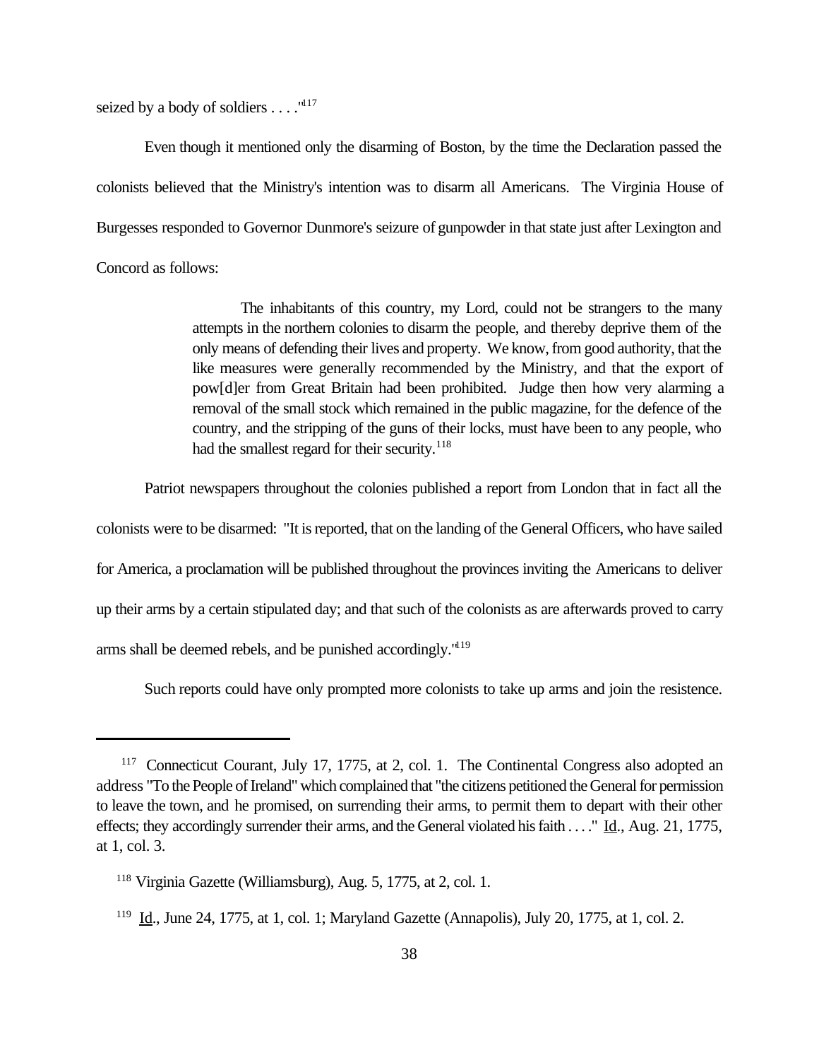seized by a body of soldiers . . . ."[117]

Even though it mentioned only the disarming of Boston, by the time the Declaration passed the colonists believed that the Ministry's intention was to disarm all Americans. The Virginia House of Burgesses responded to Governor Dunmore's seizure of gunpowder in that state just after Lexington and Concord as follows:

> The inhabitants of this country, my Lord, could not be strangers to the many attempts in the northern colonies to disarm the people, and thereby deprive them of the only means of defending their lives and property. We know, from good authority, that the like measures were generally recommended by the Ministry, and that the export of pow[d]er from Great Britain had been prohibited. Judge then how very alarming a removal of the small stock which remained in the public magazine, for the defence of the country, and the stripping of the guns of their locks, must have been to any people, who had the smallest regard for their security.[118]

Patriot newspapers throughout the colonies published a report from London that in fact all the colonists were to be disarmed: "It is reported, that on the landing of the General Officers, who have sailed for America, a proclamation will be published throughout the provinces inviting the Americans to deliver up their arms by a certain stipulated day; and that such of the colonists as are afterwards proved to carry arms shall be deemed rebels, and be punished accordingly."[119]

Such reports could have only prompted more colonists to take up arms and join the resistence.

---

[117] Connecticut Courant, July 17, 1775, at 2, col. 1. The Continental Congress also adopted an address "To the People of Ireland" which complained that "the citizens petitioned the General for permission to leave the town, and he promised, on surrendering their arms, to permit them to depart with their other effects; they accordingly surrender their arms, and the General violated his faith . . . ." Id., Aug. 21, 1775, at 1, col. 3.

[118] Virginia Gazette (Williamsburg), Aug. 5, 1775, at 2, col. 1.

[119] Id., June 24, 1775, at 1, col. 1; Maryland Gazette (Annapolis), July 20, 1775, at 1, col. 2.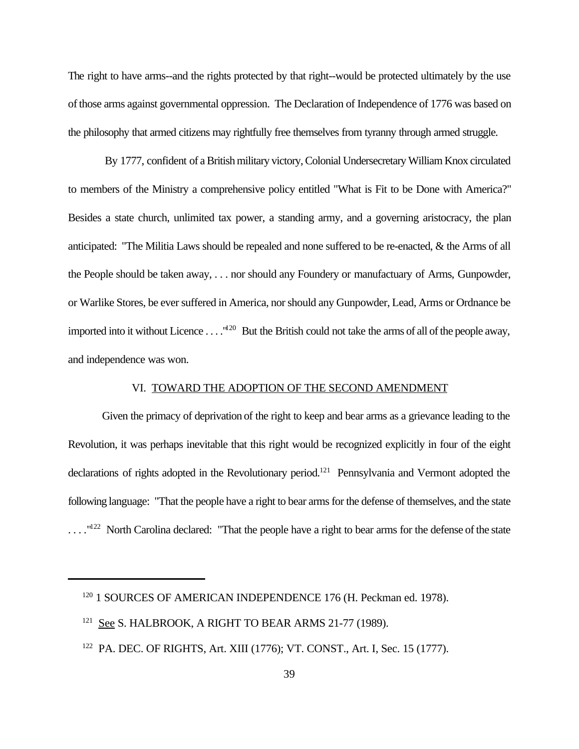The right to have arms--and the rights protected by that right--would be protected ultimately by the use of those arms against governmental oppression. The Declaration of Independence of 1776 was based on the philosophy that armed citizens may rightfully free themselves from tyranny through armed struggle.

By 1777, confident of a British military victory, Colonial Undersecretary William Knox circulated to members of the Ministry a comprehensive policy entitled "What is Fit to be Done with America?" Besides a state church, unlimited tax power, a standing army, and a governing aristocracy, the plan anticipated: "The Militia Laws should be repealed and none suffered to be re-enacted, & the Arms of all the People should be taken away, . . . nor should any Foundery or manufactuary of Arms, Gunpowder, or Warlike Stores, be ever suffered in America, nor should any Gunpowder, Lead, Arms or Ordnance be imported into it without Licence . . . ."[120] But the British could not take the arms of all of the people away, and independence was won.

## VI. TOWARD THE ADOPTION OF THE SECOND AMENDMENT

Given the primacy of deprivation of the right to keep and bear arms as a grievance leading to the Revolution, it was perhaps inevitable that this right would be recognized explicitly in four of the eight declarations of rights adopted in the Revolutionary period.[121] Pennsylvania and Vermont adopted the following language: "That the people have a right to bear arms for the defense of themselves, and the state . . . ."[122] North Carolina declared: "That the people have a right to bear arms for the defense of the state

---

[120] 1 SOURCES OF AMERICAN INDEPENDENCE 176 (H. Peckman ed. 1978).

[121] See S. HALBROOK, A RIGHT TO BEAR ARMS 21-77 (1989).

[122] PA. DEC. OF RIGHTS, Art. XIII (1776); VT. CONST., Art. I, Sec. 15 (1777).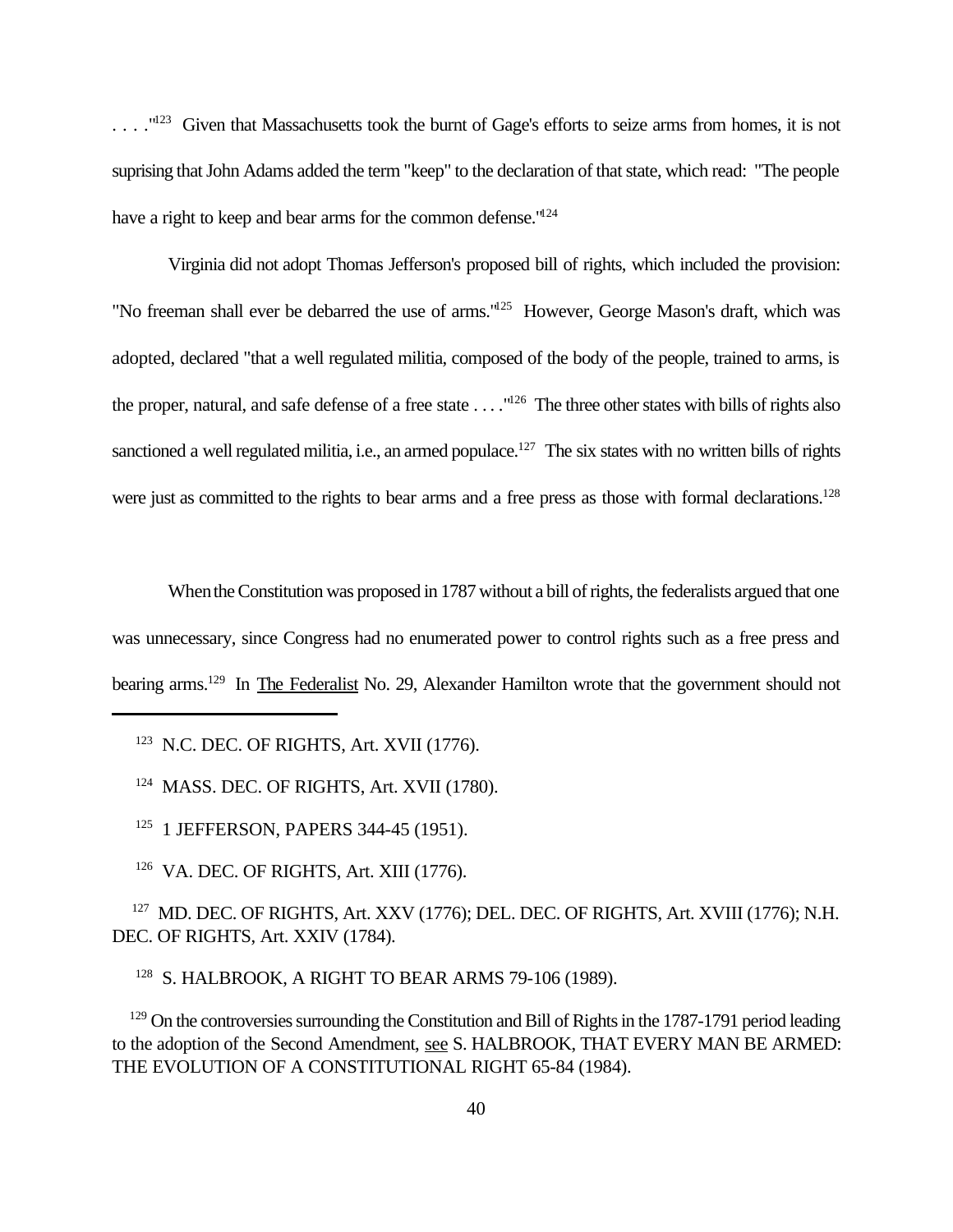. . . ."[123] Given that Massachusetts took the burnt of Gage's efforts to seize arms from homes, it is not suprising that John Adams added the term "keep" to the declaration of that state, which read: "The people have a right to keep and bear arms for the common defense."[124]

Virginia did not adopt Thomas Jefferson's proposed bill of rights, which included the provision: "No freeman shall ever be debarred the use of arms."[125] However, George Mason's draft, which was adopted, declared "that a well regulated militia, composed of the body of the people, trained to arms, is the proper, natural, and safe defense of a free state . . . ."[126] The three other states with bills of rights also sanctioned a well regulated militia, i.e., an armed populace.[127] The six states with no written bills of rights were just as committed to the rights to bear arms and a free press as those with formal declarations.[128]

When the Constitution was proposed in 1787 without a bill of rights, the federalists argued that one was unnecessary, since Congress had no enumerated power to control rights such as a free press and bearing arms.[129] In The Federalist No. 29, Alexander Hamilton wrote that the government should not

---

[123] N.C. DEC. OF RIGHTS, Art. XVII (1776).

[124] MASS. DEC. OF RIGHTS, Art. XVII (1780).

[125] 1 JEFFERSON, PAPERS 344-45 (1951).

[126] VA. DEC. OF RIGHTS, Art. XIII (1776).

[127] MD. DEC. OF RIGHTS, Art. XXV (1776); DEL. DEC. OF RIGHTS, Art. XVIII (1776); N.H. DEC. OF RIGHTS, Art. XXIV (1784).

[128] S. HALBROOK, A RIGHT TO BEAR ARMS 79-106 (1989).

[129] On the controversies surrounding the Constitution and Bill of Rights in the 1787-1791 period leading to the adoption of the Second Amendment, see S. HALBROOK, THAT EVERY MAN BE ARMED: THE EVOLUTION OF A CONSTITUTIONAL RIGHT 65-84 (1984).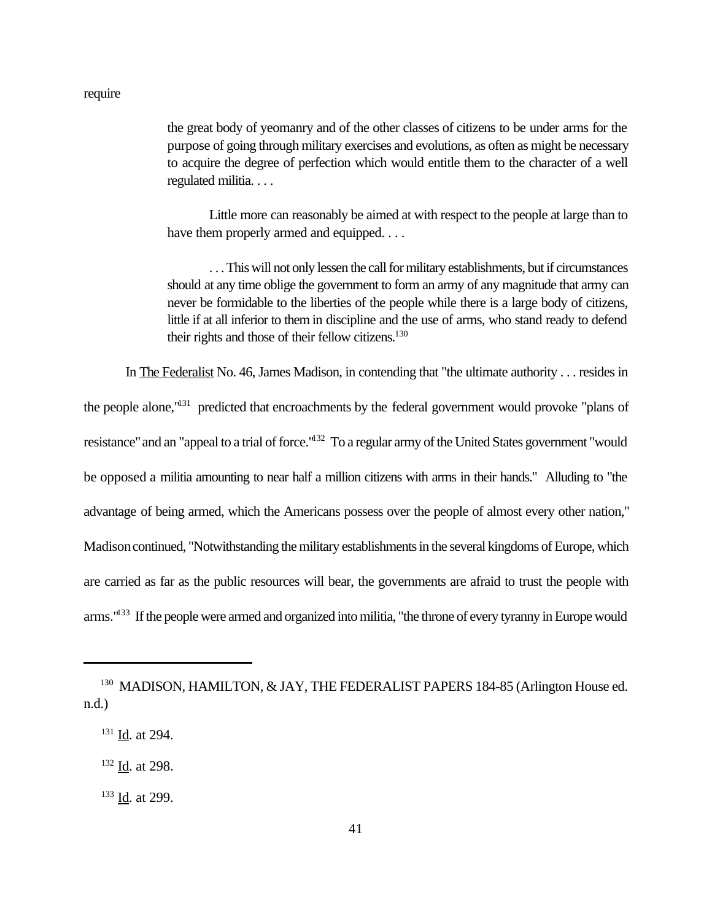require

> the great body of yeomanry and of the other classes of citizens to be under arms for the purpose of going through military exercises and evolutions, as often as might be necessary to acquire the degree of perfection which would entitle them to the character of a well regulated militia. . . .
>
> Little more can reasonably be aimed at with respect to the people at large than to have them properly armed and equipped. . . .
>
> . . . This will not only lessen the call for military establishments, but if circumstances should at any time oblige the government to form an army of any magnitude that army can never be formidable to the liberties of the people while there is a large body of citizens, little if at all inferior to them in discipline and the use of arms, who stand ready to defend their rights and those of their fellow citizens.[130]

In The Federalist No. 46, James Madison, in contending that "the ultimate authority . . . resides in the people alone,"[131] predicted that encroachments by the federal government would provoke "plans of resistance" and an "appeal to a trial of force."[132] To a regular army of the United States government "would be opposed a militia amounting to near half a million citizens with arms in their hands." Alluding to "the advantage of being armed, which the Americans possess over the people of almost every other nation," Madison continued, "Notwithstanding the military establishments in the several kingdoms of Europe, which are carried as far as the public resources will bear, the governments are afraid to trust the people with arms."[133] If the people were armed and organized into militia, "the throne of every tyranny in Europe would

---

[130] MADISON, HAMILTON, & JAY, THE FEDERALIST PAPERS 184-85 (Arlington House ed. n.d.)

[131] Id. at 294.

[132] Id. at 298.

[133] Id. at 299.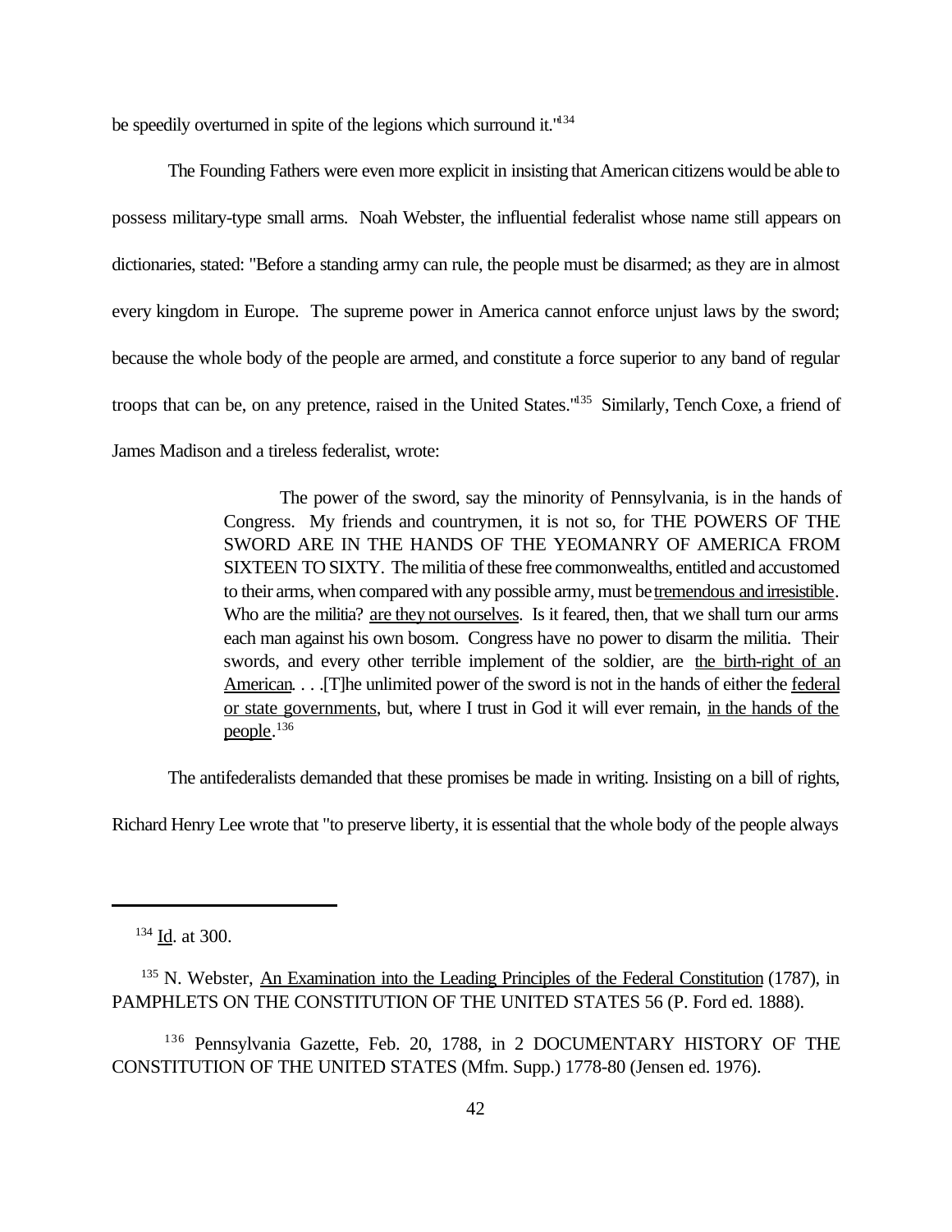be speedily overturned in spite of the legions which surround it."[134]

The Founding Fathers were even more explicit in insisting that American citizens would be able to possess military-type small arms. Noah Webster, the influential federalist whose name still appears on dictionaries, stated: "Before a standing army can rule, the people must be disarmed; as they are in almost every kingdom in Europe. The supreme power in America cannot enforce unjust laws by the sword; because the whole body of the people are armed, and constitute a force superior to any band of regular troops that can be, on any pretence, raised in the United States."[135] Similarly, Tench Coxe, a friend of James Madison and a tireless federalist, wrote:

> The power of the sword, say the minority of Pennsylvania, is in the hands of Congress. My friends and countrymen, it is not so, for THE POWERS OF THE SWORD ARE IN THE HANDS OF THE YEOMANRY OF AMERICA FROM SIXTEEN TO SIXTY. The militia of these free commonwealths, entitled and accustomed to their arms, when compared with any possible army, must be <u>tremendous and irresistible</u>. Who are the militia? <u>are they not ourselves</u>. Is it feared, then, that we shall turn our arms each man against his own bosom. Congress have no power to disarm the militia. Their swords, and every other terrible implement of the soldier, are <u>the birth-right of an American</u>. . . .[T]he unlimited power of the sword is not in the hands of either the <u>federal or state governments</u>, but, where I trust in God it will ever remain, <u>in the hands of the people</u>.[136]

The antifederalists demanded that these promises be made in writing. Insisting on a bill of rights, Richard Henry Lee wrote that "to preserve liberty, it is essential that the whole body of the people always

---

[134] <u>Id</u>. at 300.

[135] N. Webster, <u>An Examination into the Leading Principles of the Federal Constitution</u> (1787), in PAMPHLETS ON THE CONSTITUTION OF THE UNITED STATES 56 (P. Ford ed. 1888).

[136] Pennsylvania Gazette, Feb. 20, 1788, in 2 DOCUMENTARY HISTORY OF THE CONSTITUTION OF THE UNITED STATES (Mfm. Supp.) 1778-80 (Jensen ed. 1976).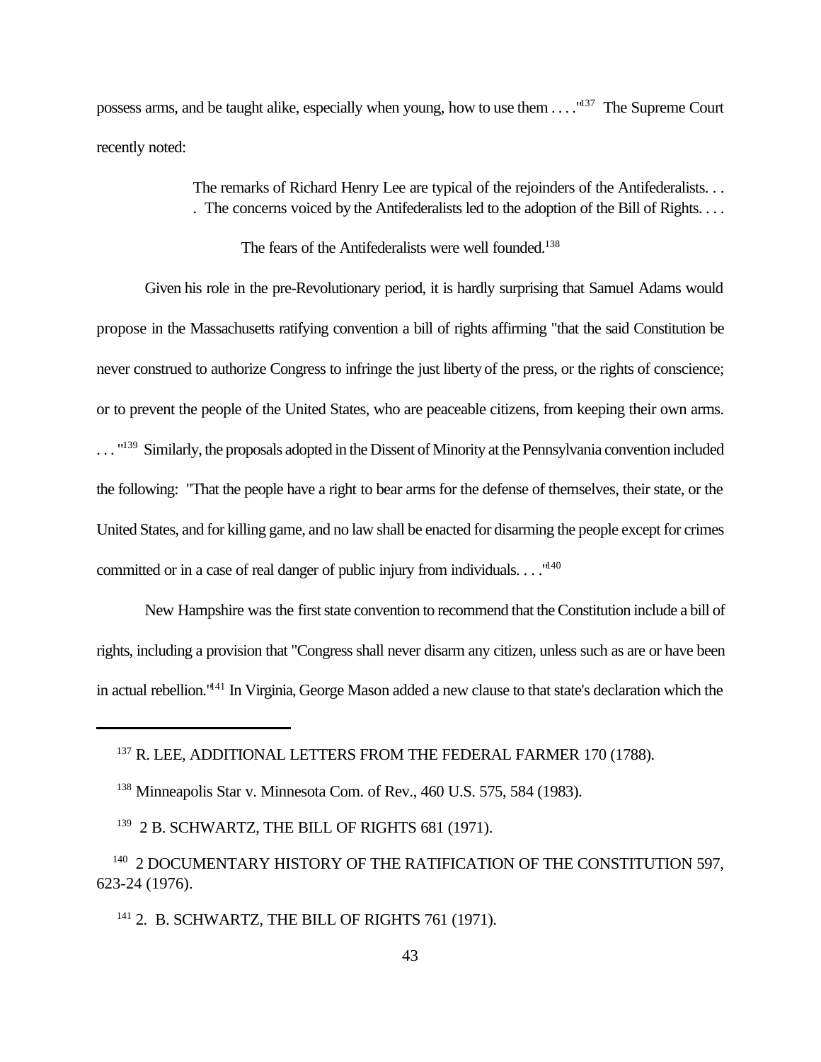possess arms, and be taught alike, especially when young, how to use them . . . ."[137] The Supreme Court recently noted:

> The remarks of Richard Henry Lee are typical of the rejoinders of the Antifederalists. . . . The concerns voiced by the Antifederalists led to the adoption of the Bill of Rights. . . .
>
> The fears of the Antifederalists were well founded.[138]

Given his role in the pre-Revolutionary period, it is hardly surprising that Samuel Adams would propose in the Massachusetts ratifying convention a bill of rights affirming "that the said Constitution be never construed to authorize Congress to infringe the just liberty of the press, or the rights of conscience; or to prevent the people of the United States, who are peaceable citizens, from keeping their own arms. . . . "[139] Similarly, the proposals adopted in the Dissent of Minority at the Pennsylvania convention included the following: "That the people have a right to bear arms for the defense of themselves, their state, or the United States, and for killing game, and no law shall be enacted for disarming the people except for crimes committed or in a case of real danger of public injury from individuals. . . ."[140]

New Hampshire was the first state convention to recommend that the Constitution include a bill of rights, including a provision that "Congress shall never disarm any citizen, unless such as are or have been in actual rebellion."[141] In Virginia, George Mason added a new clause to that state's declaration which the

---

[137] R. LEE, ADDITIONAL LETTERS FROM THE FEDERAL FARMER 170 (1788).

[138] Minneapolis Star v. Minnesota Com. of Rev., 460 U.S. 575, 584 (1983).

[139] 2 B. SCHWARTZ, THE BILL OF RIGHTS 681 (1971).

[140] 2 DOCUMENTARY HISTORY OF THE RATIFICATION OF THE CONSTITUTION 597, 623-24 (1976).

[141] 2. B. SCHWARTZ, THE BILL OF RIGHTS 761 (1971).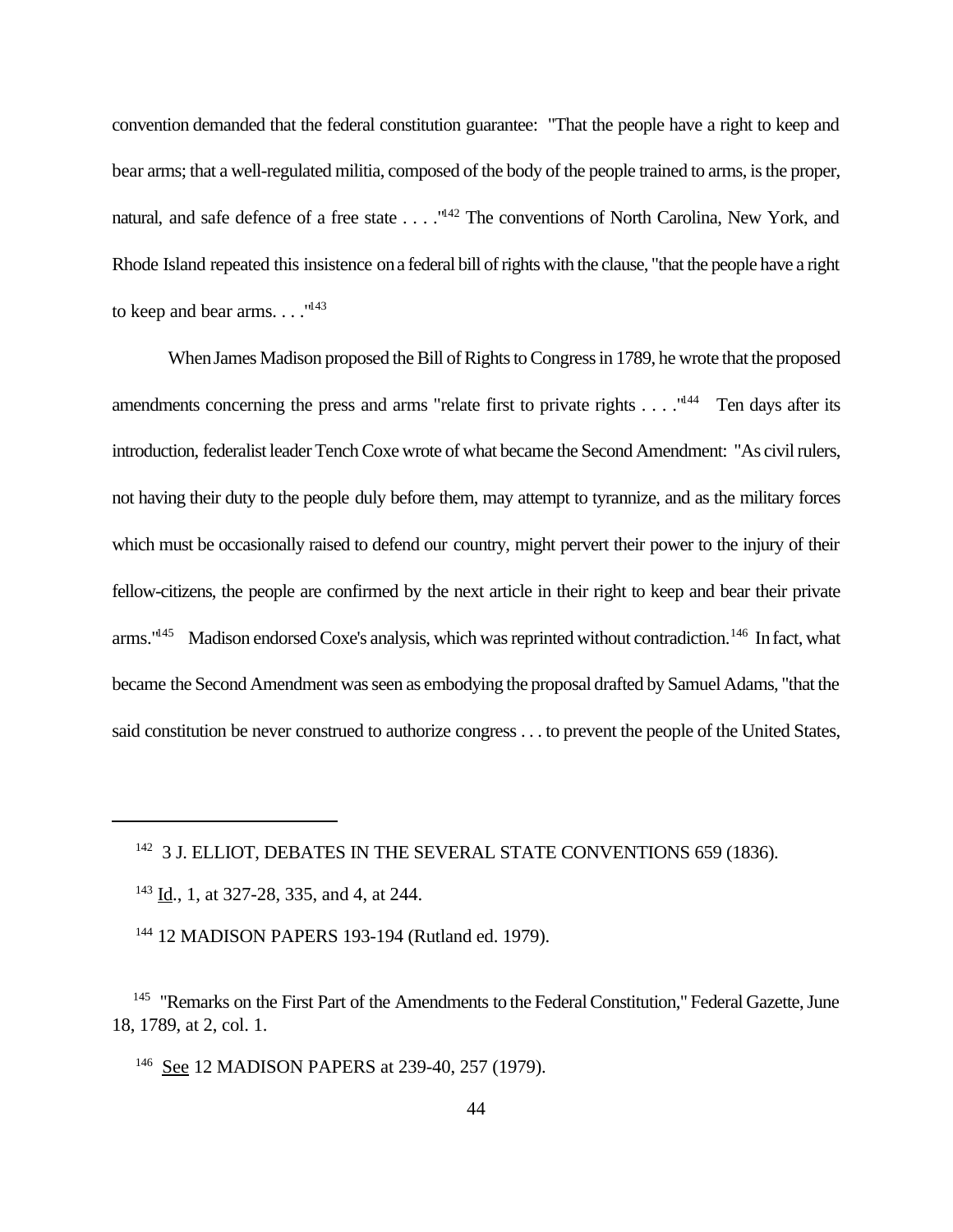convention demanded that the federal constitution guarantee: "That the people have a right to keep and bear arms; that a well-regulated militia, composed of the body of the people trained to arms, is the proper, natural, and safe defence of a free state . . . ."[142] The conventions of North Carolina, New York, and Rhode Island repeated this insistence on a federal bill of rights with the clause, "that the people have a right to keep and bear arms. . . ."[143]

When James Madison proposed the Bill of Rights to Congress in 1789, he wrote that the proposed amendments concerning the press and arms "relate first to private rights . . . ."[144] Ten days after its introduction, federalist leader Tench Coxe wrote of what became the Second Amendment: "As civil rulers, not having their duty to the people duly before them, may attempt to tyrannize, and as the military forces which must be occasionally raised to defend our country, might pervert their power to the injury of their fellow-citizens, the people are confirmed by the next article in their right to keep and bear their private arms."[145] Madison endorsed Coxe's analysis, which was reprinted without contradiction.[146] In fact, what became the Second Amendment was seen as embodying the proposal drafted by Samuel Adams, "that the said constitution be never construed to authorize congress . . . to prevent the people of the United States,

---

[142] 3 J. ELLIOT, DEBATES IN THE SEVERAL STATE CONVENTIONS 659 (1836).

[143] Id., 1, at 327-28, 335, and 4, at 244.

[144] 12 MADISON PAPERS 193-194 (Rutland ed. 1979).

[145] "Remarks on the First Part of the Amendments to the Federal Constitution," Federal Gazette, June 18, 1789, at 2, col. 1.

[146] See 12 MADISON PAPERS at 239-40, 257 (1979).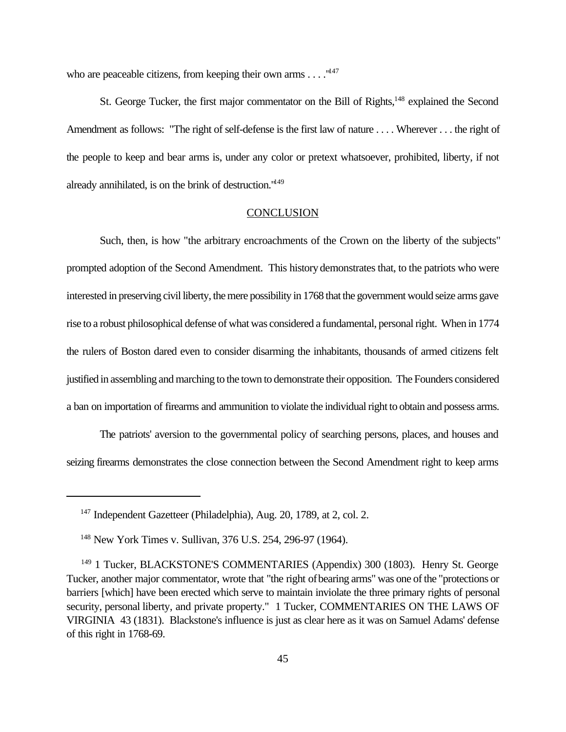who are peaceable citizens, from keeping their own arms . . . ."[147]

St. George Tucker, the first major commentator on the Bill of Rights,[148] explained the Second Amendment as follows: "The right of self-defense is the first law of nature . . . . Wherever . . . the right of the people to keep and bear arms is, under any color or pretext whatsoever, prohibited, liberty, if not already annihilated, is on the brink of destruction."[149]

## CONCLUSION

Such, then, is how "the arbitrary encroachments of the Crown on the liberty of the subjects" prompted adoption of the Second Amendment. This history demonstrates that, to the patriots who were interested in preserving civil liberty, the mere possibility in 1768 that the government would seize arms gave rise to a robust philosophical defense of what was considered a fundamental, personal right. When in 1774 the rulers of Boston dared even to consider disarming the inhabitants, thousands of armed citizens felt justified in assembling and marching to the town to demonstrate their opposition. The Founders considered a ban on importation of firearms and ammunition to violate the individual right to obtain and possess arms.

The patriots' aversion to the governmental policy of searching persons, places, and houses and seizing firearms demonstrates the close connection between the Second Amendment right to keep arms

---

[147] Independent Gazetteer (Philadelphia), Aug. 20, 1789, at 2, col. 2.

[148] New York Times v. Sullivan, 376 U.S. 254, 296-97 (1964).

[149] 1 Tucker, BLACKSTONE'S COMMENTARIES (Appendix) 300 (1803). Henry St. George Tucker, another major commentator, wrote that "the right of bearing arms" was one of the "protections or barriers [which] have been erected which serve to maintain inviolate the three primary rights of personal security, personal liberty, and private property." 1 Tucker, COMMENTARIES ON THE LAWS OF VIRGINIA 43 (1831). Blackstone's influence is just as clear here as it was on Samuel Adams' defense of this right in 1768-69.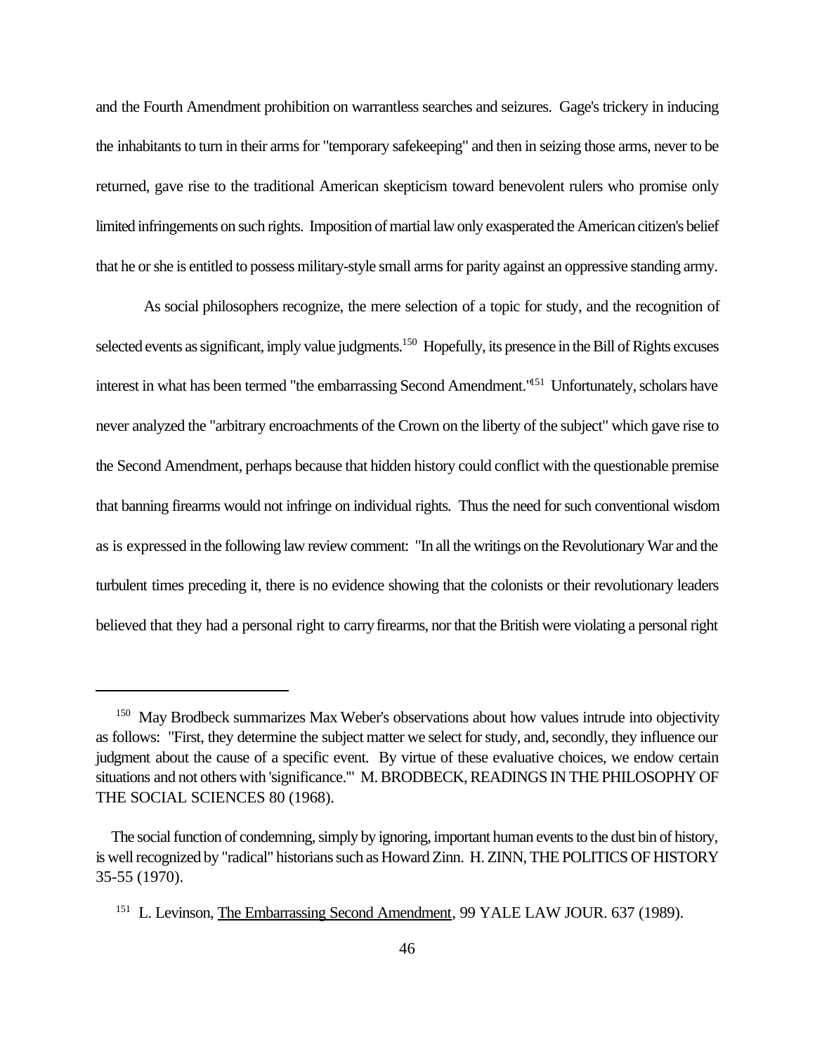and the Fourth Amendment prohibition on warrantless searches and seizures. Gage's trickery in inducing the inhabitants to turn in their arms for "temporary safekeeping" and then in seizing those arms, never to be returned, gave rise to the traditional American skepticism toward benevolent rulers who promise only limited infringements on such rights. Imposition of martial law only exasperated the American citizen's belief that he or she is entitled to possess military-style small arms for parity against an oppressive standing army.

As social philosophers recognize, the mere selection of a topic for study, and the recognition of selected events as significant, imply value judgments.[150] Hopefully, its presence in the Bill of Rights excuses interest in what has been termed "the embarrassing Second Amendment."[151] Unfortunately, scholars have never analyzed the "arbitrary encroachments of the Crown on the liberty of the subject" which gave rise to the Second Amendment, perhaps because that hidden history could conflict with the questionable premise that banning firearms would not infringe on individual rights. Thus the need for such conventional wisdom as is expressed in the following law review comment: "In all the writings on the Revolutionary War and the turbulent times preceding it, there is no evidence showing that the colonists or their revolutionary leaders believed that they had a personal right to carry firearms, nor that the British were violating a personal right

---

[150] May Brodbeck summarizes Max Weber's observations about how values intrude into objectivity as follows: "First, they determine the subject matter we select for study, and, secondly, they influence our judgment about the cause of a specific event. By virtue of these evaluative choices, we endow certain situations and not others with 'significance.'" M. BRODBECK, READINGS IN THE PHILOSOPHY OF THE SOCIAL SCIENCES 80 (1968).

The social function of condemning, simply by ignoring, important human events to the dust bin of history, is well recognized by "radical" historians such as Howard Zinn. H. ZINN, THE POLITICS OF HISTORY 35-55 (1970).

[151] L. Levinson, The Embarrassing Second Amendment, 99 YALE LAW JOUR. 637 (1989).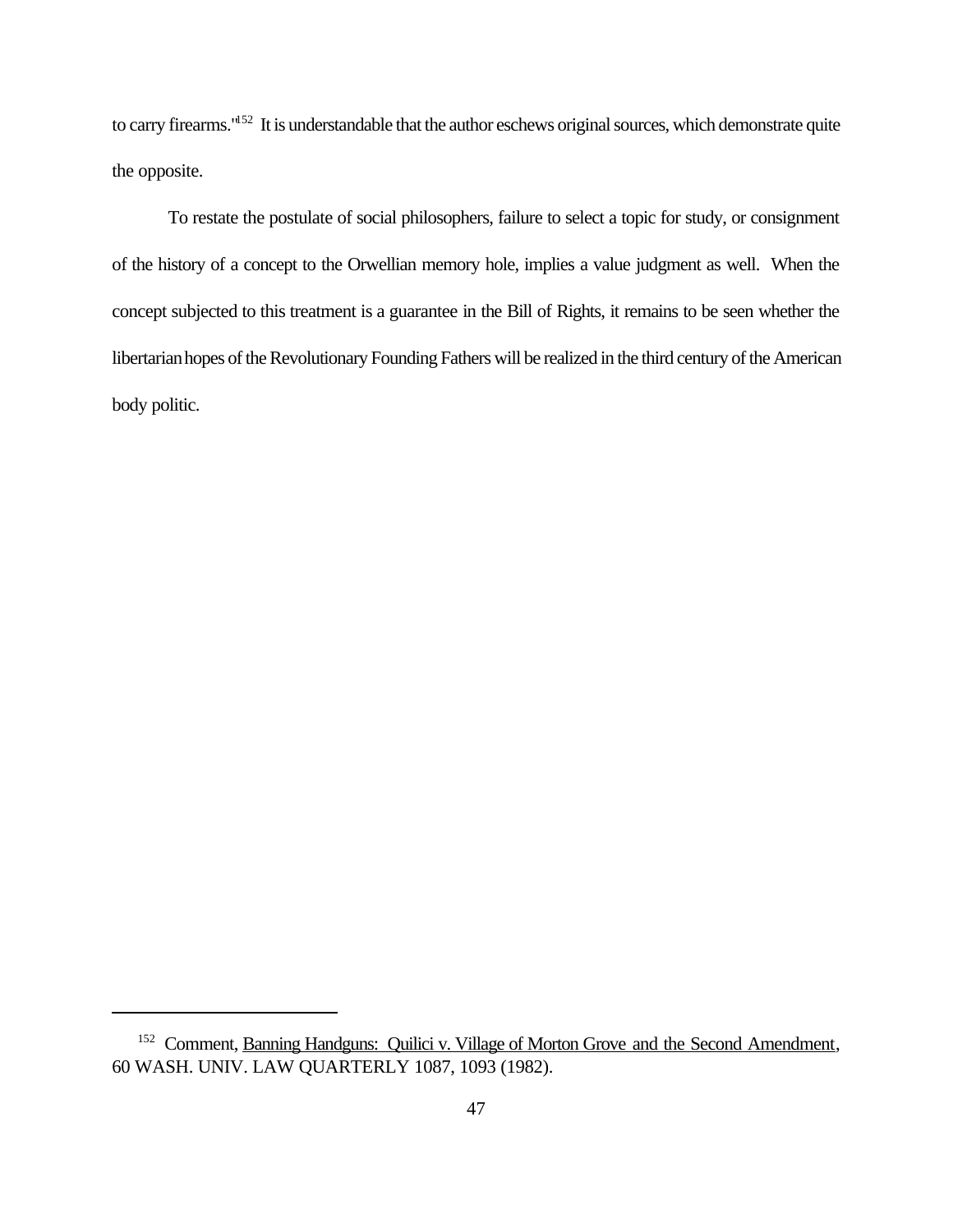to carry firearms."[152] It is understandable that the author eschews original sources, which demonstrate quite the opposite.

To restate the postulate of social philosophers, failure to select a topic for study, or consignment of the history of a concept to the Orwellian memory hole, implies a value judgment as well. When the concept subjected to this treatment is a guarantee in the Bill of Rights, it remains to be seen whether the libertarian hopes of the Revolutionary Founding Fathers will be realized in the third century of the American body politic.

---

[152] Comment, Banning Handguns: Quilici v. Village of Morton Grove and the Second Amendment, 60 WASH. UNIV. LAW QUARTERLY 1087, 1093 (1982).